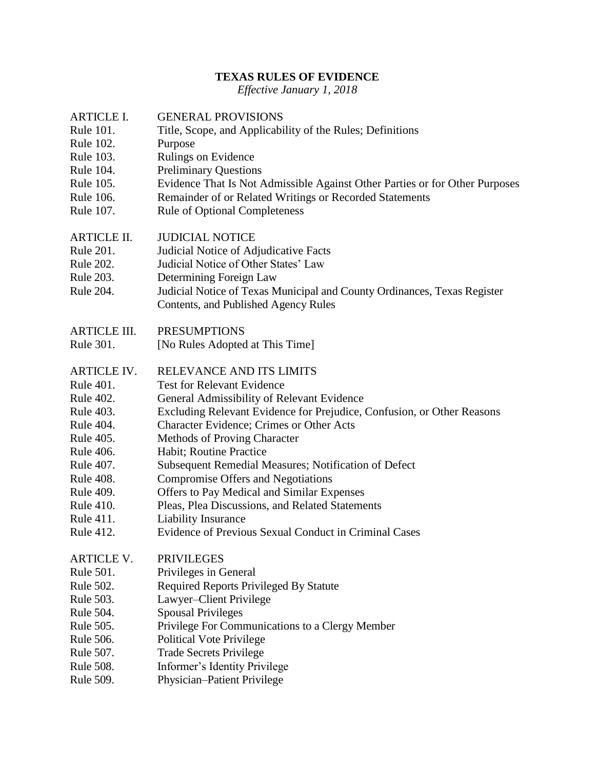# TEXAS RULES OF EVIDENCE

*Effective January 1, 2018*

| | |
|---|---|
| ARTICLE I. | GENERAL PROVISIONS |
| Rule 101. | Title, Scope, and Applicability of the Rules; Definitions |
| Rule 102. | Purpose |
| Rule 103. | Rulings on Evidence |
| Rule 104. | Preliminary Questions |
| Rule 105. | Evidence That Is Not Admissible Against Other Parties or for Other Purposes |
| Rule 106. | Remainder of or Related Writings or Recorded Statements |
| Rule 107. | Rule of Optional Completeness |
| | |
| ARTICLE II. | JUDICIAL NOTICE |
| Rule 201. | Judicial Notice of Adjudicative Facts |
| Rule 202. | Judicial Notice of Other States' Law |
| Rule 203. | Determining Foreign Law |
| Rule 204. | Judicial Notice of Texas Municipal and County Ordinances, Texas Register Contents, and Published Agency Rules |
| | |
| ARTICLE III. | PRESUMPTIONS |
| Rule 301. | [No Rules Adopted at This Time] |
| | |
| ARTICLE IV. | RELEVANCE AND ITS LIMITS |
| Rule 401. | Test for Relevant Evidence |
| Rule 402. | General Admissibility of Relevant Evidence |
| Rule 403. | Excluding Relevant Evidence for Prejudice, Confusion, or Other Reasons |
| Rule 404. | Character Evidence; Crimes or Other Acts |
| Rule 405. | Methods of Proving Character |
| Rule 406. | Habit; Routine Practice |
| Rule 407. | Subsequent Remedial Measures; Notification of Defect |
| Rule 408. | Compromise Offers and Negotiations |
| Rule 409. | Offers to Pay Medical and Similar Expenses |
| Rule 410. | Pleas, Plea Discussions, and Related Statements |
| Rule 411. | Liability Insurance |
| Rule 412. | Evidence of Previous Sexual Conduct in Criminal Cases |
| | |
| ARTICLE V. | PRIVILEGES |
| Rule 501. | Privileges in General |
| Rule 502. | Required Reports Privileged By Statute |
| Rule 503. | Lawyer–Client Privilege |
| Rule 504. | Spousal Privileges |
| Rule 505. | Privilege For Communications to a Clergy Member |
| Rule 506. | Political Vote Privilege |
| Rule 507. | Trade Secrets Privilege |
| Rule 508. | Informer's Identity Privilege |
| Rule 509. | Physician–Patient Privilege |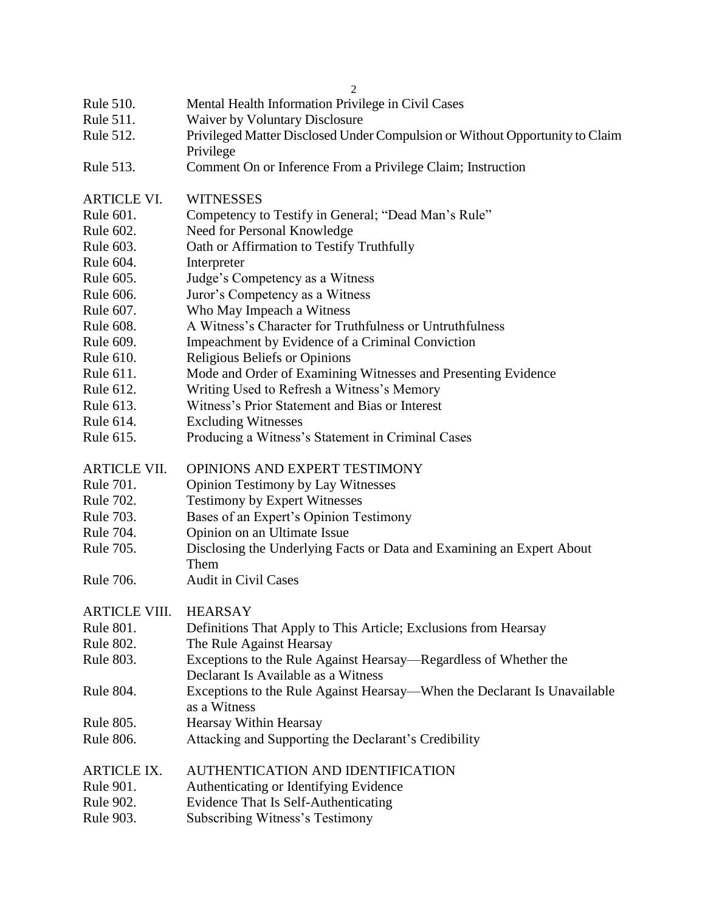| | |
|---|---|
| Rule 510. | Mental Health Information Privilege in Civil Cases |
| Rule 511. | Waiver by Voluntary Disclosure |
| Rule 512. | Privileged Matter Disclosed Under Compulsion or Without Opportunity to Claim Privilege |
| Rule 513. | Comment On or Inference From a Privilege Claim; Instruction |
| | |
| ARTICLE VI. | WITNESSES |
| Rule 601. | Competency to Testify in General; "Dead Man's Rule" |
| Rule 602. | Need for Personal Knowledge |
| Rule 603. | Oath or Affirmation to Testify Truthfully |
| Rule 604. | Interpreter |
| Rule 605. | Judge's Competency as a Witness |
| Rule 606. | Juror's Competency as a Witness |
| Rule 607. | Who May Impeach a Witness |
| Rule 608. | A Witness's Character for Truthfulness or Untruthfulness |
| Rule 609. | Impeachment by Evidence of a Criminal Conviction |
| Rule 610. | Religious Beliefs or Opinions |
| Rule 611. | Mode and Order of Examining Witnesses and Presenting Evidence |
| Rule 612. | Writing Used to Refresh a Witness's Memory |
| Rule 613. | Witness's Prior Statement and Bias or Interest |
| Rule 614. | Excluding Witnesses |
| Rule 615. | Producing a Witness's Statement in Criminal Cases |
| | |
| ARTICLE VII. | OPINIONS AND EXPERT TESTIMONY |
| Rule 701. | Opinion Testimony by Lay Witnesses |
| Rule 702. | Testimony by Expert Witnesses |
| Rule 703. | Bases of an Expert's Opinion Testimony |
| Rule 704. | Opinion on an Ultimate Issue |
| Rule 705. | Disclosing the Underlying Facts or Data and Examining an Expert About Them |
| Rule 706. | Audit in Civil Cases |
| | |
| ARTICLE VIII. | HEARSAY |
| Rule 801. | Definitions That Apply to This Article; Exclusions from Hearsay |
| Rule 802. | The Rule Against Hearsay |
| Rule 803. | Exceptions to the Rule Against Hearsay—Regardless of Whether the Declarant Is Available as a Witness |
| Rule 804. | Exceptions to the Rule Against Hearsay—When the Declarant Is Unavailable as a Witness |
| Rule 805. | Hearsay Within Hearsay |
| Rule 806. | Attacking and Supporting the Declarant's Credibility |
| | |
| ARTICLE IX. | AUTHENTICATION AND IDENTIFICATION |
| Rule 901. | Authenticating or Identifying Evidence |
| Rule 902. | Evidence That Is Self-Authenticating |
| Rule 903. | Subscribing Witness's Testimony |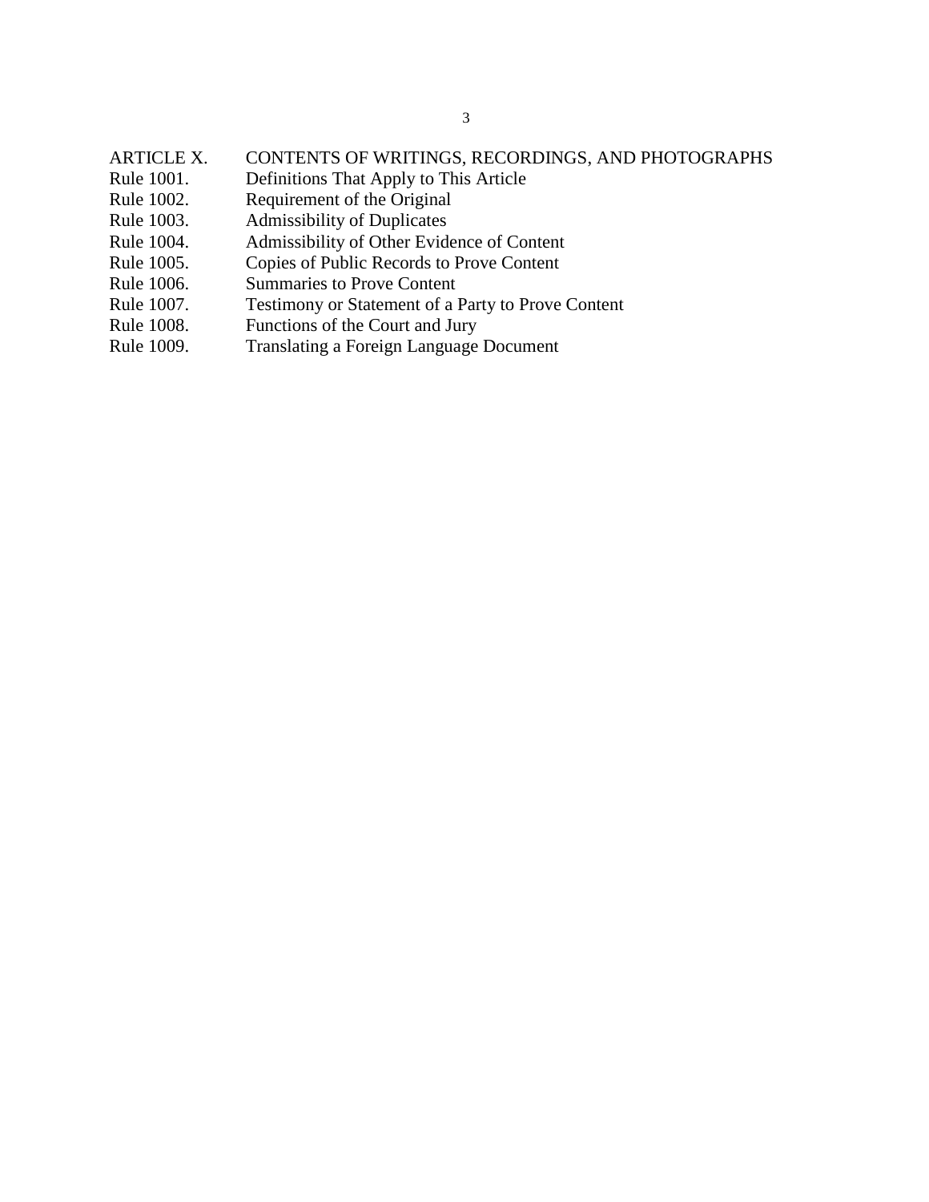ARTICLE X. CONTENTS OF WRITINGS, RECORDINGS, AND PHOTOGRAPHS

Rule 1001. Definitions That Apply to This Article
Rule 1002. Requirement of the Original
Rule 1003. Admissibility of Duplicates
Rule 1004. Admissibility of Other Evidence of Content
Rule 1005. Copies of Public Records to Prove Content
Rule 1006. Summaries to Prove Content
Rule 1007. Testimony or Statement of a Party to Prove Content
Rule 1008. Functions of the Court and Jury
Rule 1009. Translating a Foreign Language Document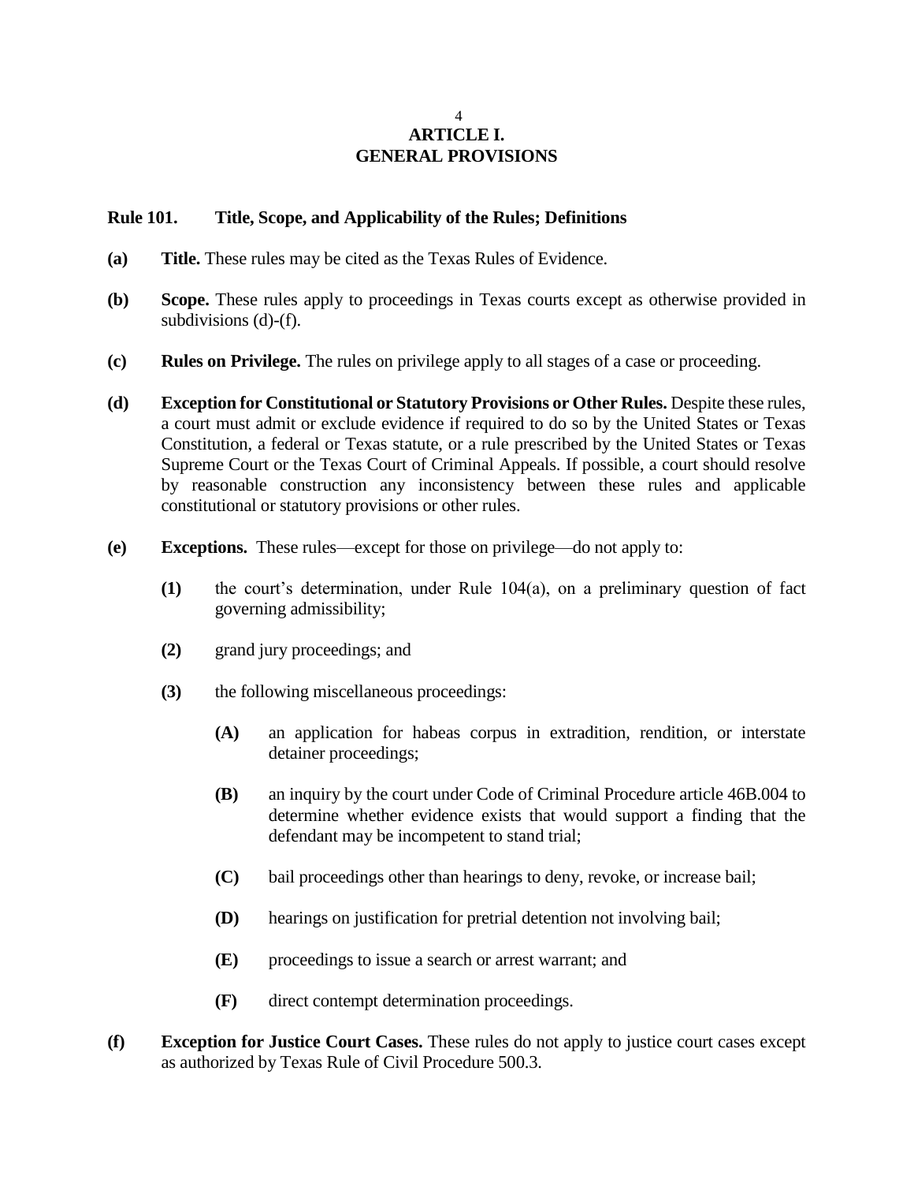# ARTICLE I.
# GENERAL PROVISIONS

## Rule 101. Title, Scope, and Applicability of the Rules; Definitions

**(a) Title.** These rules may be cited as the Texas Rules of Evidence.

**(b) Scope.** These rules apply to proceedings in Texas courts except as otherwise provided in subdivisions (d)-(f).

**(c) Rules on Privilege.** The rules on privilege apply to all stages of a case or proceeding.

**(d) Exception for Constitutional or Statutory Provisions or Other Rules.** Despite these rules, a court must admit or exclude evidence if required to do so by the United States or Texas Constitution, a federal or Texas statute, or a rule prescribed by the United States or Texas Supreme Court or the Texas Court of Criminal Appeals. If possible, a court should resolve by reasonable construction any inconsistency between these rules and applicable constitutional or statutory provisions or other rules.

**(e) Exceptions.** These rules—except for those on privilege—do not apply to:

- **(1)** the court's determination, under Rule 104(a), on a preliminary question of fact governing admissibility;
- **(2)** grand jury proceedings; and
- **(3)** the following miscellaneous proceedings:
  - **(A)** an application for habeas corpus in extradition, rendition, or interstate detainer proceedings;
  - **(B)** an inquiry by the court under Code of Criminal Procedure article 46B.004 to determine whether evidence exists that would support a finding that the defendant may be incompetent to stand trial;
  - **(C)** bail proceedings other than hearings to deny, revoke, or increase bail;
  - **(D)** hearings on justification for pretrial detention not involving bail;
  - **(E)** proceedings to issue a search or arrest warrant; and
  - **(F)** direct contempt determination proceedings.

**(f) Exception for Justice Court Cases.** These rules do not apply to justice court cases except as authorized by Texas Rule of Civil Procedure 500.3.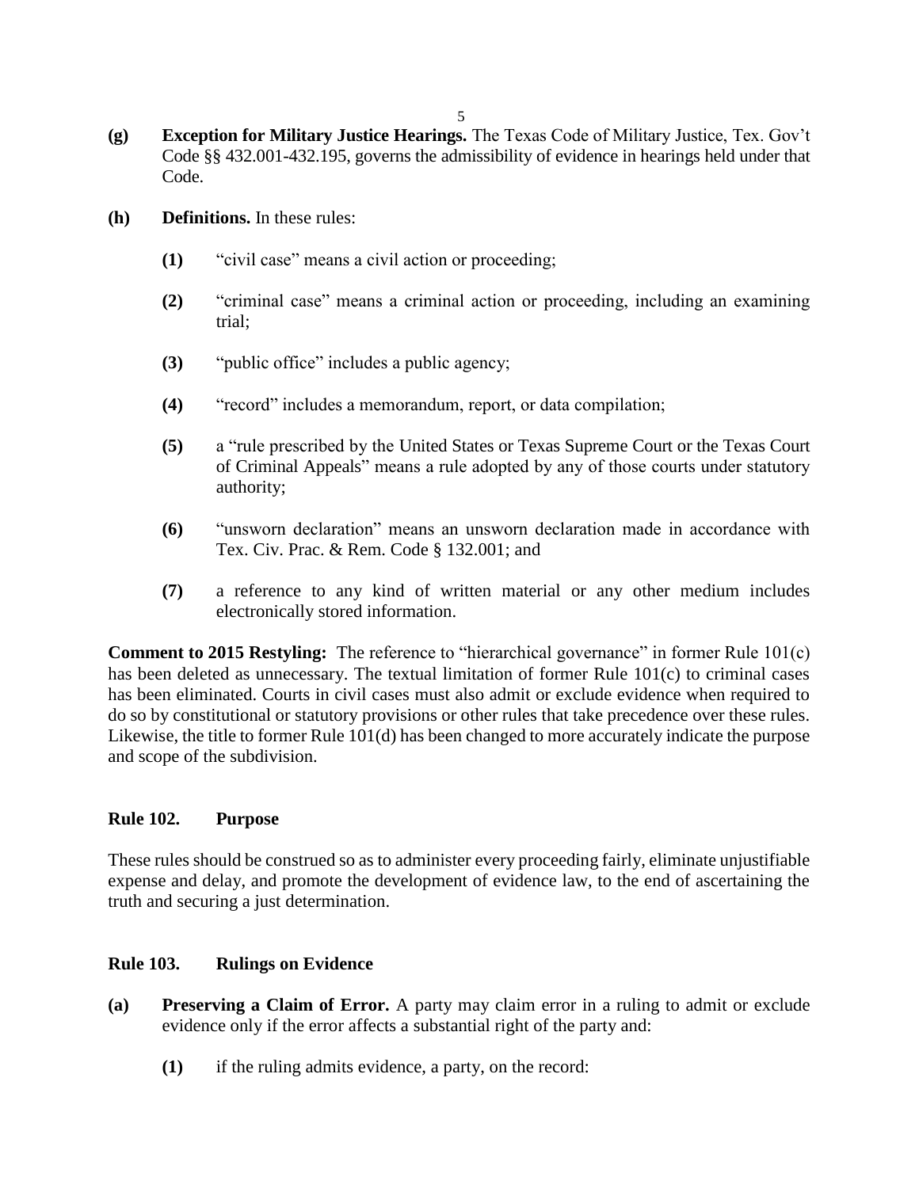**(g) Exception for Military Justice Hearings.** The Texas Code of Military Justice, Tex. Gov't Code §§ 432.001-432.195, governs the admissibility of evidence in hearings held under that Code.

**(h) Definitions.** In these rules:

**(1)** "civil case" means a civil action or proceeding;

**(2)** "criminal case" means a criminal action or proceeding, including an examining trial;

**(3)** "public office" includes a public agency;

**(4)** "record" includes a memorandum, report, or data compilation;

**(5)** a "rule prescribed by the United States or Texas Supreme Court or the Texas Court of Criminal Appeals" means a rule adopted by any of those courts under statutory authority;

**(6)** "unsworn declaration" means an unsworn declaration made in accordance with Tex. Civ. Prac. & Rem. Code § 132.001; and

**(7)** a reference to any kind of written material or any other medium includes electronically stored information.

**Comment to 2015 Restyling:** The reference to "hierarchical governance" in former Rule 101(c) has been deleted as unnecessary. The textual limitation of former Rule 101(c) to criminal cases has been eliminated. Courts in civil cases must also admit or exclude evidence when required to do so by constitutional or statutory provisions or other rules that take precedence over these rules. Likewise, the title to former Rule 101(d) has been changed to more accurately indicate the purpose and scope of the subdivision.

## Rule 102. Purpose

These rules should be construed so as to administer every proceeding fairly, eliminate unjustifiable expense and delay, and promote the development of evidence law, to the end of ascertaining the truth and securing a just determination.

## Rule 103. Rulings on Evidence

**(a) Preserving a Claim of Error.** A party may claim error in a ruling to admit or exclude evidence only if the error affects a substantial right of the party and:

**(1)** if the ruling admits evidence, a party, on the record: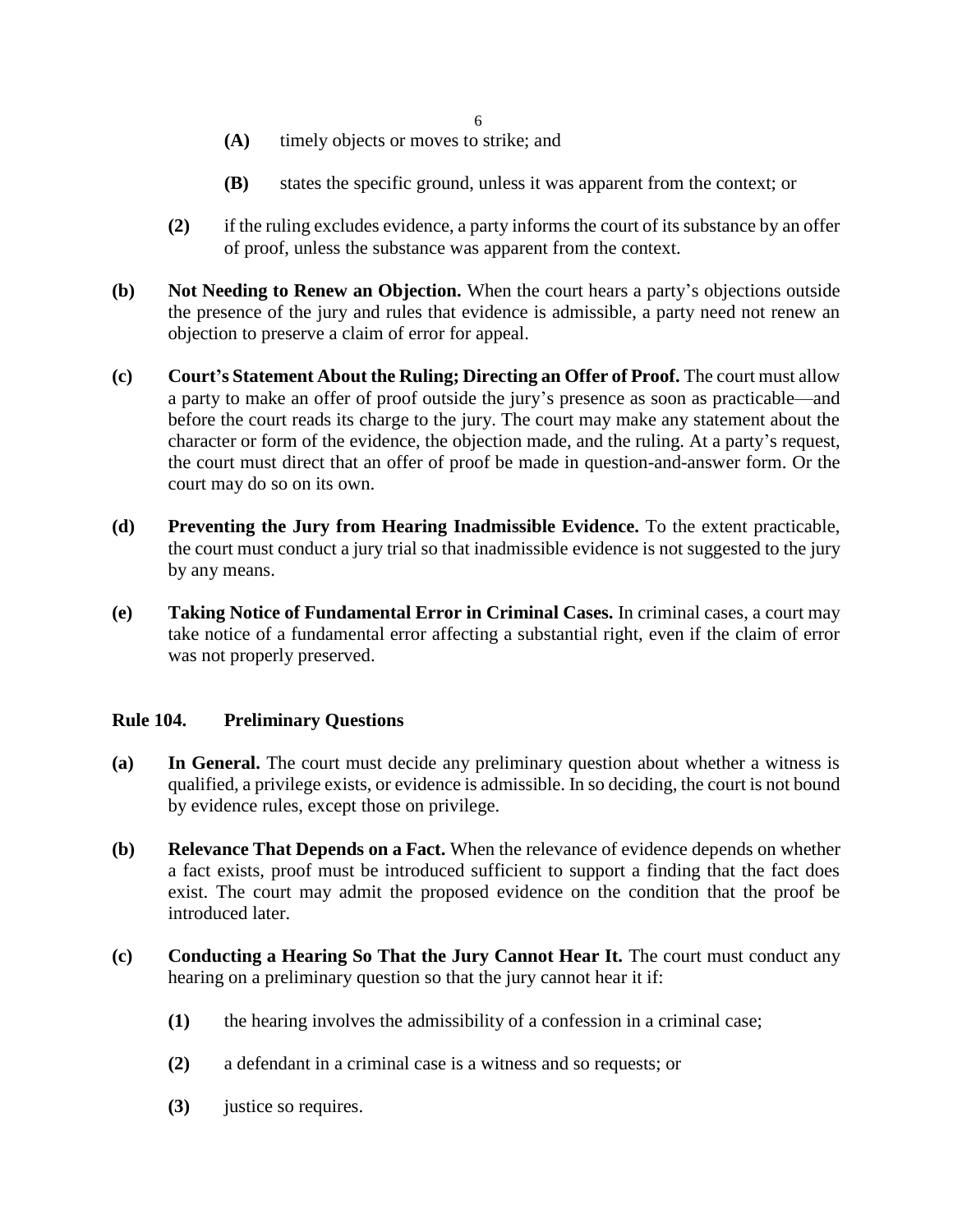- **(A)** timely objects or moves to strike; and

- **(B)** states the specific ground, unless it was apparent from the context; or

**(2)** if the ruling excludes evidence, a party informs the court of its substance by an offer of proof, unless the substance was apparent from the context.

**(b) Not Needing to Renew an Objection.** When the court hears a party's objections outside the presence of the jury and rules that evidence is admissible, a party need not renew an objection to preserve a claim of error for appeal.

**(c) Court's Statement About the Ruling; Directing an Offer of Proof.** The court must allow a party to make an offer of proof outside the jury's presence as soon as practicable—and before the court reads its charge to the jury. The court may make any statement about the character or form of the evidence, the objection made, and the ruling. At a party's request, the court must direct that an offer of proof be made in question-and-answer form. Or the court may do so on its own.

**(d) Preventing the Jury from Hearing Inadmissible Evidence.** To the extent practicable, the court must conduct a jury trial so that inadmissible evidence is not suggested to the jury by any means.

**(e) Taking Notice of Fundamental Error in Criminal Cases.** In criminal cases, a court may take notice of a fundamental error affecting a substantial right, even if the claim of error was not properly preserved.

## Rule 104. Preliminary Questions

**(a) In General.** The court must decide any preliminary question about whether a witness is qualified, a privilege exists, or evidence is admissible. In so deciding, the court is not bound by evidence rules, except those on privilege.

**(b) Relevance That Depends on a Fact.** When the relevance of evidence depends on whether a fact exists, proof must be introduced sufficient to support a finding that the fact does exist. The court may admit the proposed evidence on the condition that the proof be introduced later.

**(c) Conducting a Hearing So That the Jury Cannot Hear It.** The court must conduct any hearing on a preliminary question so that the jury cannot hear it if:

- **(1)** the hearing involves the admissibility of a confession in a criminal case;

- **(2)** a defendant in a criminal case is a witness and so requests; or

- **(3)** justice so requires.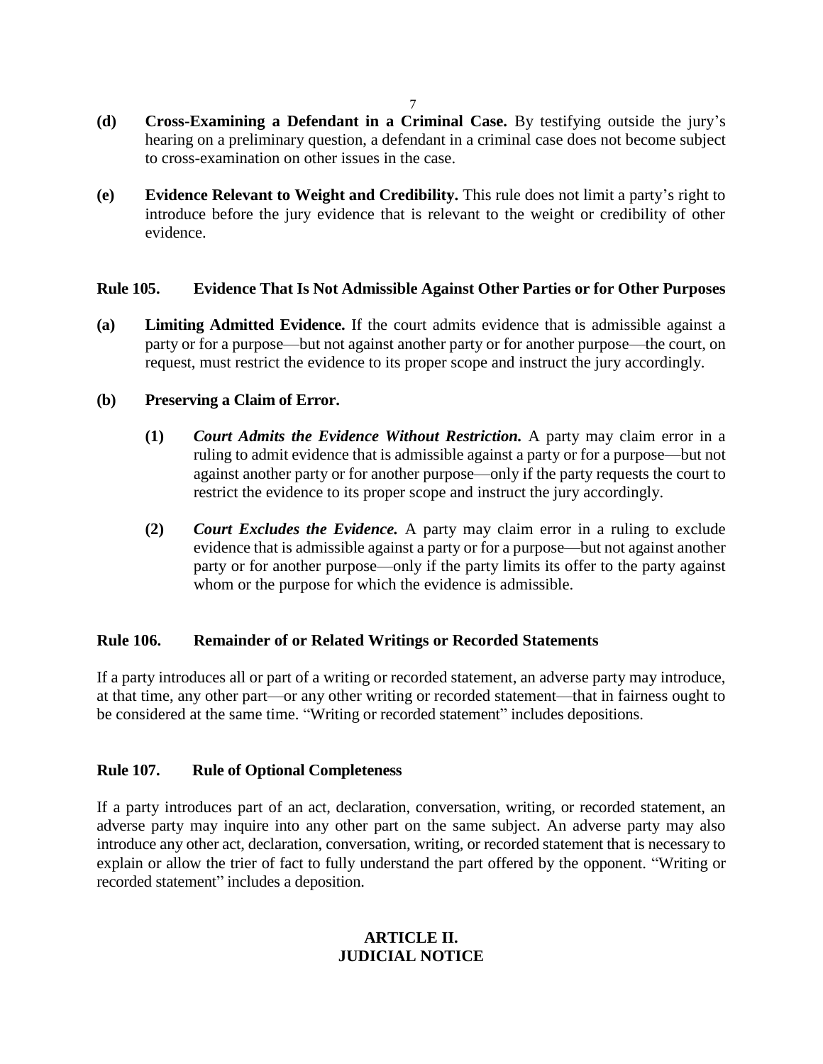**(d) Cross-Examining a Defendant in a Criminal Case.** By testifying outside the jury's hearing on a preliminary question, a defendant in a criminal case does not become subject to cross-examination on other issues in the case.

**(e) Evidence Relevant to Weight and Credibility.** This rule does not limit a party's right to introduce before the jury evidence that is relevant to the weight or credibility of other evidence.

### Rule 105. Evidence That Is Not Admissible Against Other Parties or for Other Purposes

**(a) Limiting Admitted Evidence.** If the court admits evidence that is admissible against a party or for a purpose—but not against another party or for another purpose—the court, on request, must restrict the evidence to its proper scope and instruct the jury accordingly.

**(b) Preserving a Claim of Error.**

**(1)** ***Court Admits the Evidence Without Restriction.*** A party may claim error in a ruling to admit evidence that is admissible against a party or for a purpose—but not against another party or for another purpose—only if the party requests the court to restrict the evidence to its proper scope and instruct the jury accordingly.

**(2)** ***Court Excludes the Evidence.*** A party may claim error in a ruling to exclude evidence that is admissible against a party or for a purpose—but not against another party or for another purpose—only if the party limits its offer to the party against whom or the purpose for which the evidence is admissible.

### Rule 106. Remainder of or Related Writings or Recorded Statements

If a party introduces all or part of a writing or recorded statement, an adverse party may introduce, at that time, any other part—or any other writing or recorded statement—that in fairness ought to be considered at the same time. "Writing or recorded statement" includes depositions.

### Rule 107. Rule of Optional Completeness

If a party introduces part of an act, declaration, conversation, writing, or recorded statement, an adverse party may inquire into any other part on the same subject. An adverse party may also introduce any other act, declaration, conversation, writing, or recorded statement that is necessary to explain or allow the trier of fact to fully understand the part offered by the opponent. "Writing or recorded statement" includes a deposition.

## ARTICLE II. JUDICIAL NOTICE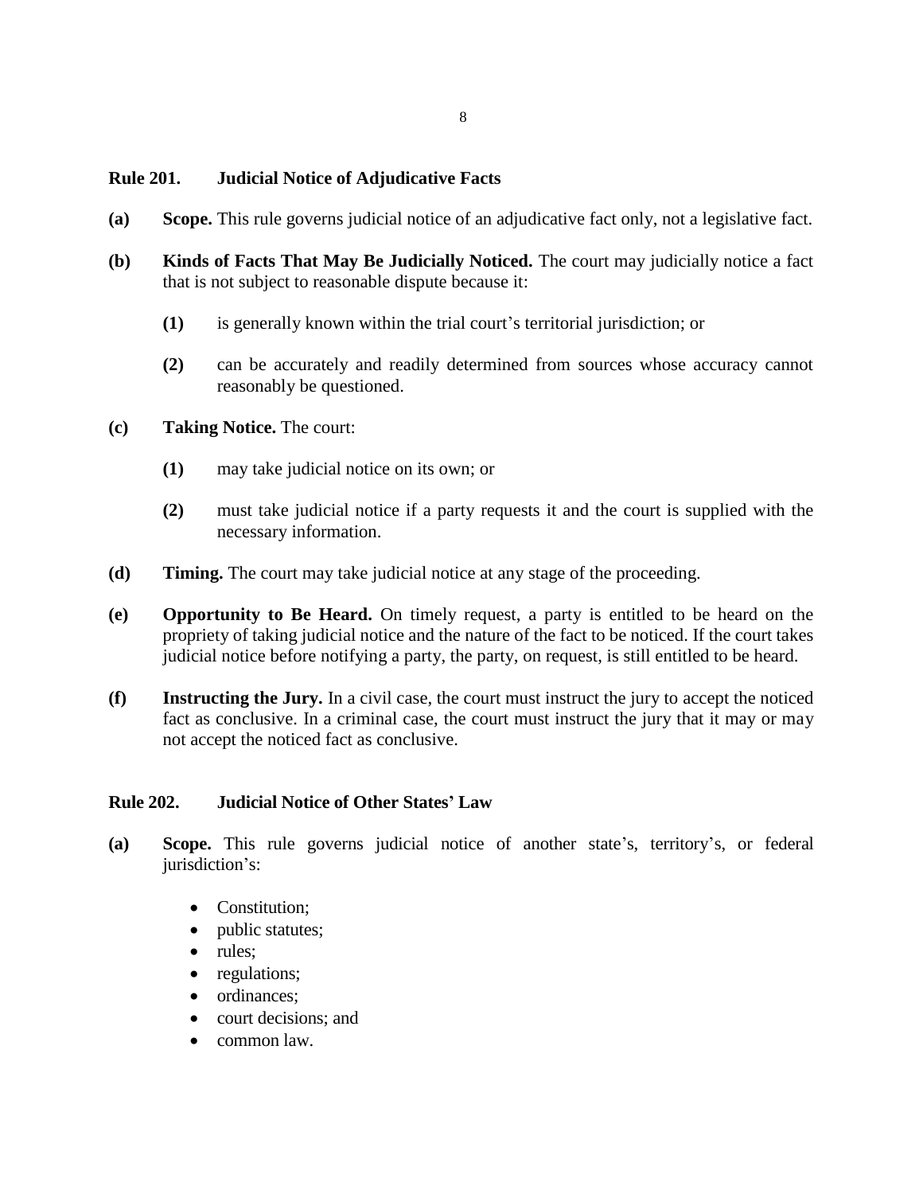## Rule 201. Judicial Notice of Adjudicative Facts

**(a)** **Scope.** This rule governs judicial notice of an adjudicative fact only, not a legislative fact.

**(b)** **Kinds of Facts That May Be Judicially Noticed.** The court may judicially notice a fact that is not subject to reasonable dispute because it:

> **(1)** is generally known within the trial court's territorial jurisdiction; or
>
> **(2)** can be accurately and readily determined from sources whose accuracy cannot reasonably be questioned.

**(c)** **Taking Notice.** The court:

> **(1)** may take judicial notice on its own; or
>
> **(2)** must take judicial notice if a party requests it and the court is supplied with the necessary information.

**(d)** **Timing.** The court may take judicial notice at any stage of the proceeding.

**(e)** **Opportunity to Be Heard.** On timely request, a party is entitled to be heard on the propriety of taking judicial notice and the nature of the fact to be noticed. If the court takes judicial notice before notifying a party, the party, on request, is still entitled to be heard.

**(f)** **Instructing the Jury.** In a civil case, the court must instruct the jury to accept the noticed fact as conclusive. In a criminal case, the court must instruct the jury that it may or may not accept the noticed fact as conclusive.

## Rule 202. Judicial Notice of Other States' Law

**(a)** **Scope.** This rule governs judicial notice of another state's, territory's, or federal jurisdiction's:

- Constitution;
- public statutes;
- rules;
- regulations;
- ordinances;
- court decisions; and
- common law.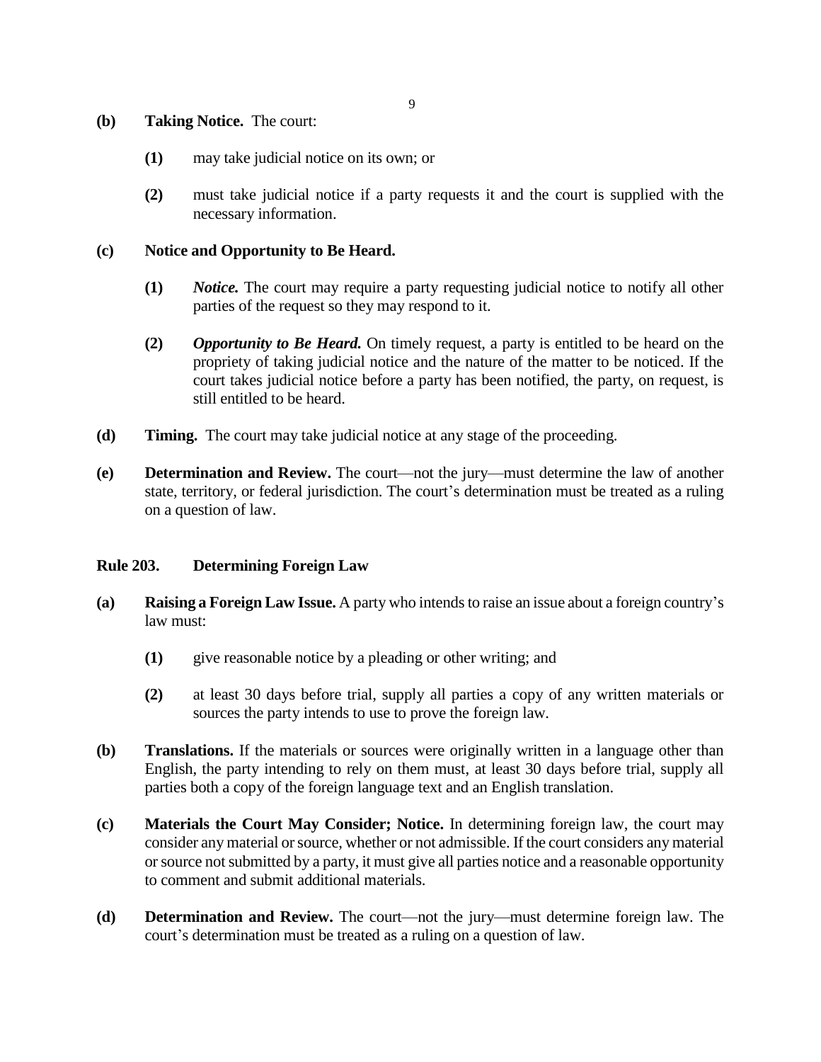**(b) Taking Notice.** The court:

> **(1)** may take judicial notice on its own; or
>
> **(2)** must take judicial notice if a party requests it and the court is supplied with the necessary information.

**(c) Notice and Opportunity to Be Heard.**

> **(1)** ***Notice.*** The court may require a party requesting judicial notice to notify all other parties of the request so they may respond to it.
>
> **(2)** ***Opportunity to Be Heard.*** On timely request, a party is entitled to be heard on the propriety of taking judicial notice and the nature of the matter to be noticed. If the court takes judicial notice before a party has been notified, the party, on request, is still entitled to be heard.

**(d) Timing.** The court may take judicial notice at any stage of the proceeding.

**(e) Determination and Review.** The court—not the jury—must determine the law of another state, territory, or federal jurisdiction. The court's determination must be treated as a ruling on a question of law.

## Rule 203. Determining Foreign Law

**(a) Raising a Foreign Law Issue.** A party who intends to raise an issue about a foreign country's law must:

> **(1)** give reasonable notice by a pleading or other writing; and
>
> **(2)** at least 30 days before trial, supply all parties a copy of any written materials or sources the party intends to use to prove the foreign law.

**(b) Translations.** If the materials or sources were originally written in a language other than English, the party intending to rely on them must, at least 30 days before trial, supply all parties both a copy of the foreign language text and an English translation.

**(c) Materials the Court May Consider; Notice.** In determining foreign law, the court may consider any material or source, whether or not admissible. If the court considers any material or source not submitted by a party, it must give all parties notice and a reasonable opportunity to comment and submit additional materials.

**(d) Determination and Review.** The court—not the jury—must determine foreign law. The court's determination must be treated as a ruling on a question of law.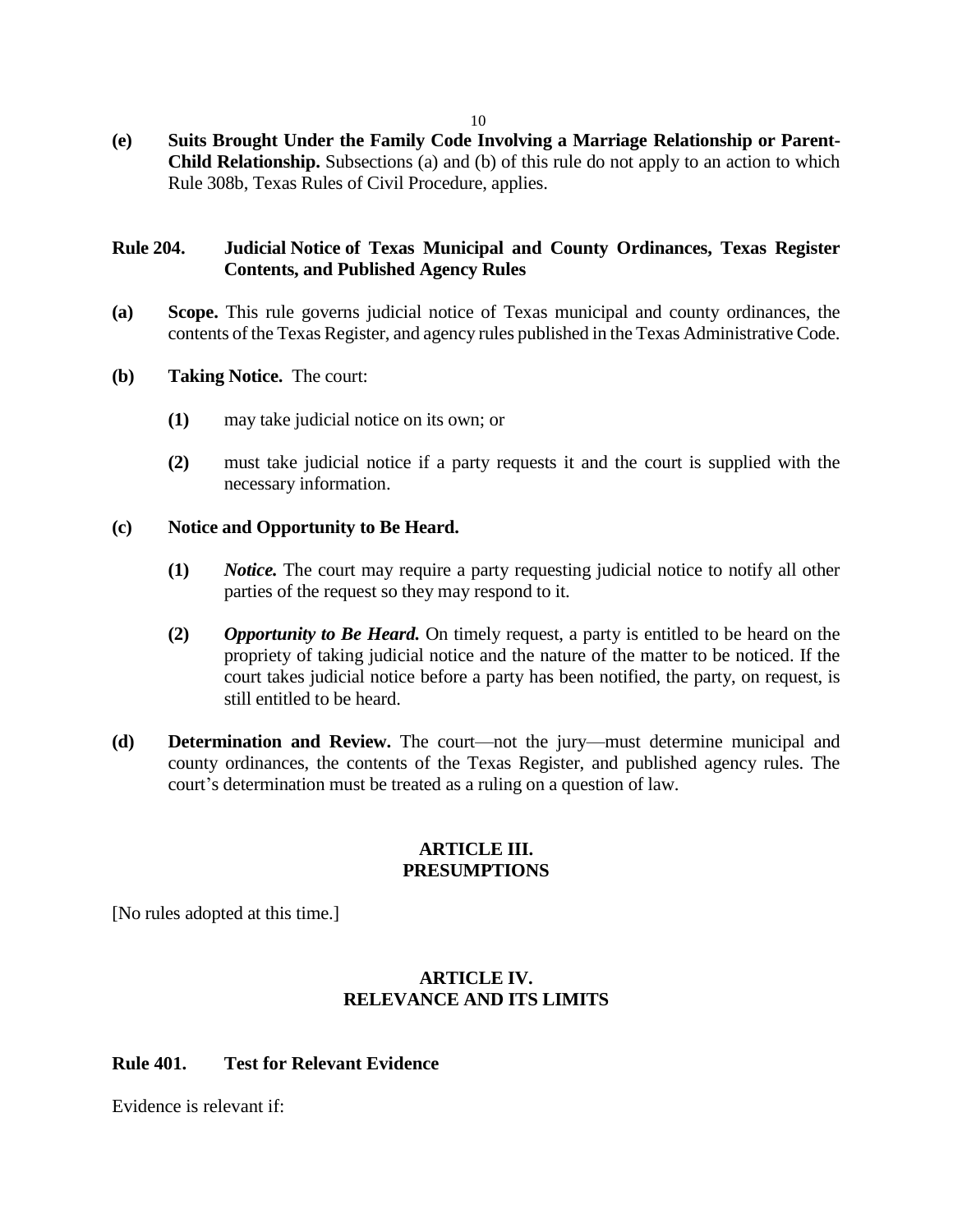**(e) Suits Brought Under the Family Code Involving a Marriage Relationship or Parent-Child Relationship.** Subsections (a) and (b) of this rule do not apply to an action to which Rule 308b, Texas Rules of Civil Procedure, applies.

### Rule 204. Judicial Notice of Texas Municipal and County Ordinances, Texas Register Contents, and Published Agency Rules

**(a) Scope.** This rule governs judicial notice of Texas municipal and county ordinances, the contents of the Texas Register, and agency rules published in the Texas Administrative Code.

**(b) Taking Notice.** The court:

- **(1)** may take judicial notice on its own; or
- **(2)** must take judicial notice if a party requests it and the court is supplied with the necessary information.

**(c) Notice and Opportunity to Be Heard.**

- **(1)** ***Notice.*** The court may require a party requesting judicial notice to notify all other parties of the request so they may respond to it.
- **(2)** ***Opportunity to Be Heard.*** On timely request, a party is entitled to be heard on the propriety of taking judicial notice and the nature of the matter to be noticed. If the court takes judicial notice before a party has been notified, the party, on request, is still entitled to be heard.

**(d) Determination and Review.** The court—not the jury—must determine municipal and county ordinances, the contents of the Texas Register, and published agency rules. The court's determination must be treated as a ruling on a question of law.

## ARTICLE III. PRESUMPTIONS

[No rules adopted at this time.]

## ARTICLE IV. RELEVANCE AND ITS LIMITS

### Rule 401. Test for Relevant Evidence

Evidence is relevant if: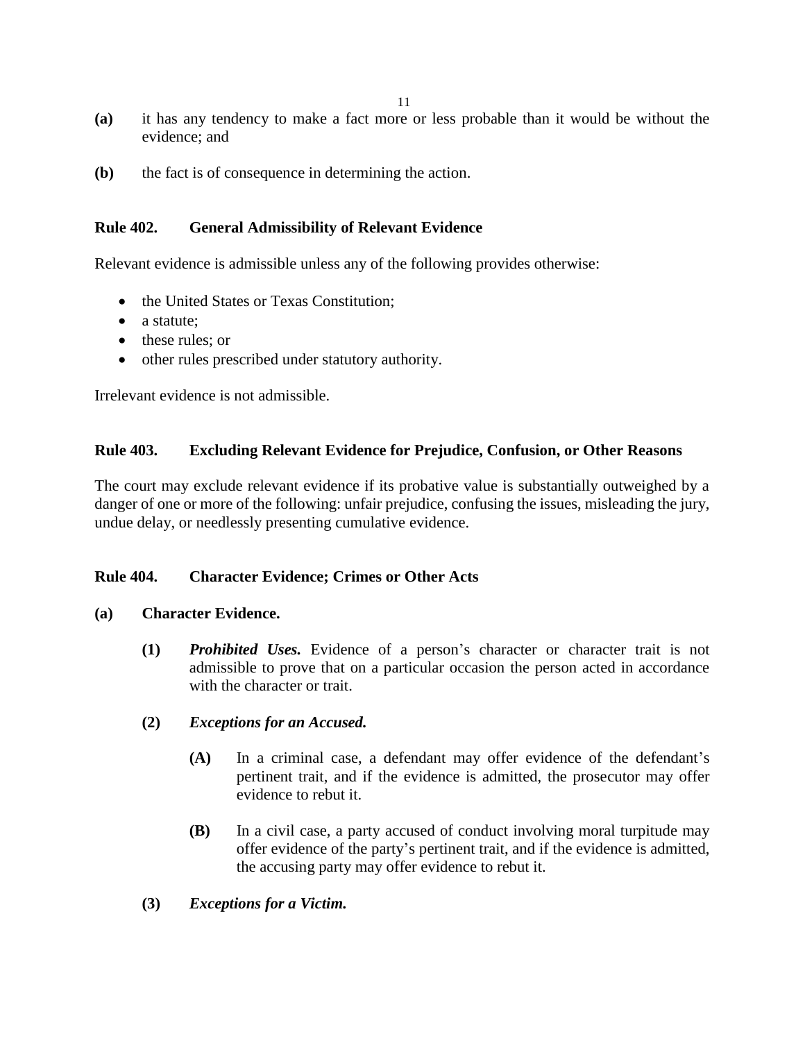**(a)** it has any tendency to make a fact more or less probable than it would be without the evidence; and

**(b)** the fact is of consequence in determining the action.

### Rule 402. General Admissibility of Relevant Evidence

Relevant evidence is admissible unless any of the following provides otherwise:

- the United States or Texas Constitution;
- a statute;
- these rules; or
- other rules prescribed under statutory authority.

Irrelevant evidence is not admissible.

### Rule 403. Excluding Relevant Evidence for Prejudice, Confusion, or Other Reasons

The court may exclude relevant evidence if its probative value is substantially outweighed by a danger of one or more of the following: unfair prejudice, confusing the issues, misleading the jury, undue delay, or needlessly presenting cumulative evidence.

### Rule 404. Character Evidence; Crimes or Other Acts

**(a) Character Evidence.**

> **(1)** ***Prohibited Uses.*** Evidence of a person's character or character trait is not admissible to prove that on a particular occasion the person acted in accordance with the character or trait.
>
> **(2)** ***Exceptions for an Accused.***
>
> > **(A)** In a criminal case, a defendant may offer evidence of the defendant's pertinent trait, and if the evidence is admitted, the prosecutor may offer evidence to rebut it.
> >
> > **(B)** In a civil case, a party accused of conduct involving moral turpitude may offer evidence of the party's pertinent trait, and if the evidence is admitted, the accusing party may offer evidence to rebut it.
>
> **(3)** ***Exceptions for a Victim.***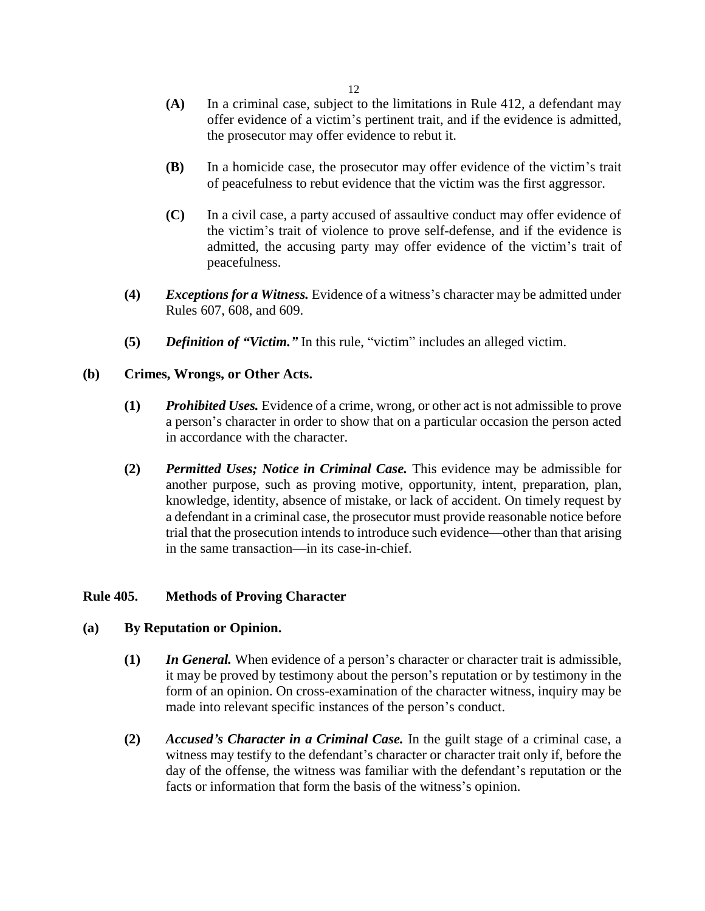**(A)** In a criminal case, subject to the limitations in Rule 412, a defendant may offer evidence of a victim's pertinent trait, and if the evidence is admitted, the prosecutor may offer evidence to rebut it.

**(B)** In a homicide case, the prosecutor may offer evidence of the victim's trait of peacefulness to rebut evidence that the victim was the first aggressor.

**(C)** In a civil case, a party accused of assaultive conduct may offer evidence of the victim's trait of violence to prove self-defense, and if the evidence is admitted, the accusing party may offer evidence of the victim's trait of peacefulness.

**(4)** ***Exceptions for a Witness.*** Evidence of a witness's character may be admitted under Rules 607, 608, and 609.

**(5)** ***Definition of "Victim."*** In this rule, "victim" includes an alleged victim.

**(b) Crimes, Wrongs, or Other Acts.**

**(1)** ***Prohibited Uses.*** Evidence of a crime, wrong, or other act is not admissible to prove a person's character in order to show that on a particular occasion the person acted in accordance with the character.

**(2)** ***Permitted Uses; Notice in Criminal Case.*** This evidence may be admissible for another purpose, such as proving motive, opportunity, intent, preparation, plan, knowledge, identity, absence of mistake, or lack of accident. On timely request by a defendant in a criminal case, the prosecutor must provide reasonable notice before trial that the prosecution intends to introduce such evidence—other than that arising in the same transaction—in its case-in-chief.

## Rule 405. Methods of Proving Character

**(a) By Reputation or Opinion.**

**(1)** ***In General.*** When evidence of a person's character or character trait is admissible, it may be proved by testimony about the person's reputation or by testimony in the form of an opinion. On cross-examination of the character witness, inquiry may be made into relevant specific instances of the person's conduct.

**(2)** ***Accused's Character in a Criminal Case.*** In the guilt stage of a criminal case, a witness may testify to the defendant's character or character trait only if, before the day of the offense, the witness was familiar with the defendant's reputation or the facts or information that form the basis of the witness's opinion.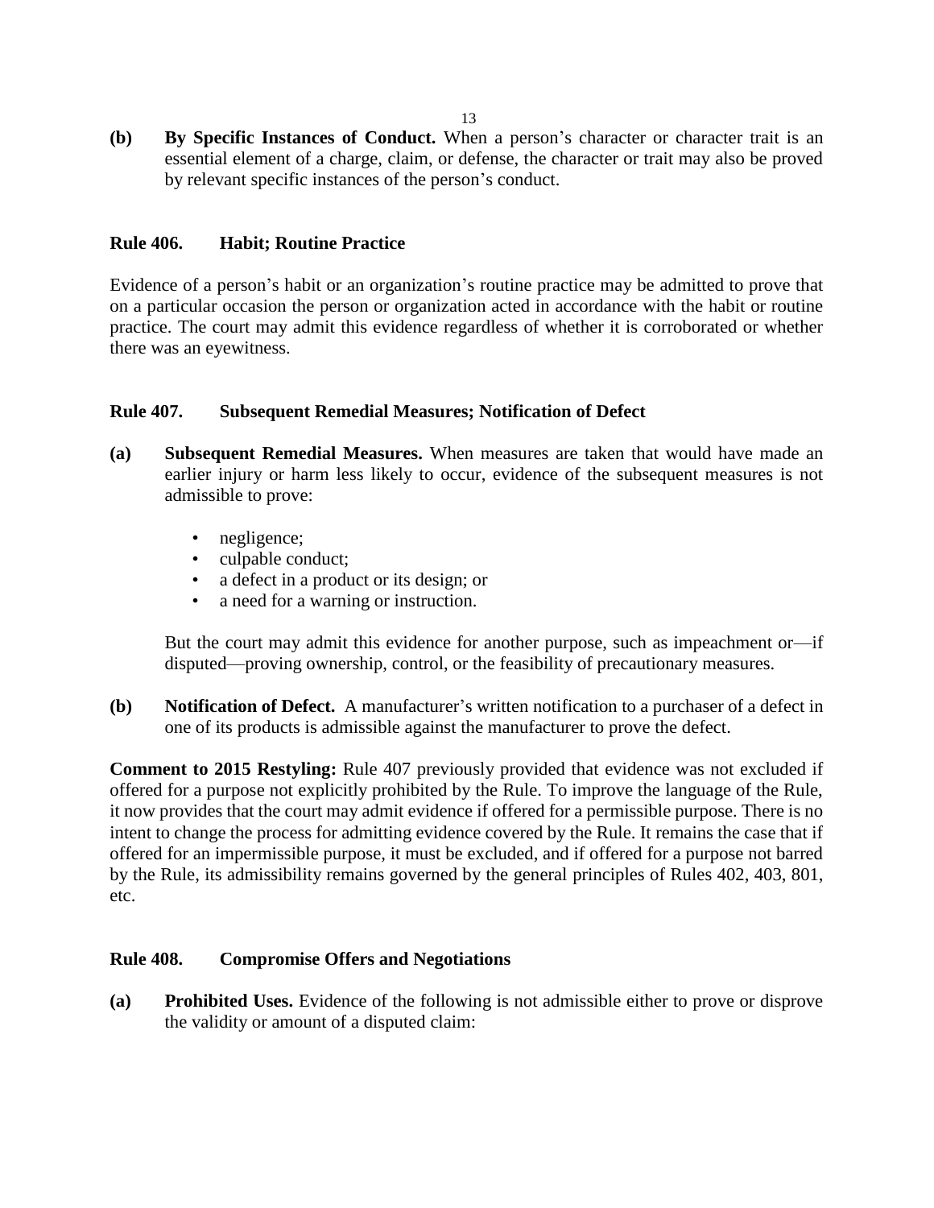**(b) By Specific Instances of Conduct.** When a person's character or character trait is an essential element of a charge, claim, or defense, the character or trait may also be proved by relevant specific instances of the person's conduct.

### Rule 406. Habit; Routine Practice

Evidence of a person's habit or an organization's routine practice may be admitted to prove that on a particular occasion the person or organization acted in accordance with the habit or routine practice. The court may admit this evidence regardless of whether it is corroborated or whether there was an eyewitness.

### Rule 407. Subsequent Remedial Measures; Notification of Defect

**(a) Subsequent Remedial Measures.** When measures are taken that would have made an earlier injury or harm less likely to occur, evidence of the subsequent measures is not admissible to prove:

- negligence;
- culpable conduct;
- a defect in a product or its design; or
- a need for a warning or instruction.

But the court may admit this evidence for another purpose, such as impeachment or—if disputed—proving ownership, control, or the feasibility of precautionary measures.

**(b) Notification of Defect.** A manufacturer's written notification to a purchaser of a defect in one of its products is admissible against the manufacturer to prove the defect.

**Comment to 2015 Restyling:** Rule 407 previously provided that evidence was not excluded if offered for a purpose not explicitly prohibited by the Rule. To improve the language of the Rule, it now provides that the court may admit evidence if offered for a permissible purpose. There is no intent to change the process for admitting evidence covered by the Rule. It remains the case that if offered for an impermissible purpose, it must be excluded, and if offered for a purpose not barred by the Rule, its admissibility remains governed by the general principles of Rules 402, 403, 801, etc.

### Rule 408. Compromise Offers and Negotiations

**(a) Prohibited Uses.** Evidence of the following is not admissible either to prove or disprove the validity or amount of a disputed claim: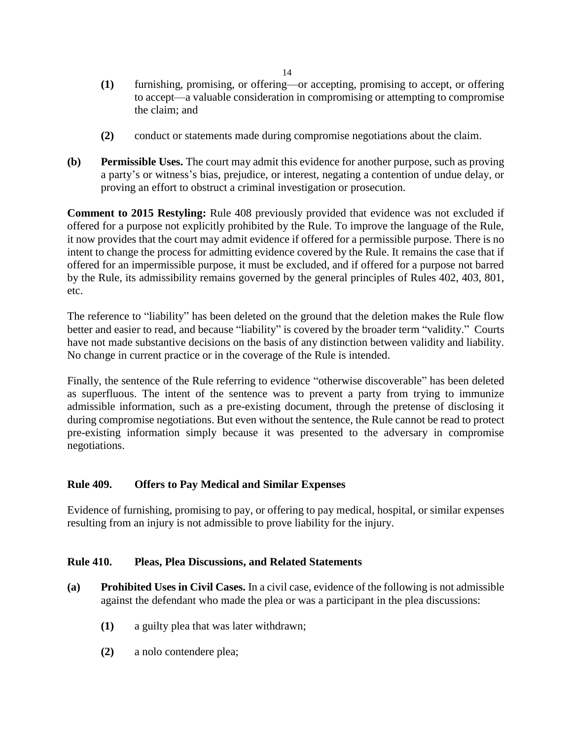**(1)** furnishing, promising, or offering—or accepting, promising to accept, or offering to accept—a valuable consideration in compromising or attempting to compromise the claim; and

**(2)** conduct or statements made during compromise negotiations about the claim.

**(b) Permissible Uses.** The court may admit this evidence for another purpose, such as proving a party's or witness's bias, prejudice, or interest, negating a contention of undue delay, or proving an effort to obstruct a criminal investigation or prosecution.

**Comment to 2015 Restyling:** Rule 408 previously provided that evidence was not excluded if offered for a purpose not explicitly prohibited by the Rule. To improve the language of the Rule, it now provides that the court may admit evidence if offered for a permissible purpose. There is no intent to change the process for admitting evidence covered by the Rule. It remains the case that if offered for an impermissible purpose, it must be excluded, and if offered for a purpose not barred by the Rule, its admissibility remains governed by the general principles of Rules 402, 403, 801, etc.

The reference to "liability" has been deleted on the ground that the deletion makes the Rule flow better and easier to read, and because "liability" is covered by the broader term "validity." Courts have not made substantive decisions on the basis of any distinction between validity and liability. No change in current practice or in the coverage of the Rule is intended.

Finally, the sentence of the Rule referring to evidence "otherwise discoverable" has been deleted as superfluous. The intent of the sentence was to prevent a party from trying to immunize admissible information, such as a pre-existing document, through the pretense of disclosing it during compromise negotiations. But even without the sentence, the Rule cannot be read to protect pre-existing information simply because it was presented to the adversary in compromise negotiations.

### Rule 409. Offers to Pay Medical and Similar Expenses

Evidence of furnishing, promising to pay, or offering to pay medical, hospital, or similar expenses resulting from an injury is not admissible to prove liability for the injury.

### Rule 410. Pleas, Plea Discussions, and Related Statements

**(a) Prohibited Uses in Civil Cases.** In a civil case, evidence of the following is not admissible against the defendant who made the plea or was a participant in the plea discussions:

**(1)** a guilty plea that was later withdrawn;

**(2)** a nolo contendere plea;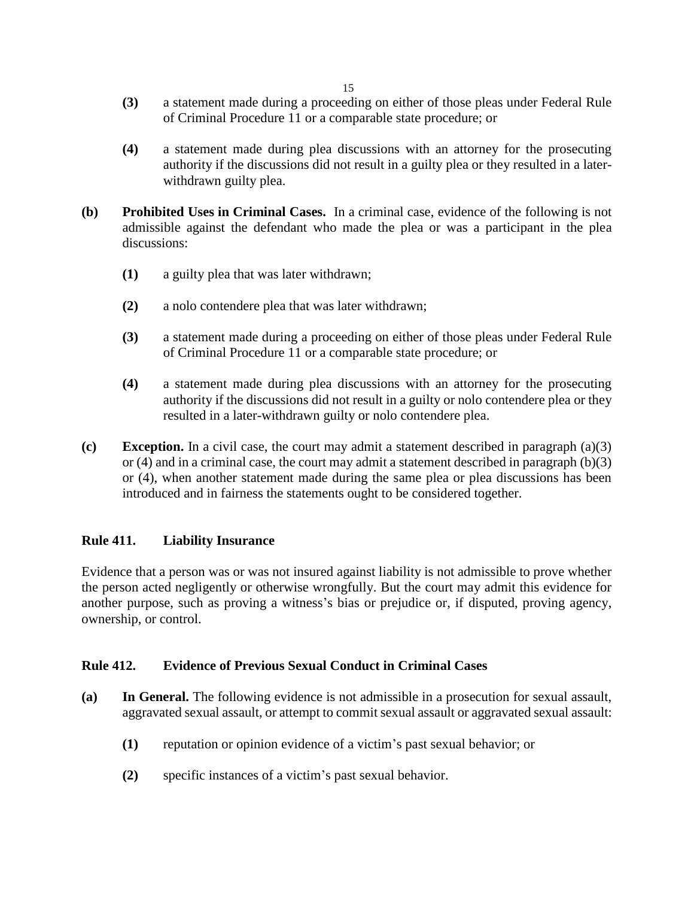**(3)** a statement made during a proceeding on either of those pleas under Federal Rule of Criminal Procedure 11 or a comparable state procedure; or

**(4)** a statement made during plea discussions with an attorney for the prosecuting authority if the discussions did not result in a guilty plea or they resulted in a later-withdrawn guilty plea.

**(b) Prohibited Uses in Criminal Cases.** In a criminal case, evidence of the following is not admissible against the defendant who made the plea or was a participant in the plea discussions:

**(1)** a guilty plea that was later withdrawn;

**(2)** a nolo contendere plea that was later withdrawn;

**(3)** a statement made during a proceeding on either of those pleas under Federal Rule of Criminal Procedure 11 or a comparable state procedure; or

**(4)** a statement made during plea discussions with an attorney for the prosecuting authority if the discussions did not result in a guilty or nolo contendere plea or they resulted in a later-withdrawn guilty or nolo contendere plea.

**(c) Exception.** In a civil case, the court may admit a statement described in paragraph (a)(3) or (4) and in a criminal case, the court may admit a statement described in paragraph (b)(3) or (4), when another statement made during the same plea or plea discussions has been introduced and in fairness the statements ought to be considered together.

### Rule 411. Liability Insurance

Evidence that a person was or was not insured against liability is not admissible to prove whether the person acted negligently or otherwise wrongfully. But the court may admit this evidence for another purpose, such as proving a witness's bias or prejudice or, if disputed, proving agency, ownership, or control.

### Rule 412. Evidence of Previous Sexual Conduct in Criminal Cases

**(a) In General.** The following evidence is not admissible in a prosecution for sexual assault, aggravated sexual assault, or attempt to commit sexual assault or aggravated sexual assault:

**(1)** reputation or opinion evidence of a victim's past sexual behavior; or

**(2)** specific instances of a victim's past sexual behavior.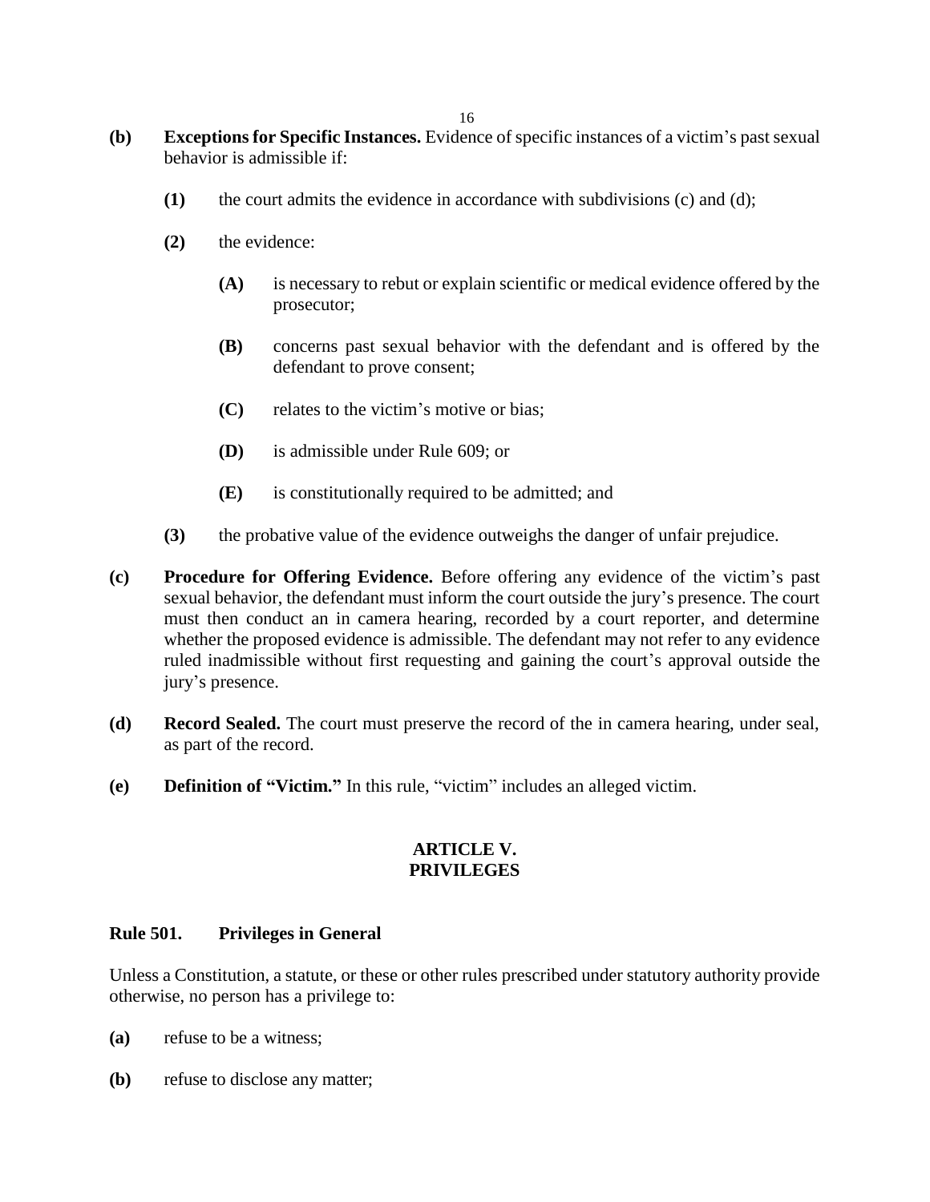**(b) Exceptions for Specific Instances.** Evidence of specific instances of a victim's past sexual behavior is admissible if:

- **(1)** the court admits the evidence in accordance with subdivisions (c) and (d);
- **(2)** the evidence:
  - **(A)** is necessary to rebut or explain scientific or medical evidence offered by the prosecutor;
  - **(B)** concerns past sexual behavior with the defendant and is offered by the defendant to prove consent;
  - **(C)** relates to the victim's motive or bias;
  - **(D)** is admissible under Rule 609; or
  - **(E)** is constitutionally required to be admitted; and
- **(3)** the probative value of the evidence outweighs the danger of unfair prejudice.

**(c) Procedure for Offering Evidence.** Before offering any evidence of the victim's past sexual behavior, the defendant must inform the court outside the jury's presence. The court must then conduct an in camera hearing, recorded by a court reporter, and determine whether the proposed evidence is admissible. The defendant may not refer to any evidence ruled inadmissible without first requesting and gaining the court's approval outside the jury's presence.

**(d) Record Sealed.** The court must preserve the record of the in camera hearing, under seal, as part of the record.

**(e) Definition of "Victim."** In this rule, "victim" includes an alleged victim.

## ARTICLE V. PRIVILEGES

### Rule 501. Privileges in General

Unless a Constitution, a statute, or these or other rules prescribed under statutory authority provide otherwise, no person has a privilege to:

**(a)** refuse to be a witness;

**(b)** refuse to disclose any matter;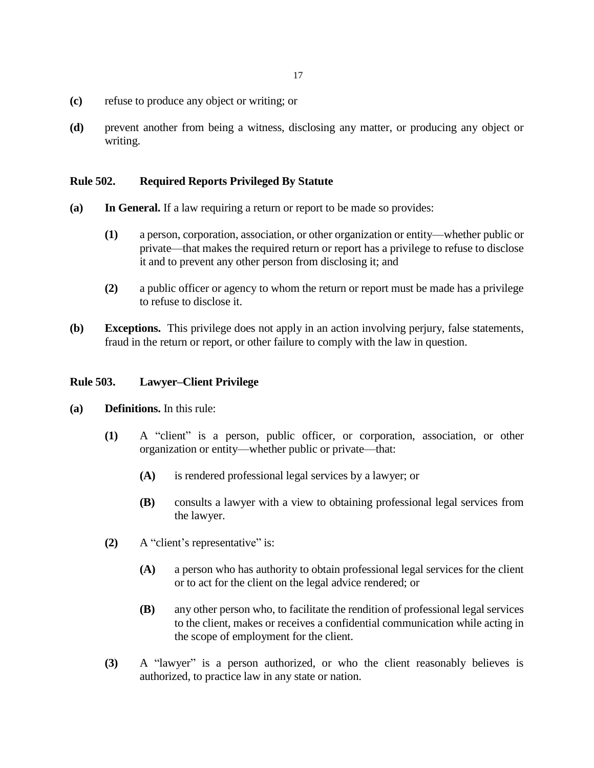**(c)** refuse to produce any object or writing; or

**(d)** prevent another from being a witness, disclosing any matter, or producing any object or writing.

## Rule 502. Required Reports Privileged By Statute

**(a) In General.** If a law requiring a return or report to be made so provides:

> **(1)** a person, corporation, association, or other organization or entity—whether public or private—that makes the required return or report has a privilege to refuse to disclose it and to prevent any other person from disclosing it; and
>
> **(2)** a public officer or agency to whom the return or report must be made has a privilege to refuse to disclose it.

**(b) Exceptions.** This privilege does not apply in an action involving perjury, false statements, fraud in the return or report, or other failure to comply with the law in question.

## Rule 503. Lawyer–Client Privilege

**(a) Definitions.** In this rule:

> **(1)** A "client" is a person, public officer, or corporation, association, or other organization or entity—whether public or private—that:
>
> > **(A)** is rendered professional legal services by a lawyer; or
> >
> > **(B)** consults a lawyer with a view to obtaining professional legal services from the lawyer.
>
> **(2)** A "client's representative" is:
>
> > **(A)** a person who has authority to obtain professional legal services for the client or to act for the client on the legal advice rendered; or
> >
> > **(B)** any other person who, to facilitate the rendition of professional legal services to the client, makes or receives a confidential communication while acting in the scope of employment for the client.
>
> **(3)** A "lawyer" is a person authorized, or who the client reasonably believes is authorized, to practice law in any state or nation.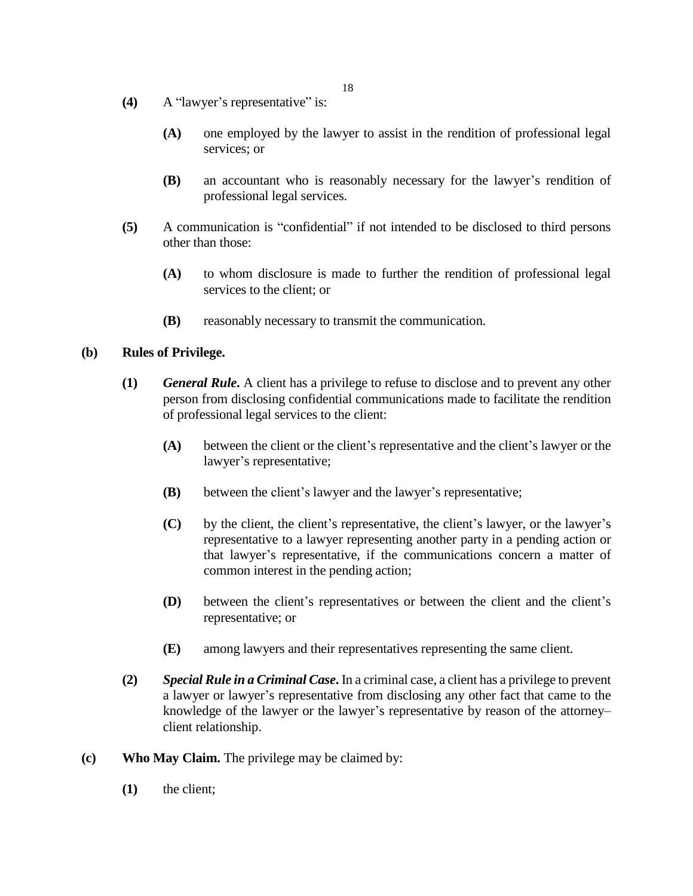**(4)** A "lawyer's representative" is:

**(A)** one employed by the lawyer to assist in the rendition of professional legal services; or

**(B)** an accountant who is reasonably necessary for the lawyer's rendition of professional legal services.

**(5)** A communication is "confidential" if not intended to be disclosed to third persons other than those:

**(A)** to whom disclosure is made to further the rendition of professional legal services to the client; or

**(B)** reasonably necessary to transmit the communication.

**(b) Rules of Privilege.**

**(1)** ***General Rule.*** A client has a privilege to refuse to disclose and to prevent any other person from disclosing confidential communications made to facilitate the rendition of professional legal services to the client:

**(A)** between the client or the client's representative and the client's lawyer or the lawyer's representative;

**(B)** between the client's lawyer and the lawyer's representative;

**(C)** by the client, the client's representative, the client's lawyer, or the lawyer's representative to a lawyer representing another party in a pending action or that lawyer's representative, if the communications concern a matter of common interest in the pending action;

**(D)** between the client's representatives or between the client and the client's representative; or

**(E)** among lawyers and their representatives representing the same client.

**(2)** ***Special Rule in a Criminal Case.*** In a criminal case, a client has a privilege to prevent a lawyer or lawyer's representative from disclosing any other fact that came to the knowledge of the lawyer or the lawyer's representative by reason of the attorney–client relationship.

**(c) Who May Claim.** The privilege may be claimed by:

**(1)** the client;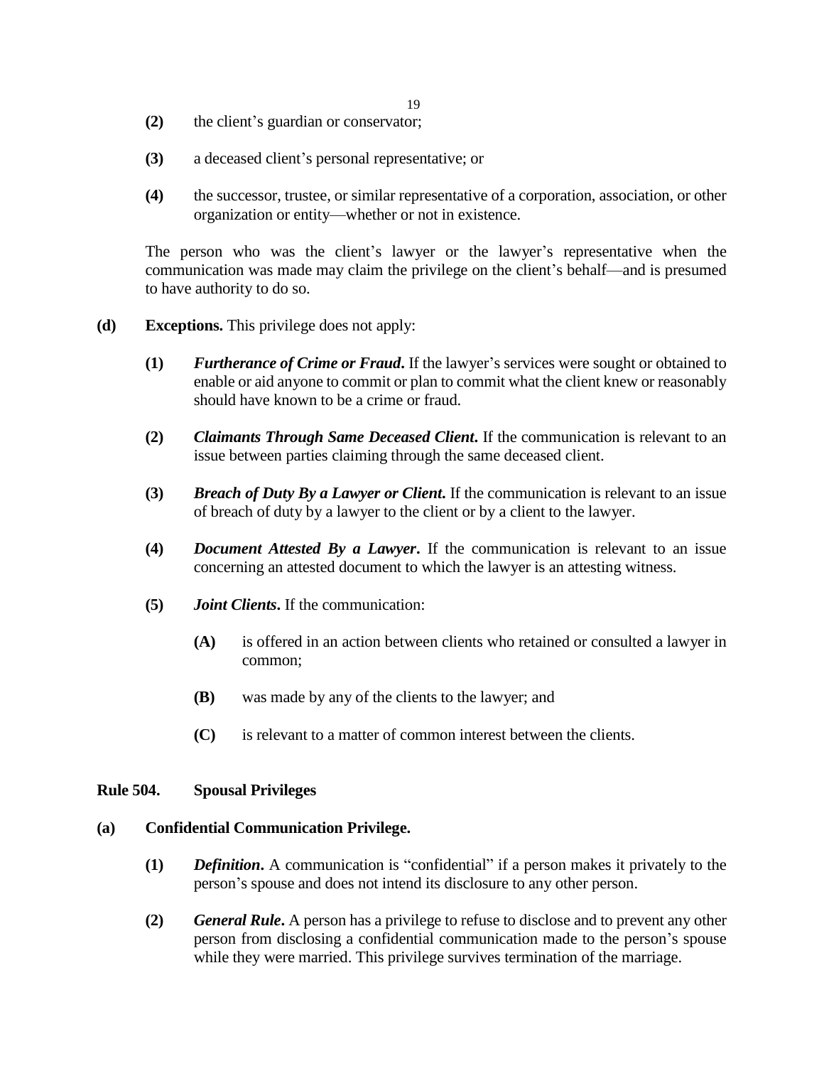**(2)** the client's guardian or conservator;

**(3)** a deceased client's personal representative; or

**(4)** the successor, trustee, or similar representative of a corporation, association, or other organization or entity—whether or not in existence.

The person who was the client's lawyer or the lawyer's representative when the communication was made may claim the privilege on the client's behalf—and is presumed to have authority to do so.

**(d)** **Exceptions.** This privilege does not apply:

**(1)** ***Furtherance of Crime or Fraud*.** If the lawyer's services were sought or obtained to enable or aid anyone to commit or plan to commit what the client knew or reasonably should have known to be a crime or fraud.

**(2)** ***Claimants Through Same Deceased Client*.** If the communication is relevant to an issue between parties claiming through the same deceased client.

**(3)** ***Breach of Duty By a Lawyer or Client*.** If the communication is relevant to an issue of breach of duty by a lawyer to the client or by a client to the lawyer.

**(4)** ***Document Attested By a Lawyer*.** If the communication is relevant to an issue concerning an attested document to which the lawyer is an attesting witness.

**(5)** ***Joint Clients*.** If the communication:

**(A)** is offered in an action between clients who retained or consulted a lawyer in common;

**(B)** was made by any of the clients to the lawyer; and

**(C)** is relevant to a matter of common interest between the clients.

## Rule 504. Spousal Privileges

### (a) Confidential Communication Privilege.

**(1)** ***Definition*.** A communication is "confidential" if a person makes it privately to the person's spouse and does not intend its disclosure to any other person.

**(2)** ***General Rule*.** A person has a privilege to refuse to disclose and to prevent any other person from disclosing a confidential communication made to the person's spouse while they were married. This privilege survives termination of the marriage.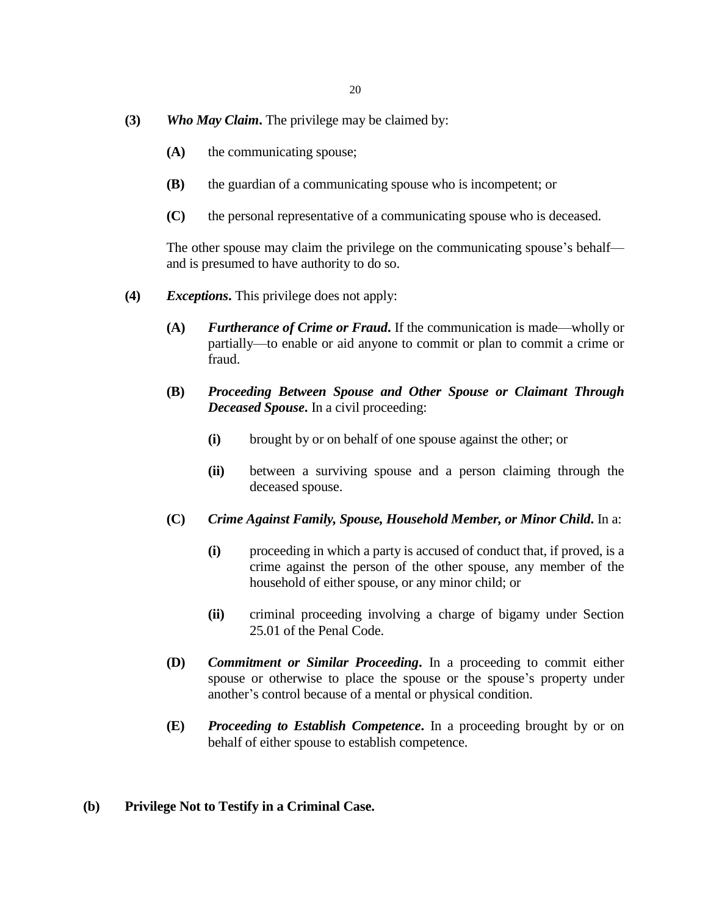**(3)** ***Who May Claim*****.** The privilege may be claimed by:

- **(A)** the communicating spouse;
- **(B)** the guardian of a communicating spouse who is incompetent; or
- **(C)** the personal representative of a communicating spouse who is deceased.

The other spouse may claim the privilege on the communicating spouse's behalf—and is presumed to have authority to do so.

**(4)** ***Exceptions*****.** This privilege does not apply:

- **(A)** ***Furtherance of Crime or Fraud*****.** If the communication is made—wholly or partially—to enable or aid anyone to commit or plan to commit a crime or fraud.
- **(B)** ***Proceeding Between Spouse and Other Spouse or Claimant Through Deceased Spouse*****.** In a civil proceeding:
  - **(i)** brought by or on behalf of one spouse against the other; or
  - **(ii)** between a surviving spouse and a person claiming through the deceased spouse.
- **(C)** ***Crime Against Family, Spouse, Household Member, or Minor Child*****.** In a:
  - **(i)** proceeding in which a party is accused of conduct that, if proved, is a crime against the person of the other spouse, any member of the household of either spouse, or any minor child; or
  - **(ii)** criminal proceeding involving a charge of bigamy under Section 25.01 of the Penal Code.
- **(D)** ***Commitment or Similar Proceeding*****.** In a proceeding to commit either spouse or otherwise to place the spouse or the spouse's property under another's control because of a mental or physical condition.
- **(E)** ***Proceeding to Establish Competence*****.** In a proceeding brought by or on behalf of either spouse to establish competence.

**(b) Privilege Not to Testify in a Criminal Case.**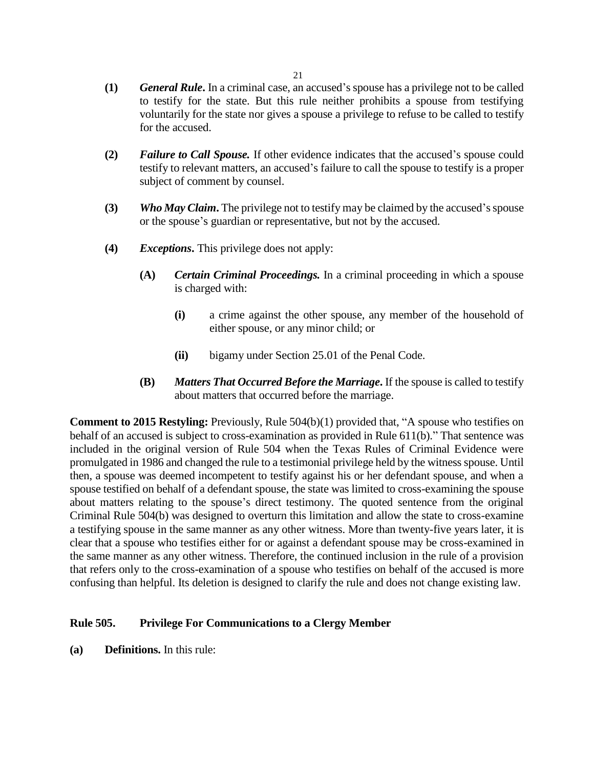**(1)** ***General Rule*.** In a criminal case, an accused's spouse has a privilege not to be called to testify for the state. But this rule neither prohibits a spouse from testifying voluntarily for the state nor gives a spouse a privilege to refuse to be called to testify for the accused.

**(2)** ***Failure to Call Spouse.*** If other evidence indicates that the accused's spouse could testify to relevant matters, an accused's failure to call the spouse to testify is a proper subject of comment by counsel.

**(3)** ***Who May Claim*.** The privilege not to testify may be claimed by the accused's spouse or the spouse's guardian or representative, but not by the accused.

**(4)** ***Exceptions*.** This privilege does not apply:

> **(A)** ***Certain Criminal Proceedings.*** In a criminal proceeding in which a spouse is charged with:
>
> > **(i)** a crime against the other spouse, any member of the household of either spouse, or any minor child; or
> >
> > **(ii)** bigamy under Section 25.01 of the Penal Code.
>
> **(B)** ***Matters That Occurred Before the Marriage*.** If the spouse is called to testify about matters that occurred before the marriage.

**Comment to 2015 Restyling:** Previously, Rule 504(b)(1) provided that, "A spouse who testifies on behalf of an accused is subject to cross-examination as provided in Rule 611(b)." That sentence was included in the original version of Rule 504 when the Texas Rules of Criminal Evidence were promulgated in 1986 and changed the rule to a testimonial privilege held by the witness spouse. Until then, a spouse was deemed incompetent to testify against his or her defendant spouse, and when a spouse testified on behalf of a defendant spouse, the state was limited to cross-examining the spouse about matters relating to the spouse's direct testimony. The quoted sentence from the original Criminal Rule 504(b) was designed to overturn this limitation and allow the state to cross-examine a testifying spouse in the same manner as any other witness. More than twenty-five years later, it is clear that a spouse who testifies either for or against a defendant spouse may be cross-examined in the same manner as any other witness. Therefore, the continued inclusion in the rule of a provision that refers only to the cross-examination of a spouse who testifies on behalf of the accused is more confusing than helpful. Its deletion is designed to clarify the rule and does not change existing law.

## Rule 505. Privilege For Communications to a Clergy Member

**(a)** **Definitions.** In this rule: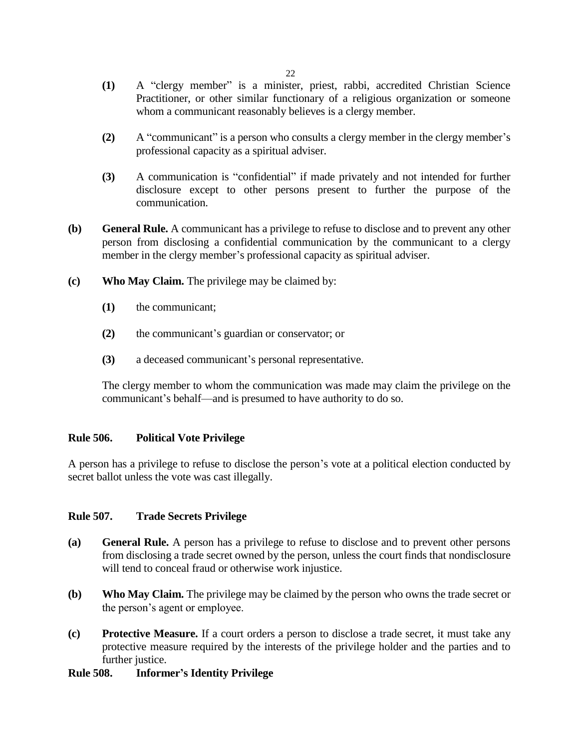**(1)** A "clergy member" is a minister, priest, rabbi, accredited Christian Science Practitioner, or other similar functionary of a religious organization or someone whom a communicant reasonably believes is a clergy member.

**(2)** A "communicant" is a person who consults a clergy member in the clergy member's professional capacity as a spiritual adviser.

**(3)** A communication is "confidential" if made privately and not intended for further disclosure except to other persons present to further the purpose of the communication.

**(b) General Rule.** A communicant has a privilege to refuse to disclose and to prevent any other person from disclosing a confidential communication by the communicant to a clergy member in the clergy member's professional capacity as spiritual adviser.

**(c) Who May Claim.** The privilege may be claimed by:

**(1)** the communicant;

**(2)** the communicant's guardian or conservator; or

**(3)** a deceased communicant's personal representative.

The clergy member to whom the communication was made may claim the privilege on the communicant's behalf—and is presumed to have authority to do so.

## Rule 506. Political Vote Privilege

A person has a privilege to refuse to disclose the person's vote at a political election conducted by secret ballot unless the vote was cast illegally.

## Rule 507. Trade Secrets Privilege

**(a) General Rule.** A person has a privilege to refuse to disclose and to prevent other persons from disclosing a trade secret owned by the person, unless the court finds that nondisclosure will tend to conceal fraud or otherwise work injustice.

**(b) Who May Claim.** The privilege may be claimed by the person who owns the trade secret or the person's agent or employee.

**(c) Protective Measure.** If a court orders a person to disclose a trade secret, it must take any protective measure required by the interests of the privilege holder and the parties and to further justice.

## Rule 508. Informer's Identity Privilege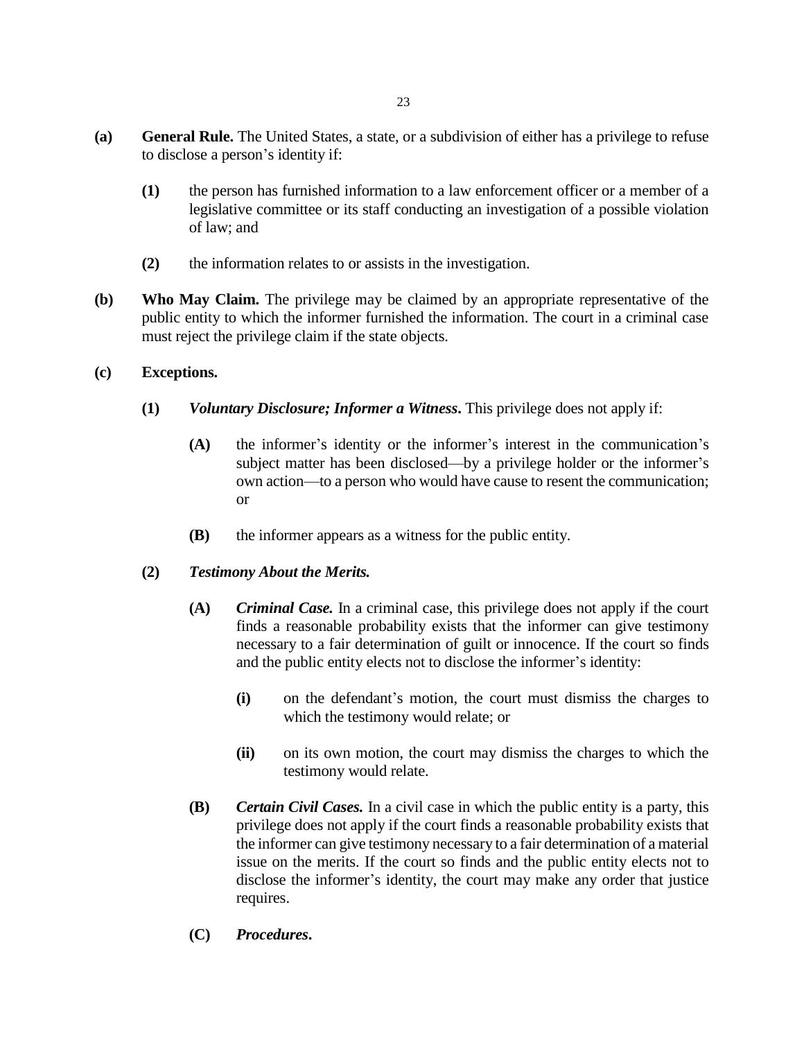**(a) General Rule.** The United States, a state, or a subdivision of either has a privilege to refuse to disclose a person's identity if:

> **(1)** the person has furnished information to a law enforcement officer or a member of a legislative committee or its staff conducting an investigation of a possible violation of law; and
>
> **(2)** the information relates to or assists in the investigation.

**(b) Who May Claim.** The privilege may be claimed by an appropriate representative of the public entity to which the informer furnished the information. The court in a criminal case must reject the privilege claim if the state objects.

**(c) Exceptions.**

> **(1)** ***Voluntary Disclosure; Informer a Witness*****.** This privilege does not apply if:
>
> > **(A)** the informer's identity or the informer's interest in the communication's subject matter has been disclosed—by a privilege holder or the informer's own action—to a person who would have cause to resent the communication; or
> >
> > **(B)** the informer appears as a witness for the public entity.
>
> **(2)** ***Testimony About the Merits.***
>
> > **(A)** ***Criminal Case.*** In a criminal case, this privilege does not apply if the court finds a reasonable probability exists that the informer can give testimony necessary to a fair determination of guilt or innocence. If the court so finds and the public entity elects not to disclose the informer's identity:
> >
> > > **(i)** on the defendant's motion, the court must dismiss the charges to which the testimony would relate; or
> > >
> > > **(ii)** on its own motion, the court may dismiss the charges to which the testimony would relate.
> >
> > **(B)** ***Certain Civil Cases.*** In a civil case in which the public entity is a party, this privilege does not apply if the court finds a reasonable probability exists that the informer can give testimony necessary to a fair determination of a material issue on the merits. If the court so finds and the public entity elects not to disclose the informer's identity, the court may make any order that justice requires.
> >
> > **(C)** ***Procedures*****.**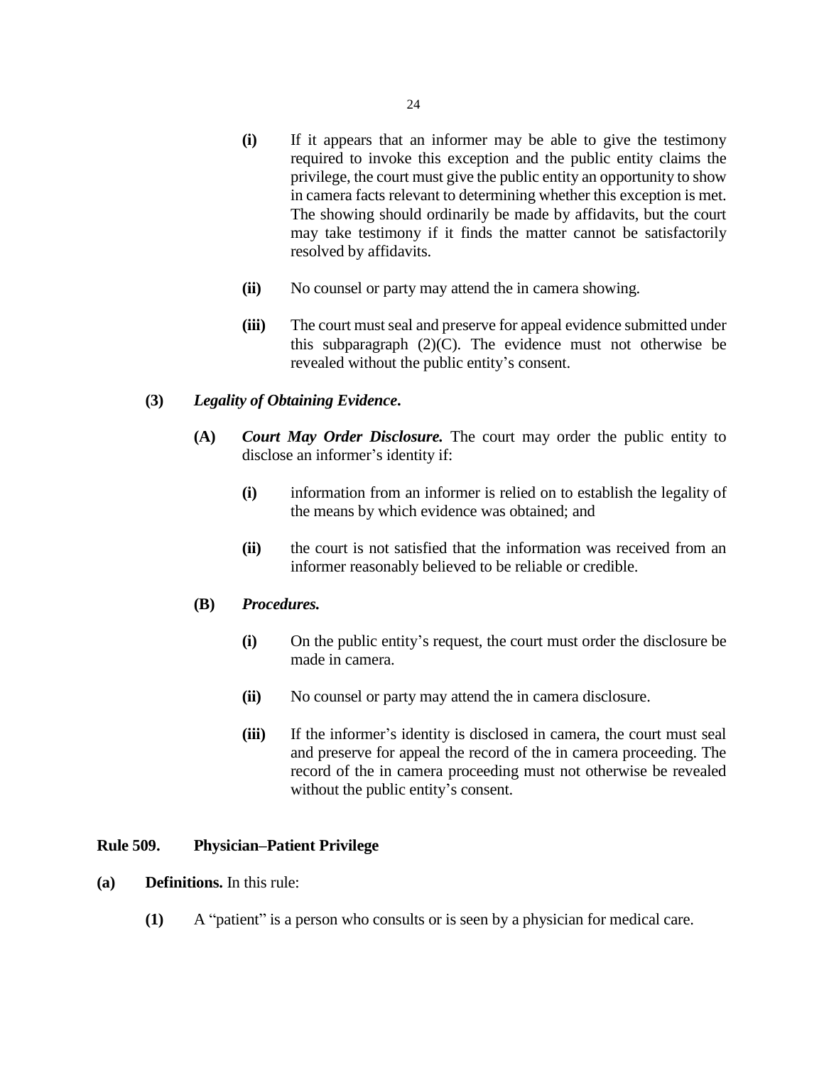**(i)** If it appears that an informer may be able to give the testimony required to invoke this exception and the public entity claims the privilege, the court must give the public entity an opportunity to show in camera facts relevant to determining whether this exception is met. The showing should ordinarily be made by affidavits, but the court may take testimony if it finds the matter cannot be satisfactorily resolved by affidavits.

**(ii)** No counsel or party may attend the in camera showing.

**(iii)** The court must seal and preserve for appeal evidence submitted under this subparagraph (2)(C). The evidence must not otherwise be revealed without the public entity's consent.

**(3)** ***Legality of Obtaining Evidence*.**

**(A)** ***Court May Order Disclosure.*** The court may order the public entity to disclose an informer's identity if:

**(i)** information from an informer is relied on to establish the legality of the means by which evidence was obtained; and

**(ii)** the court is not satisfied that the information was received from an informer reasonably believed to be reliable or credible.

**(B)** ***Procedures.***

**(i)** On the public entity's request, the court must order the disclosure be made in camera.

**(ii)** No counsel or party may attend the in camera disclosure.

**(iii)** If the informer's identity is disclosed in camera, the court must seal and preserve for appeal the record of the in camera proceeding. The record of the in camera proceeding must not otherwise be revealed without the public entity's consent.

## Rule 509. Physician–Patient Privilege

**(a)** **Definitions.** In this rule:

**(1)** A "patient" is a person who consults or is seen by a physician for medical care.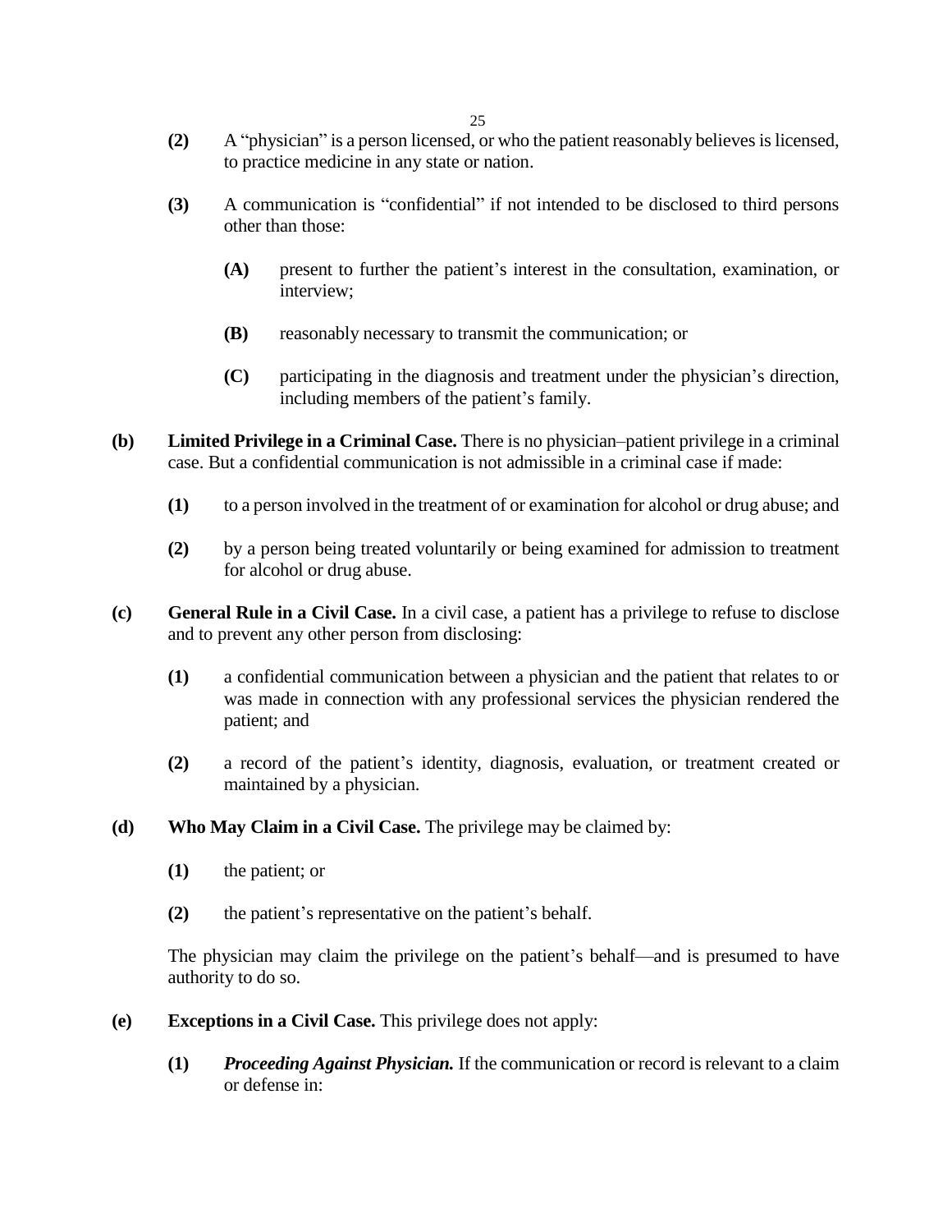**(2)** A "physician" is a person licensed, or who the patient reasonably believes is licensed, to practice medicine in any state or nation.

**(3)** A communication is "confidential" if not intended to be disclosed to third persons other than those:

**(A)** present to further the patient's interest in the consultation, examination, or interview;

**(B)** reasonably necessary to transmit the communication; or

**(C)** participating in the diagnosis and treatment under the physician's direction, including members of the patient's family.

**(b) Limited Privilege in a Criminal Case.** There is no physician–patient privilege in a criminal case. But a confidential communication is not admissible in a criminal case if made:

**(1)** to a person involved in the treatment of or examination for alcohol or drug abuse; and

**(2)** by a person being treated voluntarily or being examined for admission to treatment for alcohol or drug abuse.

**(c) General Rule in a Civil Case.** In a civil case, a patient has a privilege to refuse to disclose and to prevent any other person from disclosing:

**(1)** a confidential communication between a physician and the patient that relates to or was made in connection with any professional services the physician rendered the patient; and

**(2)** a record of the patient's identity, diagnosis, evaluation, or treatment created or maintained by a physician.

**(d) Who May Claim in a Civil Case.** The privilege may be claimed by:

**(1)** the patient; or

**(2)** the patient's representative on the patient's behalf.

The physician may claim the privilege on the patient's behalf—and is presumed to have authority to do so.

**(e) Exceptions in a Civil Case.** This privilege does not apply:

**(1)** ***Proceeding Against Physician.*** If the communication or record is relevant to a claim or defense in: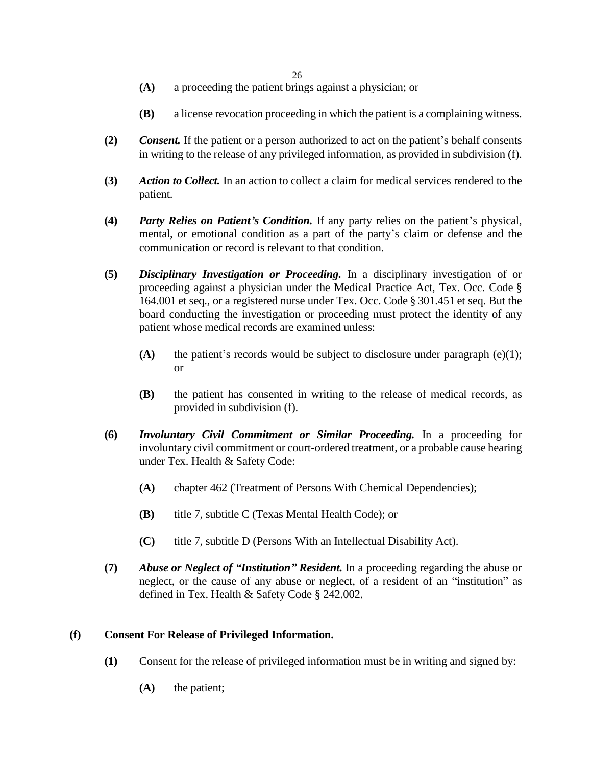**(A)** a proceeding the patient brings against a physician; or

**(B)** a license revocation proceeding in which the patient is a complaining witness.

**(2)** ***Consent.*** If the patient or a person authorized to act on the patient's behalf consents in writing to the release of any privileged information, as provided in subdivision (f).

**(3)** ***Action to Collect.*** In an action to collect a claim for medical services rendered to the patient.

**(4)** ***Party Relies on Patient's Condition.*** If any party relies on the patient's physical, mental, or emotional condition as a part of the party's claim or defense and the communication or record is relevant to that condition.

**(5)** ***Disciplinary Investigation or Proceeding.*** In a disciplinary investigation of or proceeding against a physician under the Medical Practice Act, Tex. Occ. Code § 164.001 et seq., or a registered nurse under Tex. Occ. Code § 301.451 et seq. But the board conducting the investigation or proceeding must protect the identity of any patient whose medical records are examined unless:

**(A)** the patient's records would be subject to disclosure under paragraph (e)(1); or

**(B)** the patient has consented in writing to the release of medical records, as provided in subdivision (f).

**(6)** ***Involuntary Civil Commitment or Similar Proceeding.*** In a proceeding for involuntary civil commitment or court-ordered treatment, or a probable cause hearing under Tex. Health & Safety Code:

**(A)** chapter 462 (Treatment of Persons With Chemical Dependencies);

**(B)** title 7, subtitle C (Texas Mental Health Code); or

**(C)** title 7, subtitle D (Persons With an Intellectual Disability Act).

**(7)** ***Abuse or Neglect of "Institution" Resident.*** In a proceeding regarding the abuse or neglect, or the cause of any abuse or neglect, of a resident of an "institution" as defined in Tex. Health & Safety Code § 242.002.

**(f) Consent For Release of Privileged Information.**

**(1)** Consent for the release of privileged information must be in writing and signed by:

**(A)** the patient;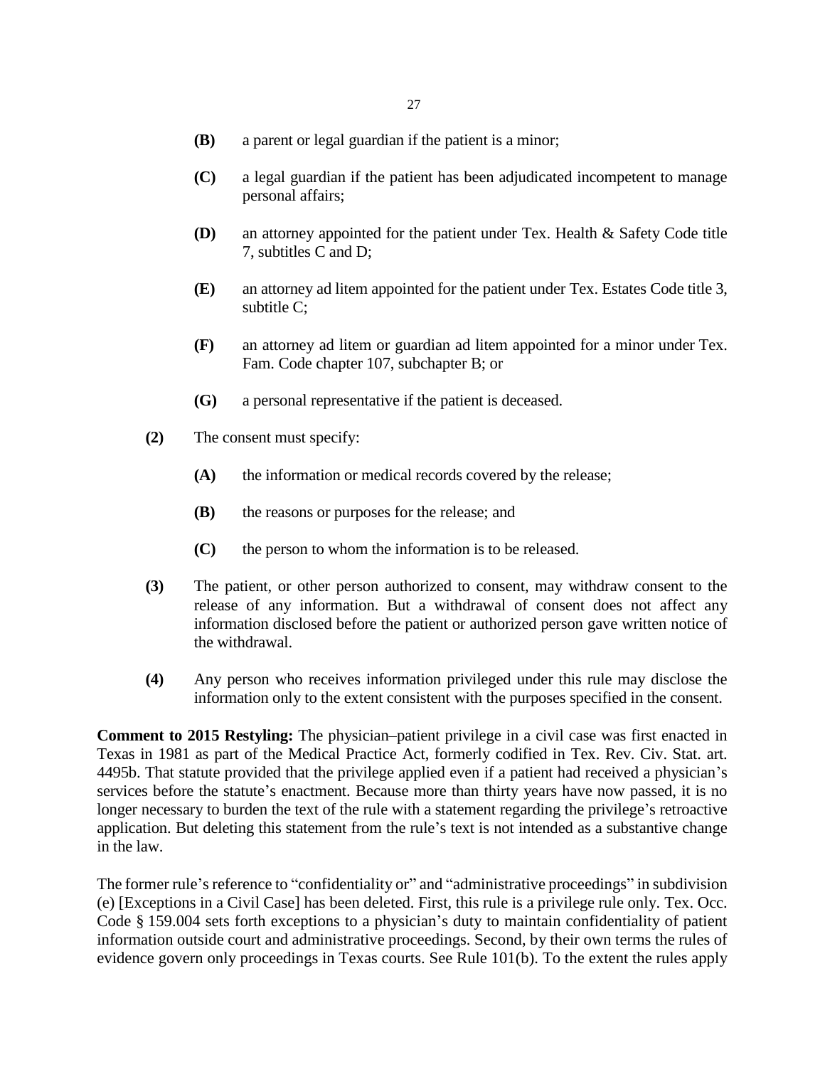- **(B)** a parent or legal guardian if the patient is a minor;

- **(C)** a legal guardian if the patient has been adjudicated incompetent to manage personal affairs;

- **(D)** an attorney appointed for the patient under Tex. Health & Safety Code title 7, subtitles C and D;

- **(E)** an attorney ad litem appointed for the patient under Tex. Estates Code title 3, subtitle C;

- **(F)** an attorney ad litem or guardian ad litem appointed for a minor under Tex. Fam. Code chapter 107, subchapter B; or

- **(G)** a personal representative if the patient is deceased.

**(2)** The consent must specify:

- **(A)** the information or medical records covered by the release;

- **(B)** the reasons or purposes for the release; and

- **(C)** the person to whom the information is to be released.

**(3)** The patient, or other person authorized to consent, may withdraw consent to the release of any information. But a withdrawal of consent does not affect any information disclosed before the patient or authorized person gave written notice of the withdrawal.

**(4)** Any person who receives information privileged under this rule may disclose the information only to the extent consistent with the purposes specified in the consent.

**Comment to 2015 Restyling:** The physician–patient privilege in a civil case was first enacted in Texas in 1981 as part of the Medical Practice Act, formerly codified in Tex. Rev. Civ. Stat. art. 4495b. That statute provided that the privilege applied even if a patient had received a physician's services before the statute's enactment. Because more than thirty years have now passed, it is no longer necessary to burden the text of the rule with a statement regarding the privilege's retroactive application. But deleting this statement from the rule's text is not intended as a substantive change in the law.

The former rule's reference to "confidentiality or" and "administrative proceedings" in subdivision (e) [Exceptions in a Civil Case] has been deleted. First, this rule is a privilege rule only. Tex. Occ. Code § 159.004 sets forth exceptions to a physician's duty to maintain confidentiality of patient information outside court and administrative proceedings. Second, by their own terms the rules of evidence govern only proceedings in Texas courts. See Rule 101(b). To the extent the rules apply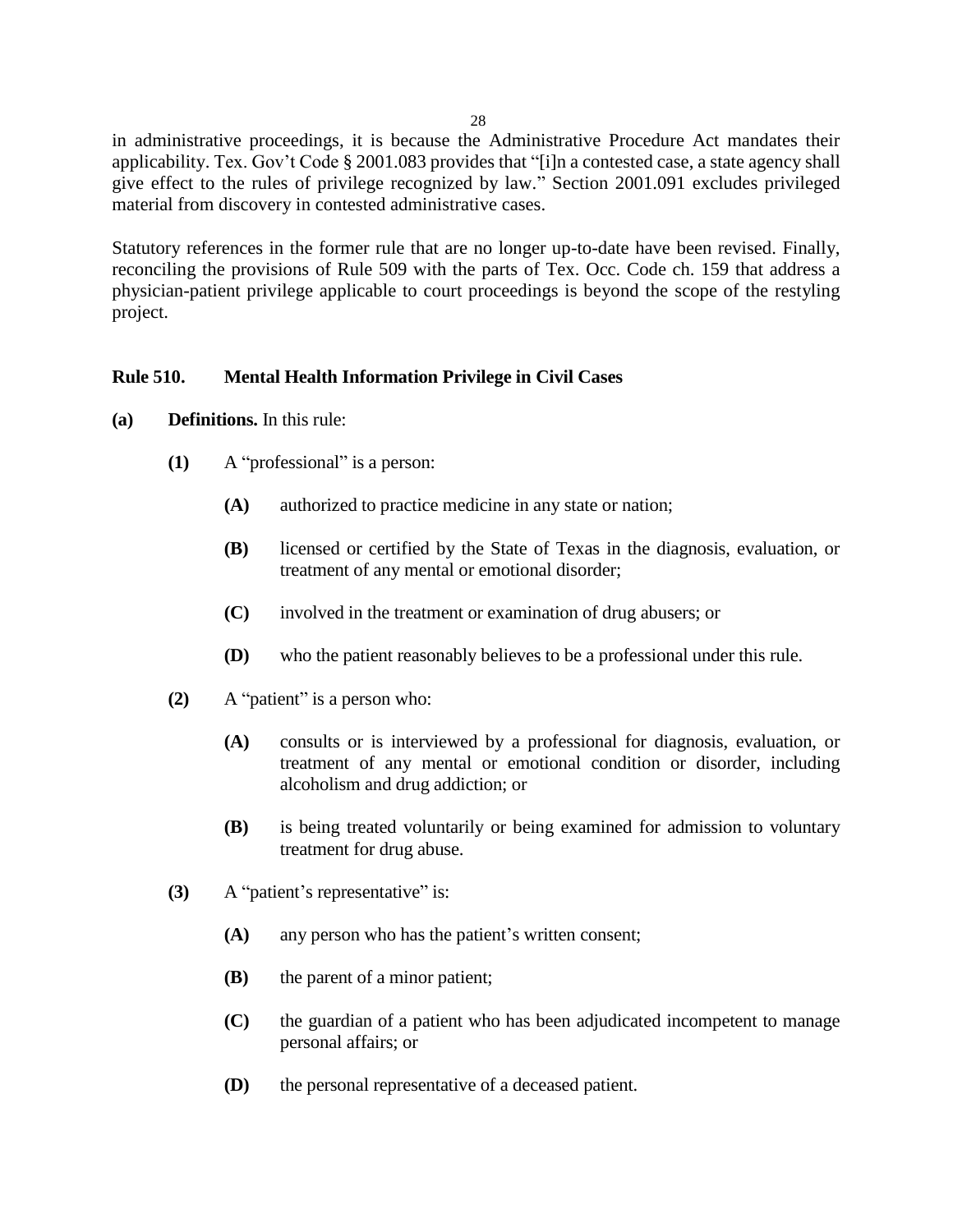in administrative proceedings, it is because the Administrative Procedure Act mandates their applicability. Tex. Gov't Code § 2001.083 provides that "[i]n a contested case, a state agency shall give effect to the rules of privilege recognized by law." Section 2001.091 excludes privileged material from discovery in contested administrative cases.

Statutory references in the former rule that are no longer up-to-date have been revised. Finally, reconciling the provisions of Rule 509 with the parts of Tex. Occ. Code ch. 159 that address a physician-patient privilege applicable to court proceedings is beyond the scope of the restyling project.

## Rule 510. Mental Health Information Privilege in Civil Cases

**(a) Definitions.** In this rule:

- **(1)** A "professional" is a person:
  - **(A)** authorized to practice medicine in any state or nation;
  - **(B)** licensed or certified by the State of Texas in the diagnosis, evaluation, or treatment of any mental or emotional disorder;
  - **(C)** involved in the treatment or examination of drug abusers; or
  - **(D)** who the patient reasonably believes to be a professional under this rule.
- **(2)** A "patient" is a person who:
  - **(A)** consults or is interviewed by a professional for diagnosis, evaluation, or treatment of any mental or emotional condition or disorder, including alcoholism and drug addiction; or
  - **(B)** is being treated voluntarily or being examined for admission to voluntary treatment for drug abuse.
- **(3)** A "patient's representative" is:
  - **(A)** any person who has the patient's written consent;
  - **(B)** the parent of a minor patient;
  - **(C)** the guardian of a patient who has been adjudicated incompetent to manage personal affairs; or
  - **(D)** the personal representative of a deceased patient.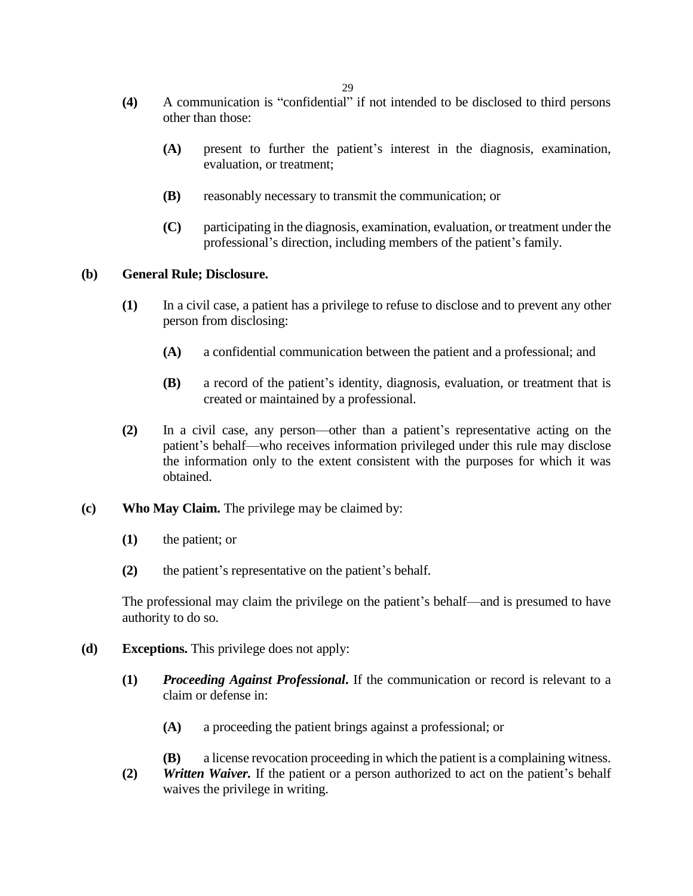**(4)** A communication is "confidential" if not intended to be disclosed to third persons other than those:

> **(A)** present to further the patient's interest in the diagnosis, examination, evaluation, or treatment;
>
> **(B)** reasonably necessary to transmit the communication; or
>
> **(C)** participating in the diagnosis, examination, evaluation, or treatment under the professional's direction, including members of the patient's family.

**(b) General Rule; Disclosure.**

**(1)** In a civil case, a patient has a privilege to refuse to disclose and to prevent any other person from disclosing:

> **(A)** a confidential communication between the patient and a professional; and
>
> **(B)** a record of the patient's identity, diagnosis, evaluation, or treatment that is created or maintained by a professional.

**(2)** In a civil case, any person—other than a patient's representative acting on the patient's behalf—who receives information privileged under this rule may disclose the information only to the extent consistent with the purposes for which it was obtained.

**(c) Who May Claim.** The privilege may be claimed by:

**(1)** the patient; or

**(2)** the patient's representative on the patient's behalf.

The professional may claim the privilege on the patient's behalf—and is presumed to have authority to do so.

**(d) Exceptions.** This privilege does not apply:

**(1)** ***Proceeding Against Professional*.** If the communication or record is relevant to a claim or defense in:

> **(A)** a proceeding the patient brings against a professional; or
>
> **(B)** a license revocation proceeding in which the patient is a complaining witness.

**(2)** ***Written Waiver.*** If the patient or a person authorized to act on the patient's behalf waives the privilege in writing.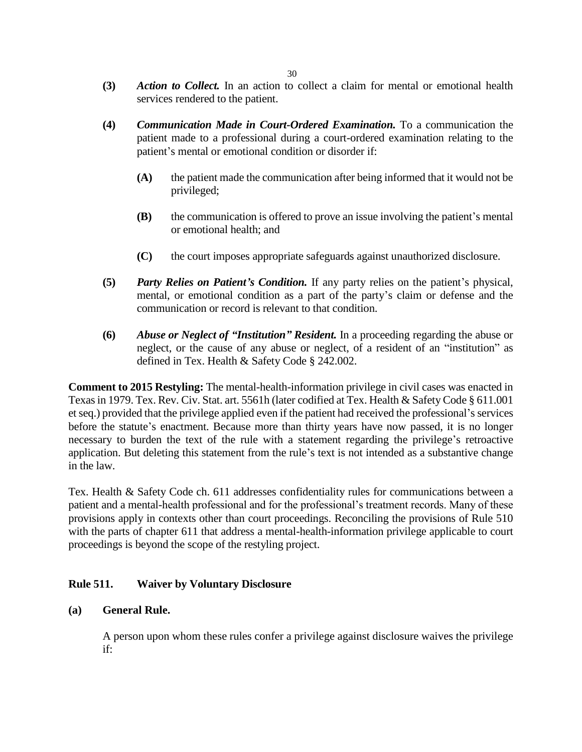**(3)** ***Action to Collect.*** In an action to collect a claim for mental or emotional health services rendered to the patient.

**(4)** ***Communication Made in Court-Ordered Examination.*** To a communication the patient made to a professional during a court-ordered examination relating to the patient's mental or emotional condition or disorder if:

> **(A)** the patient made the communication after being informed that it would not be privileged;
>
> **(B)** the communication is offered to prove an issue involving the patient's mental or emotional health; and
>
> **(C)** the court imposes appropriate safeguards against unauthorized disclosure.

**(5)** ***Party Relies on Patient's Condition.*** If any party relies on the patient's physical, mental, or emotional condition as a part of the party's claim or defense and the communication or record is relevant to that condition.

**(6)** ***Abuse or Neglect of "Institution" Resident.*** In a proceeding regarding the abuse or neglect, or the cause of any abuse or neglect, of a resident of an "institution" as defined in Tex. Health & Safety Code § 242.002.

**Comment to 2015 Restyling:** The mental-health-information privilege in civil cases was enacted in Texas in 1979. Tex. Rev. Civ. Stat. art. 5561h (later codified at Tex. Health & Safety Code § 611.001 et seq.) provided that the privilege applied even if the patient had received the professional's services before the statute's enactment. Because more than thirty years have now passed, it is no longer necessary to burden the text of the rule with a statement regarding the privilege's retroactive application. But deleting this statement from the rule's text is not intended as a substantive change in the law.

Tex. Health & Safety Code ch. 611 addresses confidentiality rules for communications between a patient and a mental-health professional and for the professional's treatment records. Many of these provisions apply in contexts other than court proceedings. Reconciling the provisions of Rule 510 with the parts of chapter 611 that address a mental-health-information privilege applicable to court proceedings is beyond the scope of the restyling project.

## Rule 511. Waiver by Voluntary Disclosure

### (a) General Rule.

A person upon whom these rules confer a privilege against disclosure waives the privilege if: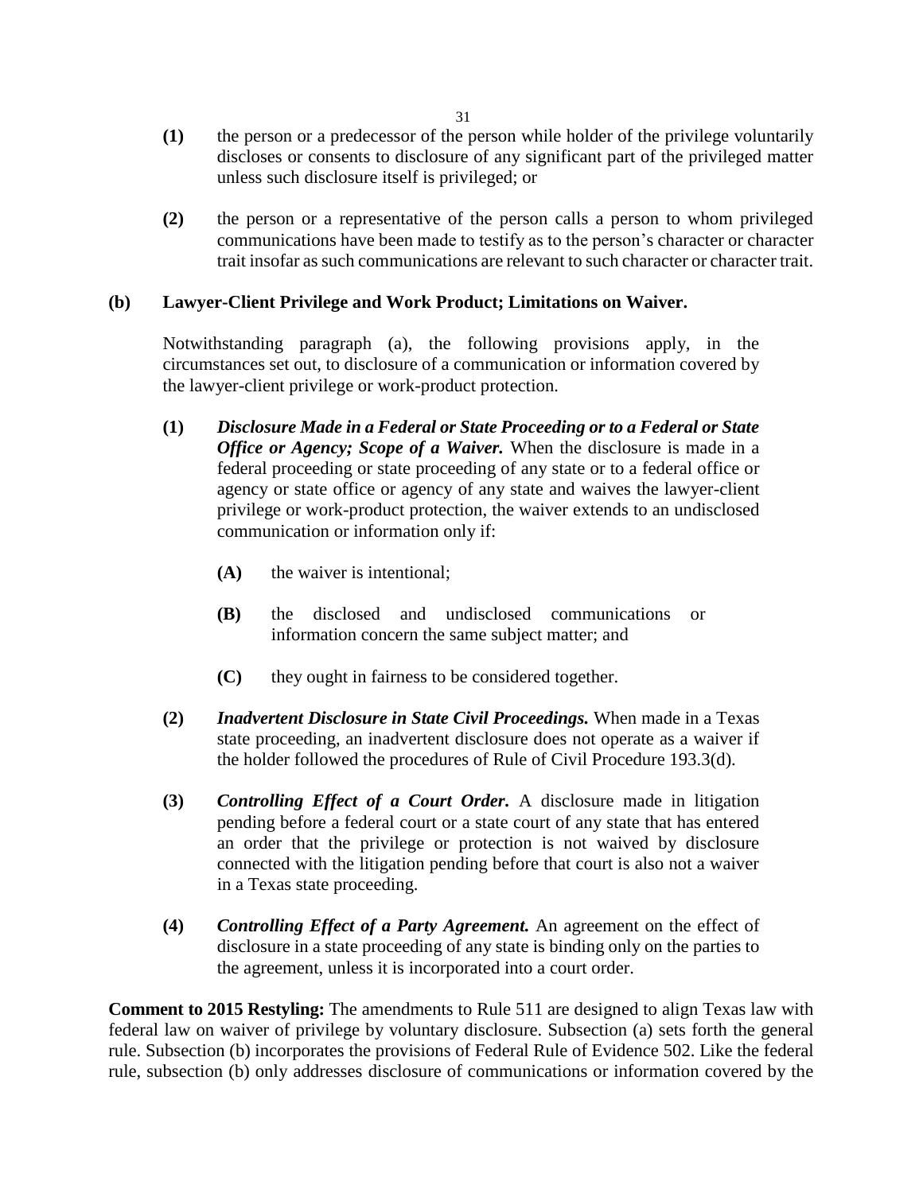**(1)** the person or a predecessor of the person while holder of the privilege voluntarily discloses or consents to disclosure of any significant part of the privileged matter unless such disclosure itself is privileged; or

**(2)** the person or a representative of the person calls a person to whom privileged communications have been made to testify as to the person's character or character trait insofar as such communications are relevant to such character or character trait.

**(b) Lawyer-Client Privilege and Work Product; Limitations on Waiver.**

Notwithstanding paragraph (a), the following provisions apply, in the circumstances set out, to disclosure of a communication or information covered by the lawyer-client privilege or work-product protection.

**(1)** ***Disclosure Made in a Federal or State Proceeding or to a Federal or State Office or Agency; Scope of a Waiver.*** When the disclosure is made in a federal proceeding or state proceeding of any state or to a federal office or agency or state office or agency of any state and waives the lawyer-client privilege or work-product protection, the waiver extends to an undisclosed communication or information only if:

**(A)** the waiver is intentional;

**(B)** the disclosed and undisclosed communications or information concern the same subject matter; and

**(C)** they ought in fairness to be considered together.

**(2)** ***Inadvertent Disclosure in State Civil Proceedings.*** When made in a Texas state proceeding, an inadvertent disclosure does not operate as a waiver if the holder followed the procedures of Rule of Civil Procedure 193.3(d).

**(3)** ***Controlling Effect of a Court Order.*** A disclosure made in litigation pending before a federal court or a state court of any state that has entered an order that the privilege or protection is not waived by disclosure connected with the litigation pending before that court is also not a waiver in a Texas state proceeding.

**(4)** ***Controlling Effect of a Party Agreement.*** An agreement on the effect of disclosure in a state proceeding of any state is binding only on the parties to the agreement, unless it is incorporated into a court order.

**Comment to 2015 Restyling:** The amendments to Rule 511 are designed to align Texas law with federal law on waiver of privilege by voluntary disclosure. Subsection (a) sets forth the general rule. Subsection (b) incorporates the provisions of Federal Rule of Evidence 502. Like the federal rule, subsection (b) only addresses disclosure of communications or information covered by the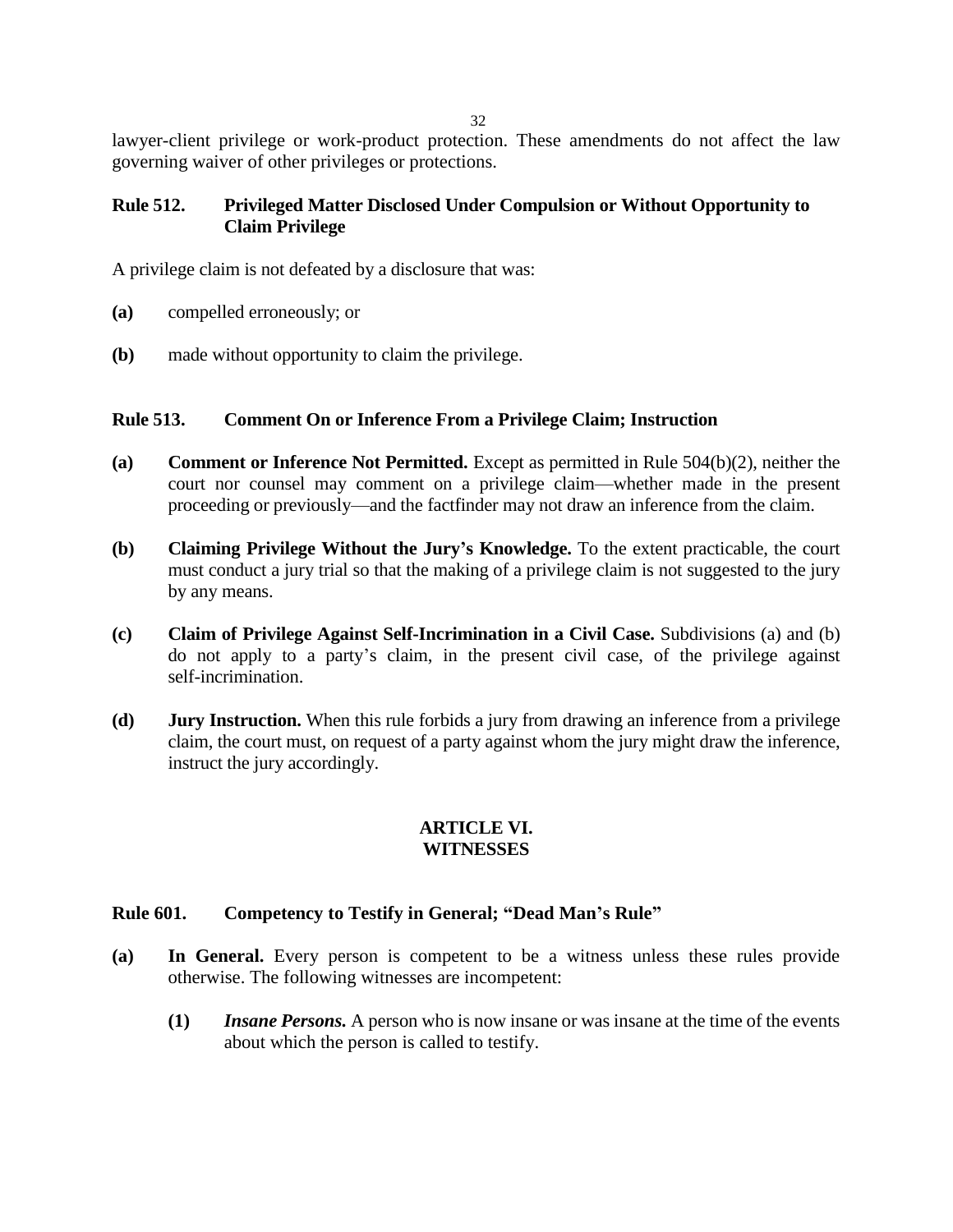lawyer-client privilege or work-product protection. These amendments do not affect the law governing waiver of other privileges or protections.

### Rule 512. Privileged Matter Disclosed Under Compulsion or Without Opportunity to Claim Privilege

A privilege claim is not defeated by a disclosure that was:

**(a)** compelled erroneously; or

**(b)** made without opportunity to claim the privilege.

### Rule 513. Comment On or Inference From a Privilege Claim; Instruction

**(a)** **Comment or Inference Not Permitted.** Except as permitted in Rule 504(b)(2), neither the court nor counsel may comment on a privilege claim—whether made in the present proceeding or previously—and the factfinder may not draw an inference from the claim.

**(b)** **Claiming Privilege Without the Jury's Knowledge.** To the extent practicable, the court must conduct a jury trial so that the making of a privilege claim is not suggested to the jury by any means.

**(c)** **Claim of Privilege Against Self-Incrimination in a Civil Case.** Subdivisions (a) and (b) do not apply to a party's claim, in the present civil case, of the privilege against self-incrimination.

**(d)** **Jury Instruction.** When this rule forbids a jury from drawing an inference from a privilege claim, the court must, on request of a party against whom the jury might draw the inference, instruct the jury accordingly.

## ARTICLE VI.
## WITNESSES

### Rule 601. Competency to Testify in General; "Dead Man's Rule"

**(a)** **In General.** Every person is competent to be a witness unless these rules provide otherwise. The following witnesses are incompetent:

> **(1)** ***Insane Persons.*** A person who is now insane or was insane at the time of the events about which the person is called to testify.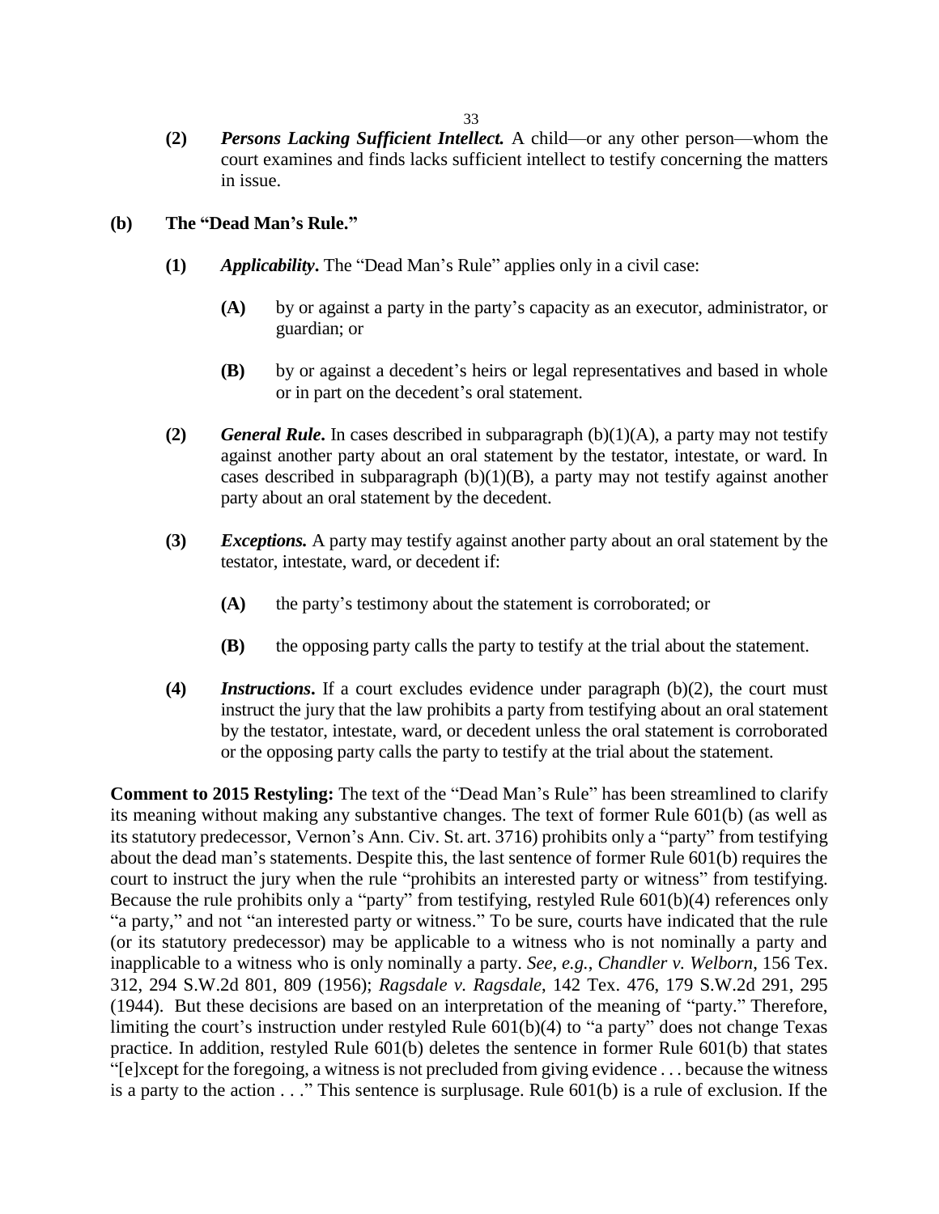**(2)** ***Persons Lacking Sufficient Intellect.*** A child—or any other person—whom the court examines and finds lacks sufficient intellect to testify concerning the matters in issue.

**(b) The "Dead Man's Rule."**

**(1)** ***Applicability*.** The "Dead Man's Rule" applies only in a civil case:

**(A)** by or against a party in the party's capacity as an executor, administrator, or guardian; or

**(B)** by or against a decedent's heirs or legal representatives and based in whole or in part on the decedent's oral statement.

**(2)** ***General Rule*.** In cases described in subparagraph (b)(1)(A), a party may not testify against another party about an oral statement by the testator, intestate, or ward. In cases described in subparagraph (b)(1)(B), a party may not testify against another party about an oral statement by the decedent.

**(3)** ***Exceptions.*** A party may testify against another party about an oral statement by the testator, intestate, ward, or decedent if:

**(A)** the party's testimony about the statement is corroborated; or

**(B)** the opposing party calls the party to testify at the trial about the statement.

**(4)** ***Instructions*.** If a court excludes evidence under paragraph (b)(2), the court must instruct the jury that the law prohibits a party from testifying about an oral statement by the testator, intestate, ward, or decedent unless the oral statement is corroborated or the opposing party calls the party to testify at the trial about the statement.

**Comment to 2015 Restyling:** The text of the "Dead Man's Rule" has been streamlined to clarify its meaning without making any substantive changes. The text of former Rule 601(b) (as well as its statutory predecessor, Vernon's Ann. Civ. St. art. 3716) prohibits only a "party" from testifying about the dead man's statements. Despite this, the last sentence of former Rule 601(b) requires the court to instruct the jury when the rule "prohibits an interested party or witness" from testifying. Because the rule prohibits only a "party" from testifying, restyled Rule 601(b)(4) references only "a party," and not "an interested party or witness." To be sure, courts have indicated that the rule (or its statutory predecessor) may be applicable to a witness who is not nominally a party and inapplicable to a witness who is only nominally a party. *See, e.g.*, *Chandler v. Welborn*, 156 Tex. 312, 294 S.W.2d 801, 809 (1956); *Ragsdale v. Ragsdale*, 142 Tex. 476, 179 S.W.2d 291, 295 (1944). But these decisions are based on an interpretation of the meaning of "party." Therefore, limiting the court's instruction under restyled Rule 601(b)(4) to "a party" does not change Texas practice. In addition, restyled Rule 601(b) deletes the sentence in former Rule 601(b) that states "[e]xcept for the foregoing, a witness is not precluded from giving evidence . . . because the witness is a party to the action . . ." This sentence is surplusage. Rule 601(b) is a rule of exclusion. If the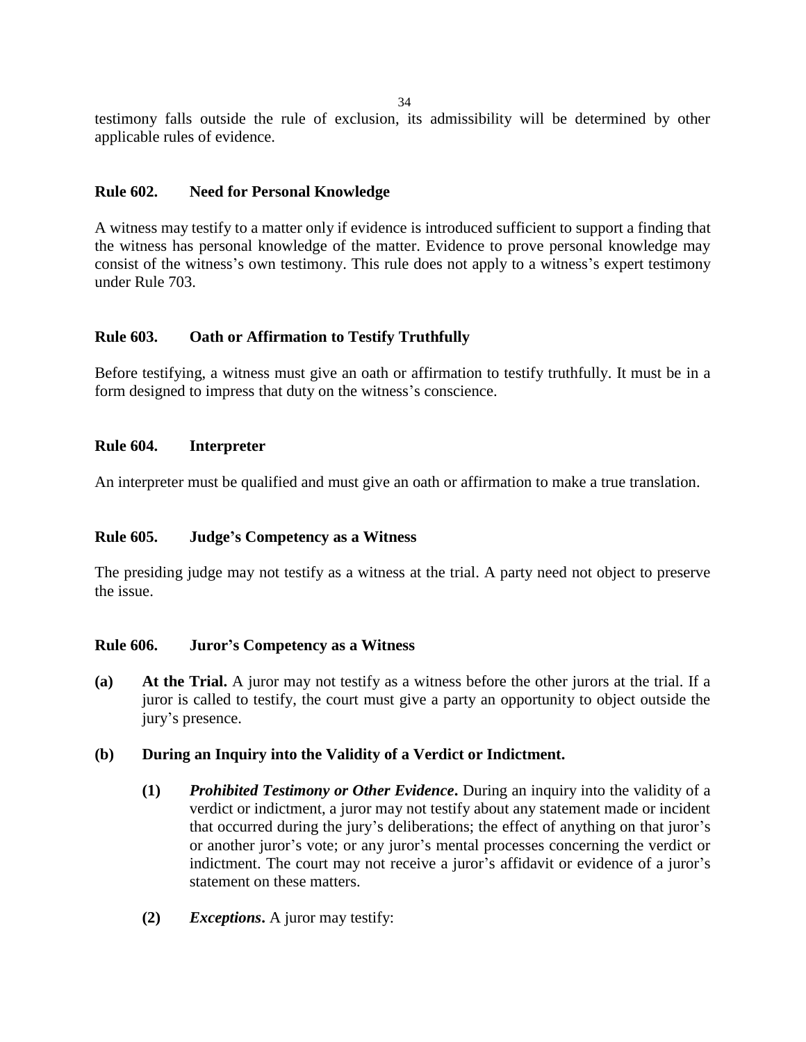testimony falls outside the rule of exclusion, its admissibility will be determined by other applicable rules of evidence.

### Rule 602. Need for Personal Knowledge

A witness may testify to a matter only if evidence is introduced sufficient to support a finding that the witness has personal knowledge of the matter. Evidence to prove personal knowledge may consist of the witness's own testimony. This rule does not apply to a witness's expert testimony under Rule 703.

### Rule 603. Oath or Affirmation to Testify Truthfully

Before testifying, a witness must give an oath or affirmation to testify truthfully. It must be in a form designed to impress that duty on the witness's conscience.

### Rule 604. Interpreter

An interpreter must be qualified and must give an oath or affirmation to make a true translation.

### Rule 605. Judge's Competency as a Witness

The presiding judge may not testify as a witness at the trial. A party need not object to preserve the issue.

### Rule 606. Juror's Competency as a Witness

**(a) At the Trial.** A juror may not testify as a witness before the other jurors at the trial. If a juror is called to testify, the court must give a party an opportunity to object outside the jury's presence.

**(b) During an Inquiry into the Validity of a Verdict or Indictment.**

> **(1)** ***Prohibited Testimony or Other Evidence*.** During an inquiry into the validity of a verdict or indictment, a juror may not testify about any statement made or incident that occurred during the jury's deliberations; the effect of anything on that juror's or another juror's vote; or any juror's mental processes concerning the verdict or indictment. The court may not receive a juror's affidavit or evidence of a juror's statement on these matters.
>
> **(2)** ***Exceptions*.** A juror may testify: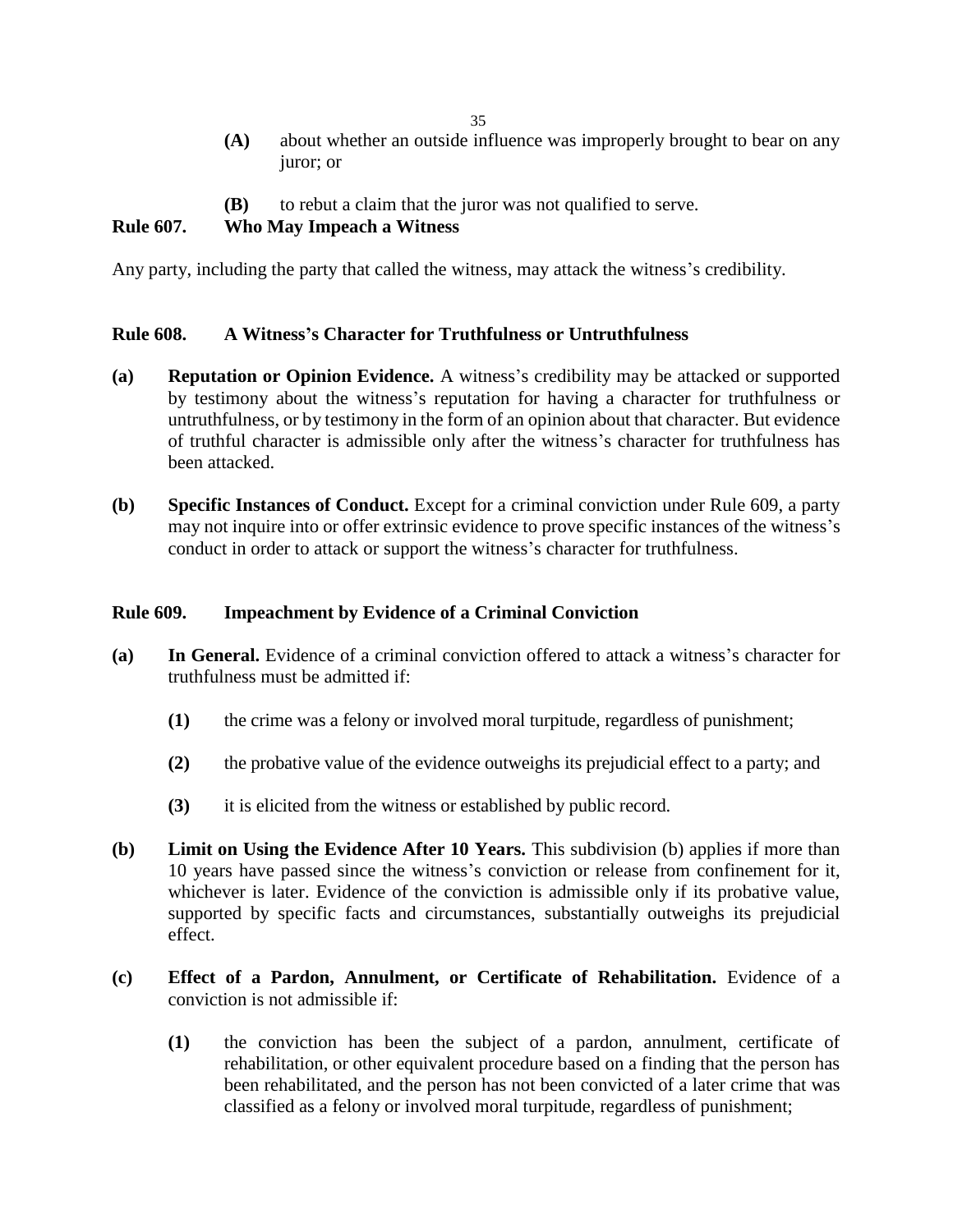- **(A)** about whether an outside influence was improperly brought to bear on any juror; or

- **(B)** to rebut a claim that the juror was not qualified to serve.

## Rule 607. Who May Impeach a Witness

Any party, including the party that called the witness, may attack the witness's credibility.

## Rule 608. A Witness's Character for Truthfulness or Untruthfulness

**(a) Reputation or Opinion Evidence.** A witness's credibility may be attacked or supported by testimony about the witness's reputation for having a character for truthfulness or untruthfulness, or by testimony in the form of an opinion about that character. But evidence of truthful character is admissible only after the witness's character for truthfulness has been attacked.

**(b) Specific Instances of Conduct.** Except for a criminal conviction under Rule 609, a party may not inquire into or offer extrinsic evidence to prove specific instances of the witness's conduct in order to attack or support the witness's character for truthfulness.

## Rule 609. Impeachment by Evidence of a Criminal Conviction

**(a) In General.** Evidence of a criminal conviction offered to attack a witness's character for truthfulness must be admitted if:

- **(1)** the crime was a felony or involved moral turpitude, regardless of punishment;

- **(2)** the probative value of the evidence outweighs its prejudicial effect to a party; and

- **(3)** it is elicited from the witness or established by public record.

**(b) Limit on Using the Evidence After 10 Years.** This subdivision (b) applies if more than 10 years have passed since the witness's conviction or release from confinement for it, whichever is later. Evidence of the conviction is admissible only if its probative value, supported by specific facts and circumstances, substantially outweighs its prejudicial effect.

**(c) Effect of a Pardon, Annulment, or Certificate of Rehabilitation.** Evidence of a conviction is not admissible if:

- **(1)** the conviction has been the subject of a pardon, annulment, certificate of rehabilitation, or other equivalent procedure based on a finding that the person has been rehabilitated, and the person has not been convicted of a later crime that was classified as a felony or involved moral turpitude, regardless of punishment;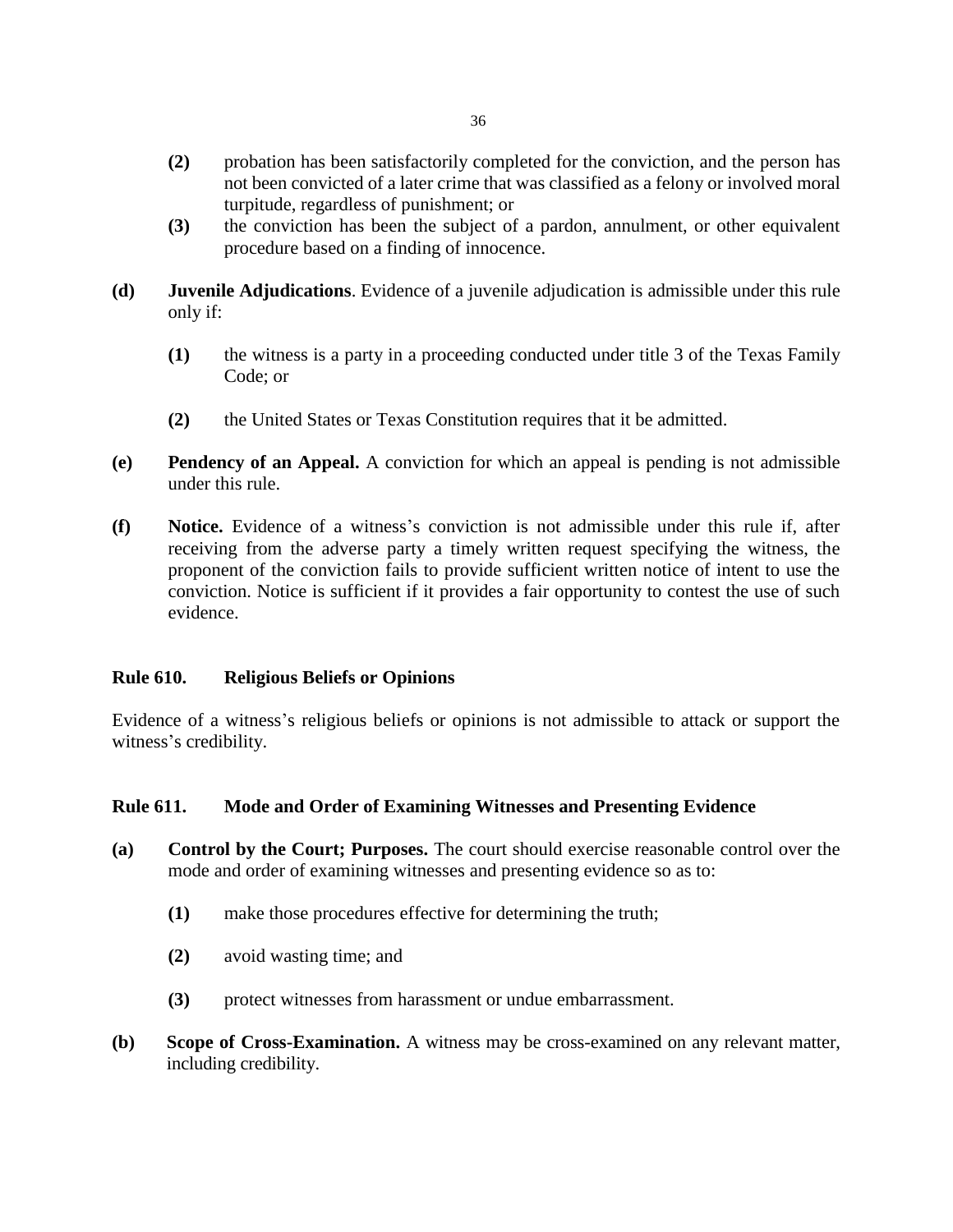**(2)** probation has been satisfactorily completed for the conviction, and the person has not been convicted of a later crime that was classified as a felony or involved moral turpitude, regardless of punishment; or

**(3)** the conviction has been the subject of a pardon, annulment, or other equivalent procedure based on a finding of innocence.

**(d) Juvenile Adjudications**. Evidence of a juvenile adjudication is admissible under this rule only if:

**(1)** the witness is a party in a proceeding conducted under title 3 of the Texas Family Code; or

**(2)** the United States or Texas Constitution requires that it be admitted.

**(e) Pendency of an Appeal.** A conviction for which an appeal is pending is not admissible under this rule.

**(f) Notice.** Evidence of a witness's conviction is not admissible under this rule if, after receiving from the adverse party a timely written request specifying the witness, the proponent of the conviction fails to provide sufficient written notice of intent to use the conviction. Notice is sufficient if it provides a fair opportunity to contest the use of such evidence.

## Rule 610. Religious Beliefs or Opinions

Evidence of a witness's religious beliefs or opinions is not admissible to attack or support the witness's credibility.

## Rule 611. Mode and Order of Examining Witnesses and Presenting Evidence

**(a) Control by the Court; Purposes.** The court should exercise reasonable control over the mode and order of examining witnesses and presenting evidence so as to:

**(1)** make those procedures effective for determining the truth;

**(2)** avoid wasting time; and

**(3)** protect witnesses from harassment or undue embarrassment.

**(b) Scope of Cross-Examination.** A witness may be cross-examined on any relevant matter, including credibility.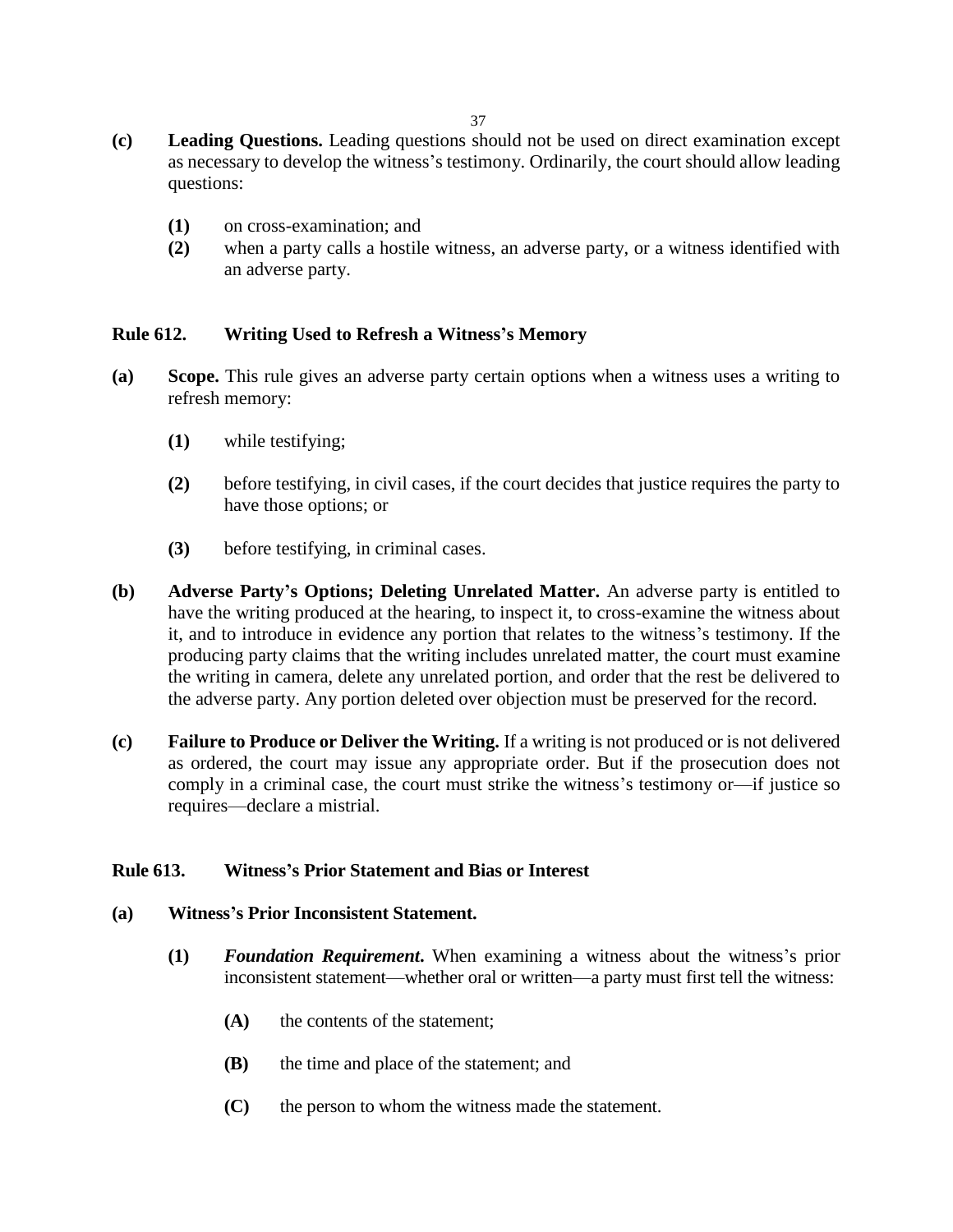**(c) Leading Questions.** Leading questions should not be used on direct examination except as necessary to develop the witness's testimony. Ordinarily, the court should allow leading questions:

- **(1)** on cross-examination; and
- **(2)** when a party calls a hostile witness, an adverse party, or a witness identified with an adverse party.

## Rule 612. Writing Used to Refresh a Witness's Memory

**(a) Scope.** This rule gives an adverse party certain options when a witness uses a writing to refresh memory:

- **(1)** while testifying;
- **(2)** before testifying, in civil cases, if the court decides that justice requires the party to have those options; or
- **(3)** before testifying, in criminal cases.

**(b) Adverse Party's Options; Deleting Unrelated Matter.** An adverse party is entitled to have the writing produced at the hearing, to inspect it, to cross-examine the witness about it, and to introduce in evidence any portion that relates to the witness's testimony. If the producing party claims that the writing includes unrelated matter, the court must examine the writing in camera, delete any unrelated portion, and order that the rest be delivered to the adverse party. Any portion deleted over objection must be preserved for the record.

**(c) Failure to Produce or Deliver the Writing.** If a writing is not produced or is not delivered as ordered, the court may issue any appropriate order. But if the prosecution does not comply in a criminal case, the court must strike the witness's testimony or—if justice so requires—declare a mistrial.

## Rule 613. Witness's Prior Statement and Bias or Interest

**(a) Witness's Prior Inconsistent Statement.**

**(1)** ***Foundation Requirement*.** When examining a witness about the witness's prior inconsistent statement—whether oral or written—a party must first tell the witness:

- **(A)** the contents of the statement;
- **(B)** the time and place of the statement; and
- **(C)** the person to whom the witness made the statement.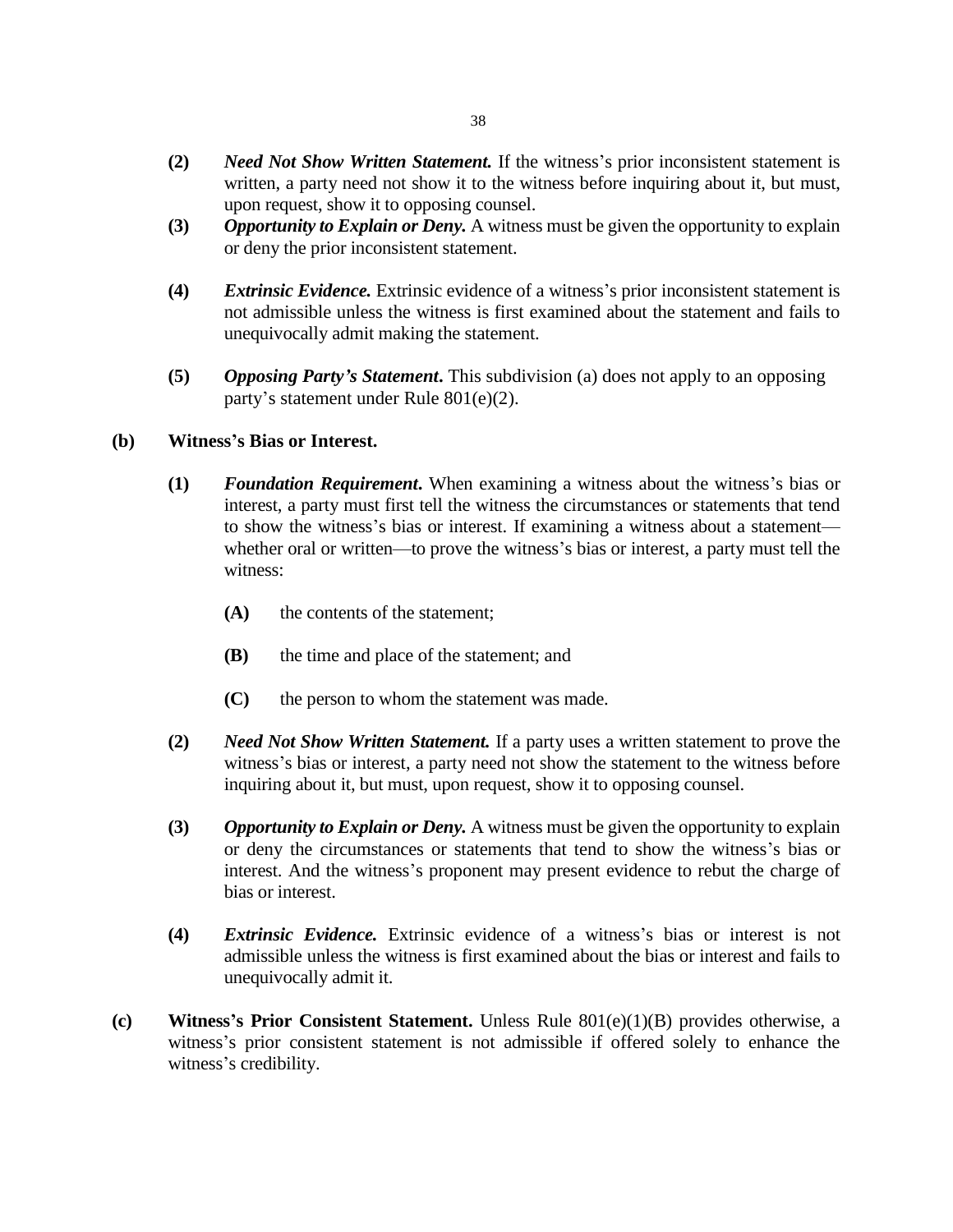**(2)** ***Need Not Show Written Statement.*** If the witness's prior inconsistent statement is written, a party need not show it to the witness before inquiring about it, but must, upon request, show it to opposing counsel.

**(3)** ***Opportunity to Explain or Deny.*** A witness must be given the opportunity to explain or deny the prior inconsistent statement.

**(4)** ***Extrinsic Evidence.*** Extrinsic evidence of a witness's prior inconsistent statement is not admissible unless the witness is first examined about the statement and fails to unequivocally admit making the statement.

**(5)** ***Opposing Party's Statement*****.** This subdivision (a) does not apply to an opposing party's statement under Rule 801(e)(2).

**(b) Witness's Bias or Interest.**

**(1)** ***Foundation Requirement*****.** When examining a witness about the witness's bias or interest, a party must first tell the witness the circumstances or statements that tend to show the witness's bias or interest. If examining a witness about a statement—whether oral or written—to prove the witness's bias or interest, a party must tell the witness:

**(A)** the contents of the statement;

**(B)** the time and place of the statement; and

**(C)** the person to whom the statement was made.

**(2)** ***Need Not Show Written Statement.*** If a party uses a written statement to prove the witness's bias or interest, a party need not show the statement to the witness before inquiring about it, but must, upon request, show it to opposing counsel.

**(3)** ***Opportunity to Explain or Deny.*** A witness must be given the opportunity to explain or deny the circumstances or statements that tend to show the witness's bias or interest. And the witness's proponent may present evidence to rebut the charge of bias or interest.

**(4)** ***Extrinsic Evidence.*** Extrinsic evidence of a witness's bias or interest is not admissible unless the witness is first examined about the bias or interest and fails to unequivocally admit it.

**(c) Witness's Prior Consistent Statement.** Unless Rule 801(e)(1)(B) provides otherwise, a witness's prior consistent statement is not admissible if offered solely to enhance the witness's credibility.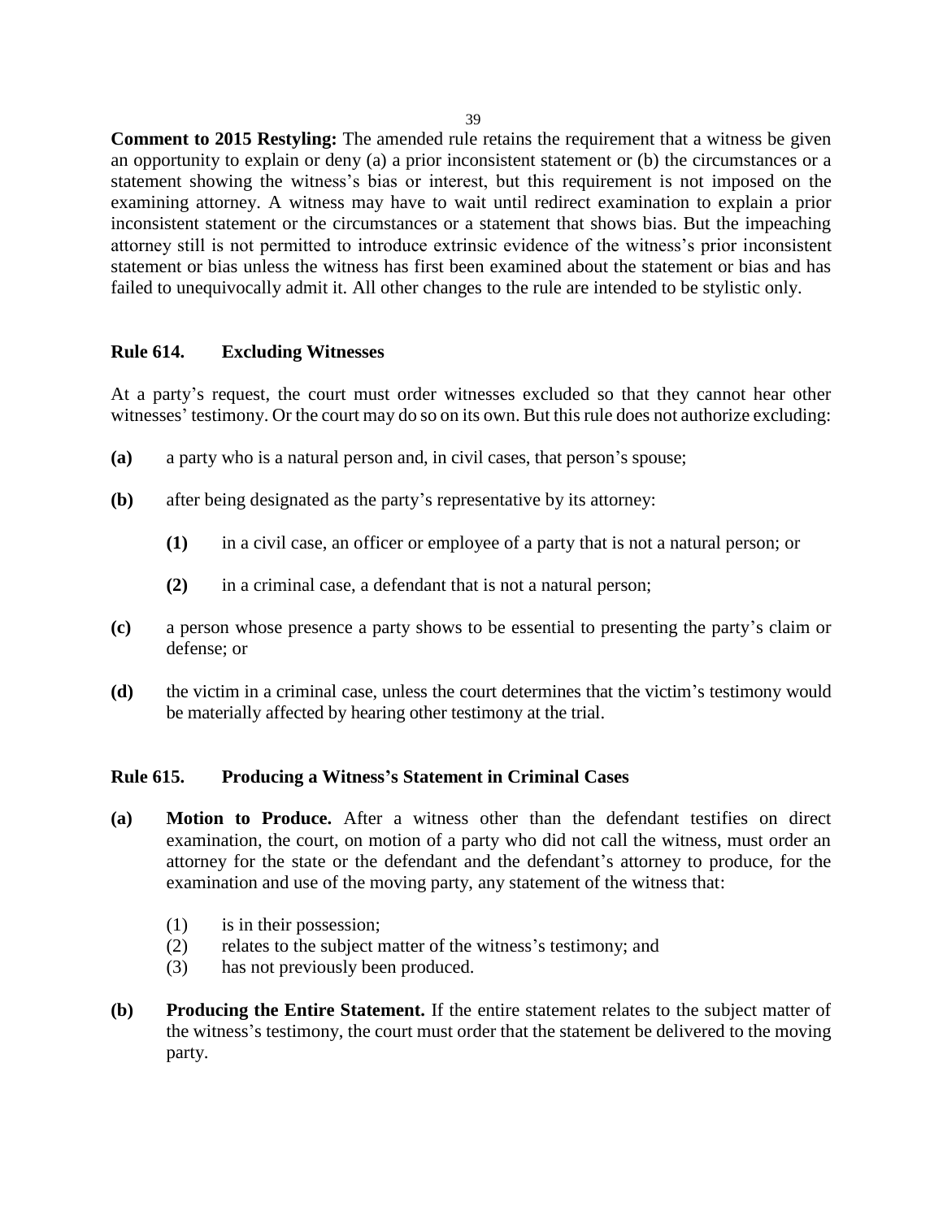**Comment to 2015 Restyling:** The amended rule retains the requirement that a witness be given an opportunity to explain or deny (a) a prior inconsistent statement or (b) the circumstances or a statement showing the witness's bias or interest, but this requirement is not imposed on the examining attorney. A witness may have to wait until redirect examination to explain a prior inconsistent statement or the circumstances or a statement that shows bias. But the impeaching attorney still is not permitted to introduce extrinsic evidence of the witness's prior inconsistent statement or bias unless the witness has first been examined about the statement or bias and has failed to unequivocally admit it. All other changes to the rule are intended to be stylistic only.

### Rule 614. Excluding Witnesses

At a party's request, the court must order witnesses excluded so that they cannot hear other witnesses' testimony. Or the court may do so on its own. But this rule does not authorize excluding:

**(a)** a party who is a natural person and, in civil cases, that person's spouse;

**(b)** after being designated as the party's representative by its attorney:

- **(1)** in a civil case, an officer or employee of a party that is not a natural person; or
- **(2)** in a criminal case, a defendant that is not a natural person;

**(c)** a person whose presence a party shows to be essential to presenting the party's claim or defense; or

**(d)** the victim in a criminal case, unless the court determines that the victim's testimony would be materially affected by hearing other testimony at the trial.

### Rule 615. Producing a Witness's Statement in Criminal Cases

**(a)** **Motion to Produce.** After a witness other than the defendant testifies on direct examination, the court, on motion of a party who did not call the witness, must order an attorney for the state or the defendant and the defendant's attorney to produce, for the examination and use of the moving party, any statement of the witness that:

- (1) is in their possession;
- (2) relates to the subject matter of the witness's testimony; and
- (3) has not previously been produced.

**(b)** **Producing the Entire Statement.** If the entire statement relates to the subject matter of the witness's testimony, the court must order that the statement be delivered to the moving party.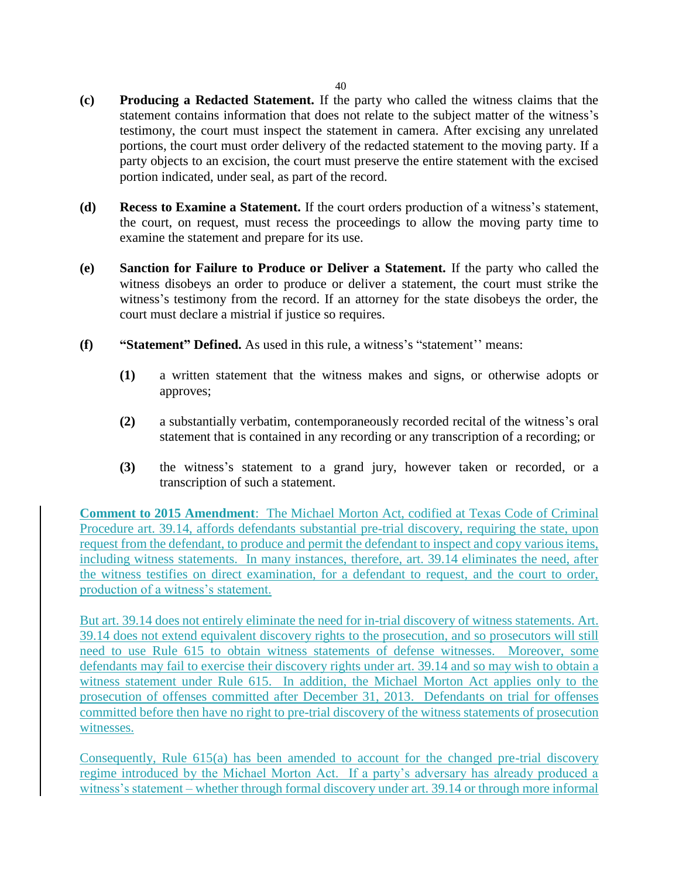**(c)** **Producing a Redacted Statement.** If the party who called the witness claims that the statement contains information that does not relate to the subject matter of the witness's testimony, the court must inspect the statement in camera. After excising any unrelated portions, the court must order delivery of the redacted statement to the moving party. If a party objects to an excision, the court must preserve the entire statement with the excised portion indicated, under seal, as part of the record.

**(d)** **Recess to Examine a Statement.** If the court orders production of a witness's statement, the court, on request, must recess the proceedings to allow the moving party time to examine the statement and prepare for its use.

**(e)** **Sanction for Failure to Produce or Deliver a Statement.** If the party who called the witness disobeys an order to produce or deliver a statement, the court must strike the witness's testimony from the record. If an attorney for the state disobeys the order, the court must declare a mistrial if justice so requires.

**(f)** **"Statement" Defined.** As used in this rule, a witness's "statement'' means:

> **(1)** a written statement that the witness makes and signs, or otherwise adopts or approves;
>
> **(2)** a substantially verbatim, contemporaneously recorded recital of the witness's oral statement that is contained in any recording or any transcription of a recording; or
>
> **(3)** the witness's statement to a grand jury, however taken or recorded, or a transcription of such a statement.

**Comment to 2015 Amendment**: The Michael Morton Act, codified at Texas Code of Criminal Procedure art. 39.14, affords defendants substantial pre-trial discovery, requiring the state, upon request from the defendant, to produce and permit the defendant to inspect and copy various items, including witness statements. In many instances, therefore, art. 39.14 eliminates the need, after the witness testifies on direct examination, for a defendant to request, and the court to order, production of a witness's statement.

But art. 39.14 does not entirely eliminate the need for in-trial discovery of witness statements. Art. 39.14 does not extend equivalent discovery rights to the prosecution, and so prosecutors will still need to use Rule 615 to obtain witness statements of defense witnesses. Moreover, some defendants may fail to exercise their discovery rights under art. 39.14 and so may wish to obtain a witness statement under Rule 615. In addition, the Michael Morton Act applies only to the prosecution of offenses committed after December 31, 2013. Defendants on trial for offenses committed before then have no right to pre-trial discovery of the witness statements of prosecution witnesses.

Consequently, Rule 615(a) has been amended to account for the changed pre-trial discovery regime introduced by the Michael Morton Act. If a party's adversary has already produced a witness's statement – whether through formal discovery under art. 39.14 or through more informal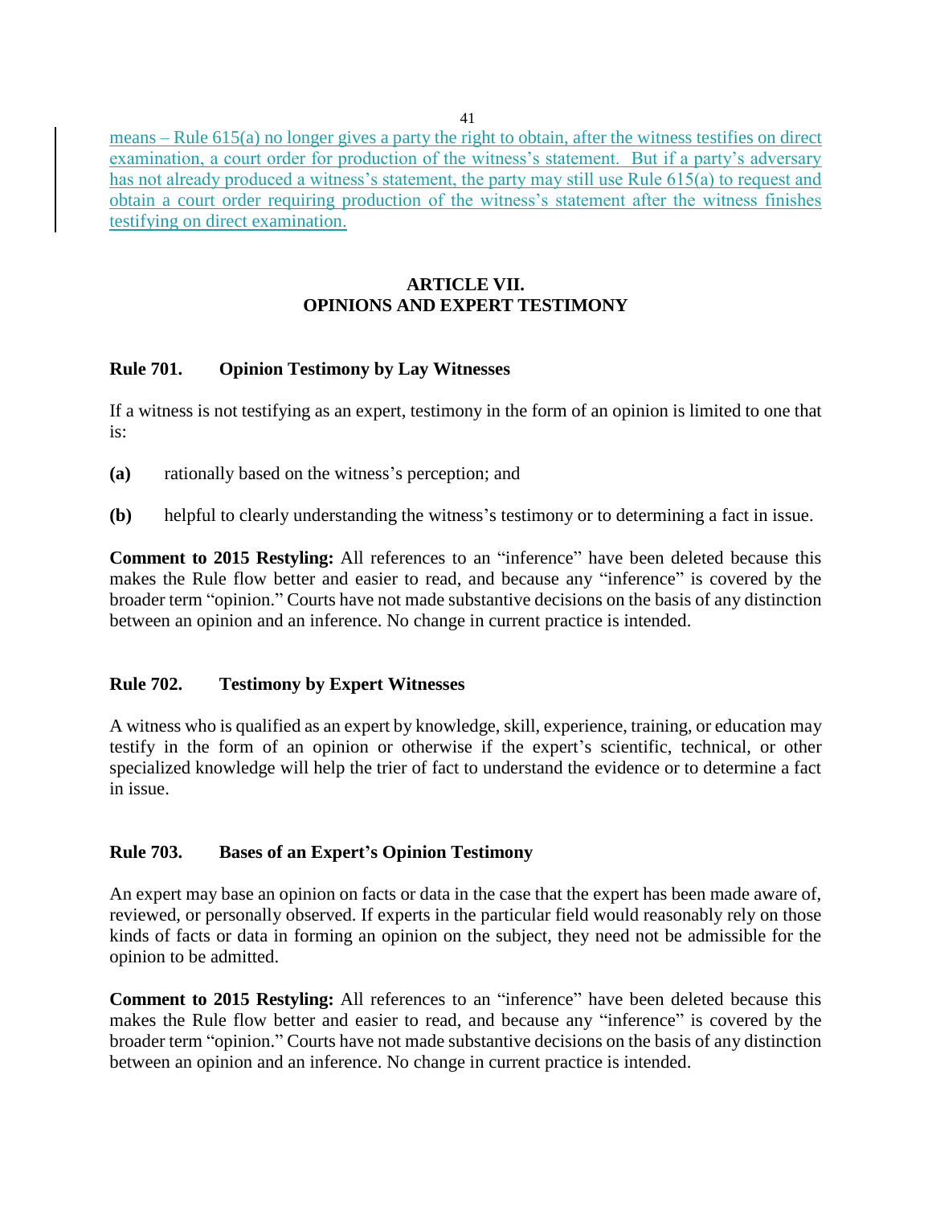means – Rule 615(a) no longer gives a party the right to obtain, after the witness testifies on direct examination, a court order for production of the witness's statement. But if a party's adversary has not already produced a witness's statement, the party may still use Rule 615(a) to request and obtain a court order requiring production of the witness's statement after the witness finishes testifying on direct examination.

## ARTICLE VII.
## OPINIONS AND EXPERT TESTIMONY

### Rule 701. Opinion Testimony by Lay Witnesses

If a witness is not testifying as an expert, testimony in the form of an opinion is limited to one that is:

**(a)** rationally based on the witness's perception; and

**(b)** helpful to clearly understanding the witness's testimony or to determining a fact in issue.

**Comment to 2015 Restyling:** All references to an "inference" have been deleted because this makes the Rule flow better and easier to read, and because any "inference" is covered by the broader term "opinion." Courts have not made substantive decisions on the basis of any distinction between an opinion and an inference. No change in current practice is intended.

### Rule 702. Testimony by Expert Witnesses

A witness who is qualified as an expert by knowledge, skill, experience, training, or education may testify in the form of an opinion or otherwise if the expert's scientific, technical, or other specialized knowledge will help the trier of fact to understand the evidence or to determine a fact in issue.

### Rule 703. Bases of an Expert's Opinion Testimony

An expert may base an opinion on facts or data in the case that the expert has been made aware of, reviewed, or personally observed. If experts in the particular field would reasonably rely on those kinds of facts or data in forming an opinion on the subject, they need not be admissible for the opinion to be admitted.

**Comment to 2015 Restyling:** All references to an "inference" have been deleted because this makes the Rule flow better and easier to read, and because any "inference" is covered by the broader term "opinion." Courts have not made substantive decisions on the basis of any distinction between an opinion and an inference. No change in current practice is intended.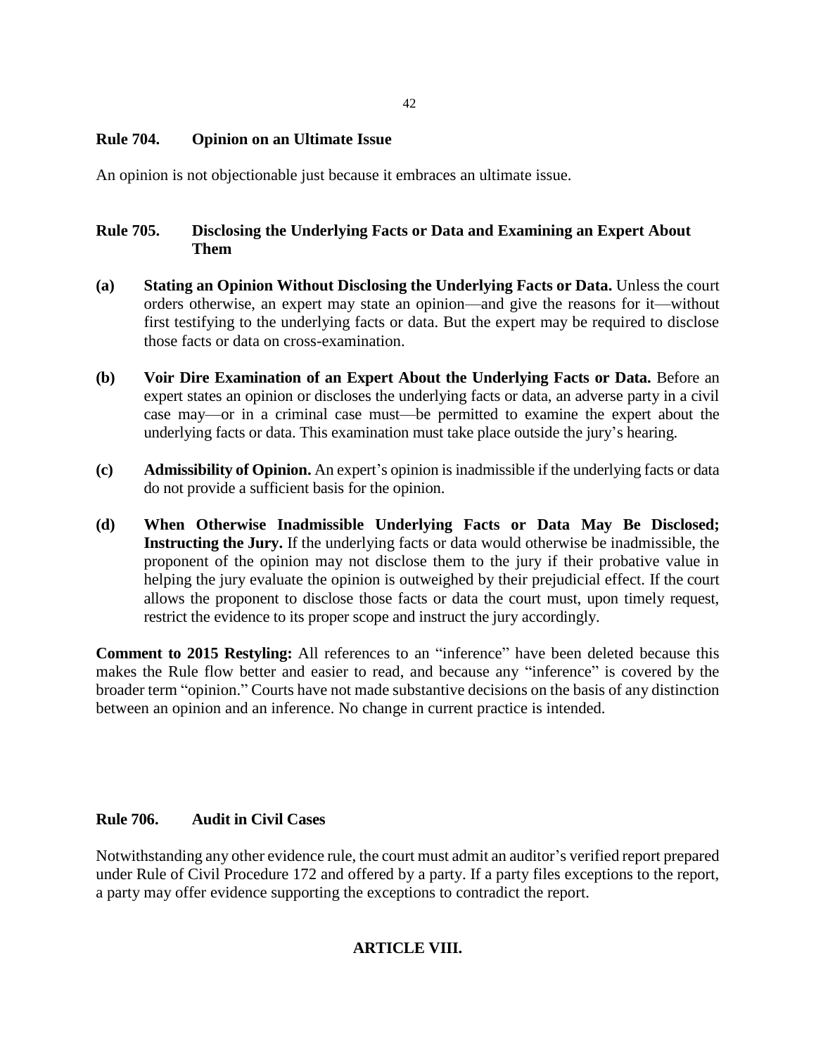## Rule 704. Opinion on an Ultimate Issue

An opinion is not objectionable just because it embraces an ultimate issue.

## Rule 705. Disclosing the Underlying Facts or Data and Examining an Expert About Them

**(a) Stating an Opinion Without Disclosing the Underlying Facts or Data.** Unless the court orders otherwise, an expert may state an opinion—and give the reasons for it—without first testifying to the underlying facts or data. But the expert may be required to disclose those facts or data on cross-examination.

**(b) Voir Dire Examination of an Expert About the Underlying Facts or Data.** Before an expert states an opinion or discloses the underlying facts or data, an adverse party in a civil case may—or in a criminal case must—be permitted to examine the expert about the underlying facts or data. This examination must take place outside the jury's hearing.

**(c) Admissibility of Opinion.** An expert's opinion is inadmissible if the underlying facts or data do not provide a sufficient basis for the opinion.

**(d) When Otherwise Inadmissible Underlying Facts or Data May Be Disclosed; Instructing the Jury.** If the underlying facts or data would otherwise be inadmissible, the proponent of the opinion may not disclose them to the jury if their probative value in helping the jury evaluate the opinion is outweighed by their prejudicial effect. If the court allows the proponent to disclose those facts or data the court must, upon timely request, restrict the evidence to its proper scope and instruct the jury accordingly.

**Comment to 2015 Restyling:** All references to an "inference" have been deleted because this makes the Rule flow better and easier to read, and because any "inference" is covered by the broader term "opinion." Courts have not made substantive decisions on the basis of any distinction between an opinion and an inference. No change in current practice is intended.

## Rule 706. Audit in Civil Cases

Notwithstanding any other evidence rule, the court must admit an auditor's verified report prepared under Rule of Civil Procedure 172 and offered by a party. If a party files exceptions to the report, a party may offer evidence supporting the exceptions to contradict the report.

# ARTICLE VIII.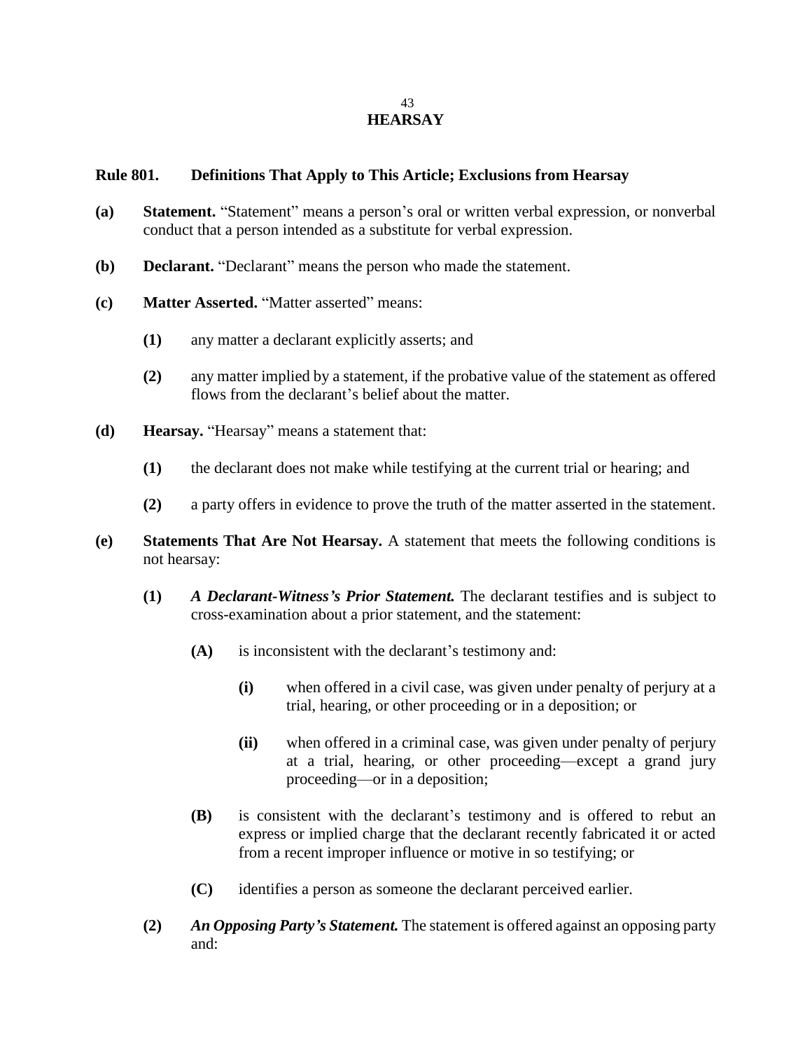# HEARSAY

## Rule 801. Definitions That Apply to This Article; Exclusions from Hearsay

**(a)** **Statement.** "Statement" means a person's oral or written verbal expression, or nonverbal conduct that a person intended as a substitute for verbal expression.

**(b)** **Declarant.** "Declarant" means the person who made the statement.

**(c)** **Matter Asserted.** "Matter asserted" means:

- **(1)** any matter a declarant explicitly asserts; and
- **(2)** any matter implied by a statement, if the probative value of the statement as offered flows from the declarant's belief about the matter.

**(d)** **Hearsay.** "Hearsay" means a statement that:

- **(1)** the declarant does not make while testifying at the current trial or hearing; and
- **(2)** a party offers in evidence to prove the truth of the matter asserted in the statement.

**(e)** **Statements That Are Not Hearsay.** A statement that meets the following conditions is not hearsay:

- **(1)** ***A Declarant-Witness's Prior Statement.*** The declarant testifies and is subject to cross-examination about a prior statement, and the statement:
  - **(A)** is inconsistent with the declarant's testimony and:
    - **(i)** when offered in a civil case, was given under penalty of perjury at a trial, hearing, or other proceeding or in a deposition; or
    - **(ii)** when offered in a criminal case, was given under penalty of perjury at a trial, hearing, or other proceeding—except a grand jury proceeding—or in a deposition;
  - **(B)** is consistent with the declarant's testimony and is offered to rebut an express or implied charge that the declarant recently fabricated it or acted from a recent improper influence or motive in so testifying; or
  - **(C)** identifies a person as someone the declarant perceived earlier.
- **(2)** ***An Opposing Party's Statement.*** The statement is offered against an opposing party and: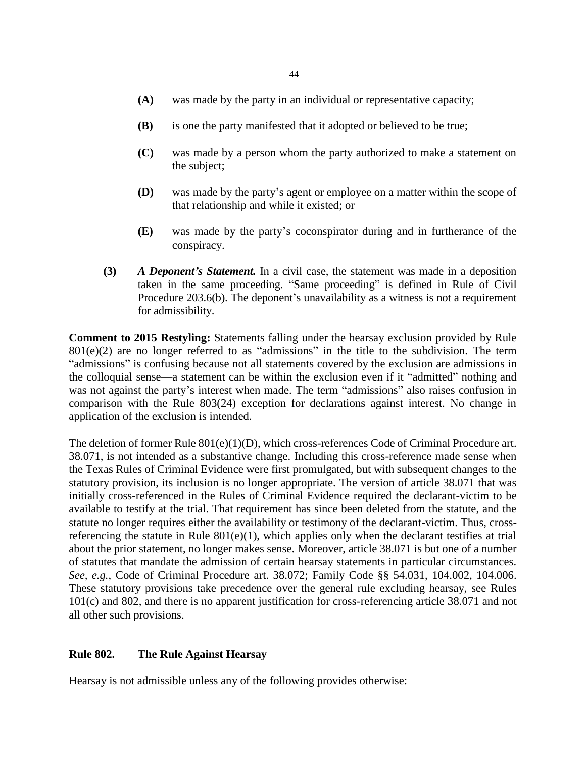**(A)** was made by the party in an individual or representative capacity;

**(B)** is one the party manifested that it adopted or believed to be true;

**(C)** was made by a person whom the party authorized to make a statement on the subject;

**(D)** was made by the party's agent or employee on a matter within the scope of that relationship and while it existed; or

**(E)** was made by the party's coconspirator during and in furtherance of the conspiracy.

**(3)** ***A Deponent's Statement.*** In a civil case, the statement was made in a deposition taken in the same proceeding. "Same proceeding" is defined in Rule of Civil Procedure 203.6(b). The deponent's unavailability as a witness is not a requirement for admissibility.

**Comment to 2015 Restyling:** Statements falling under the hearsay exclusion provided by Rule 801(e)(2) are no longer referred to as "admissions" in the title to the subdivision. The term "admissions" is confusing because not all statements covered by the exclusion are admissions in the colloquial sense—a statement can be within the exclusion even if it "admitted" nothing and was not against the party's interest when made. The term "admissions" also raises confusion in comparison with the Rule 803(24) exception for declarations against interest. No change in application of the exclusion is intended.

The deletion of former Rule 801(e)(1)(D), which cross-references Code of Criminal Procedure art. 38.071, is not intended as a substantive change. Including this cross-reference made sense when the Texas Rules of Criminal Evidence were first promulgated, but with subsequent changes to the statutory provision, its inclusion is no longer appropriate. The version of article 38.071 that was initially cross-referenced in the Rules of Criminal Evidence required the declarant-victim to be available to testify at the trial. That requirement has since been deleted from the statute, and the statute no longer requires either the availability or testimony of the declarant-victim. Thus, cross-referencing the statute in Rule 801(e)(1), which applies only when the declarant testifies at trial about the prior statement, no longer makes sense. Moreover, article 38.071 is but one of a number of statutes that mandate the admission of certain hearsay statements in particular circumstances. *See, e.g.*, Code of Criminal Procedure art. 38.072; Family Code §§ 54.031, 104.002, 104.006. These statutory provisions take precedence over the general rule excluding hearsay, see Rules 101(c) and 802, and there is no apparent justification for cross-referencing article 38.071 and not all other such provisions.

### Rule 802. The Rule Against Hearsay

Hearsay is not admissible unless any of the following provides otherwise: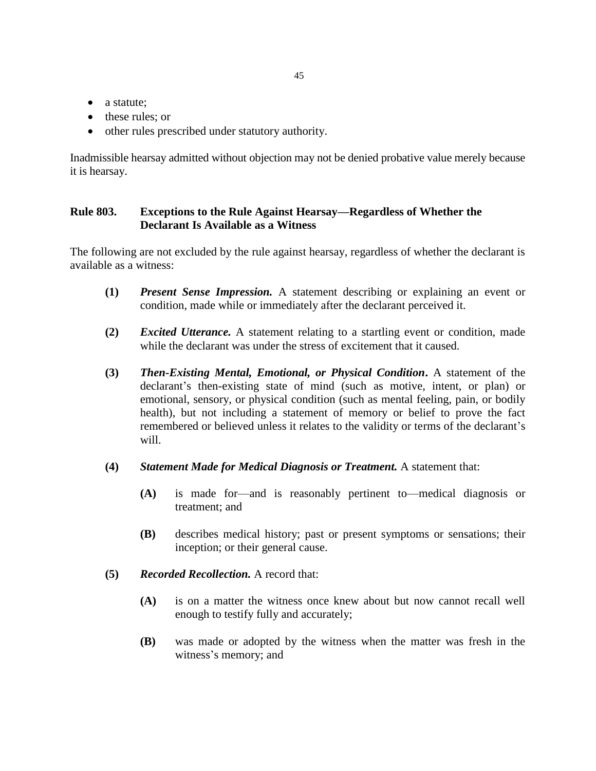- a statute;
- these rules; or
- other rules prescribed under statutory authority.

Inadmissible hearsay admitted without objection may not be denied probative value merely because it is hearsay.

### Rule 803. Exceptions to the Rule Against Hearsay—Regardless of Whether the Declarant Is Available as a Witness

The following are not excluded by the rule against hearsay, regardless of whether the declarant is available as a witness:

**(1)** ***Present Sense Impression.*** A statement describing or explaining an event or condition, made while or immediately after the declarant perceived it.

**(2)** ***Excited Utterance.*** A statement relating to a startling event or condition, made while the declarant was under the stress of excitement that it caused.

**(3)** ***Then-Existing Mental, Emotional, or Physical Condition.*** A statement of the declarant's then-existing state of mind (such as motive, intent, or plan) or emotional, sensory, or physical condition (such as mental feeling, pain, or bodily health), but not including a statement of memory or belief to prove the fact remembered or believed unless it relates to the validity or terms of the declarant's will.

**(4)** ***Statement Made for Medical Diagnosis or Treatment.*** A statement that:

> **(A)** is made for—and is reasonably pertinent to—medical diagnosis or treatment; and
>
> **(B)** describes medical history; past or present symptoms or sensations; their inception; or their general cause.

**(5)** ***Recorded Recollection.*** A record that:

> **(A)** is on a matter the witness once knew about but now cannot recall well enough to testify fully and accurately;
>
> **(B)** was made or adopted by the witness when the matter was fresh in the witness's memory; and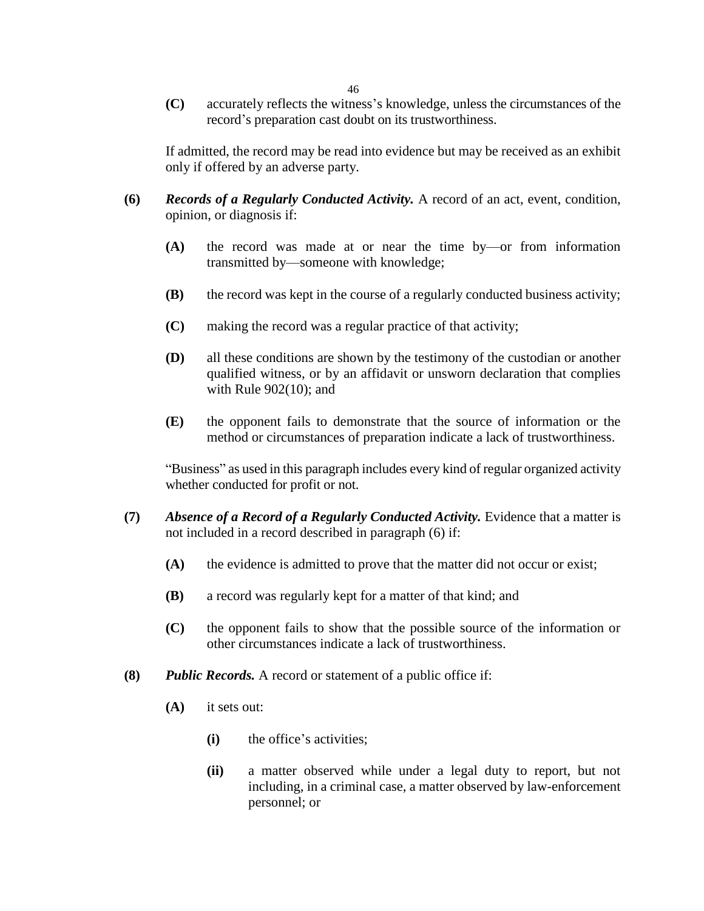**(C)** accurately reflects the witness's knowledge, unless the circumstances of the record's preparation cast doubt on its trustworthiness.

If admitted, the record may be read into evidence but may be received as an exhibit only if offered by an adverse party.

**(6)** ***Records of a Regularly Conducted Activity.*** A record of an act, event, condition, opinion, or diagnosis if:

**(A)** the record was made at or near the time by—or from information transmitted by—someone with knowledge;

**(B)** the record was kept in the course of a regularly conducted business activity;

**(C)** making the record was a regular practice of that activity;

**(D)** all these conditions are shown by the testimony of the custodian or another qualified witness, or by an affidavit or unsworn declaration that complies with Rule 902(10); and

**(E)** the opponent fails to demonstrate that the source of information or the method or circumstances of preparation indicate a lack of trustworthiness.

"Business" as used in this paragraph includes every kind of regular organized activity whether conducted for profit or not.

**(7)** ***Absence of a Record of a Regularly Conducted Activity.*** Evidence that a matter is not included in a record described in paragraph (6) if:

**(A)** the evidence is admitted to prove that the matter did not occur or exist;

**(B)** a record was regularly kept for a matter of that kind; and

**(C)** the opponent fails to show that the possible source of the information or other circumstances indicate a lack of trustworthiness.

**(8)** ***Public Records.*** A record or statement of a public office if:

**(A)** it sets out:

**(i)** the office's activities;

**(ii)** a matter observed while under a legal duty to report, but not including, in a criminal case, a matter observed by law-enforcement personnel; or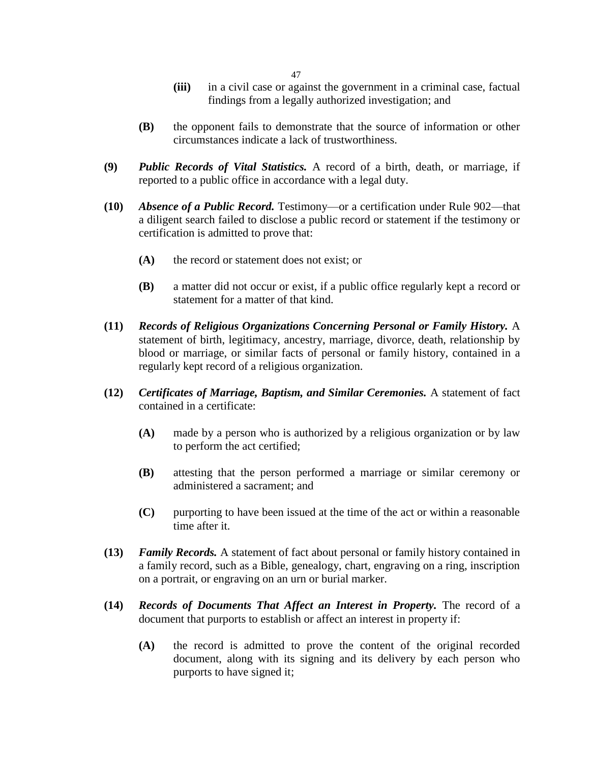- **(iii)** in a civil case or against the government in a criminal case, factual findings from a legally authorized investigation; and

- **(B)** the opponent fails to demonstrate that the source of information or other circumstances indicate a lack of trustworthiness.

**(9)** ***Public Records of Vital Statistics.*** A record of a birth, death, or marriage, if reported to a public office in accordance with a legal duty.

**(10)** ***Absence of a Public Record.*** Testimony—or a certification under Rule 902—that a diligent search failed to disclose a public record or statement if the testimony or certification is admitted to prove that:

- **(A)** the record or statement does not exist; or

- **(B)** a matter did not occur or exist, if a public office regularly kept a record or statement for a matter of that kind.

**(11)** ***Records of Religious Organizations Concerning Personal or Family History.*** A statement of birth, legitimacy, ancestry, marriage, divorce, death, relationship by blood or marriage, or similar facts of personal or family history, contained in a regularly kept record of a religious organization.

**(12)** ***Certificates of Marriage, Baptism, and Similar Ceremonies.*** A statement of fact contained in a certificate:

- **(A)** made by a person who is authorized by a religious organization or by law to perform the act certified;

- **(B)** attesting that the person performed a marriage or similar ceremony or administered a sacrament; and

- **(C)** purporting to have been issued at the time of the act or within a reasonable time after it.

**(13)** ***Family Records.*** A statement of fact about personal or family history contained in a family record, such as a Bible, genealogy, chart, engraving on a ring, inscription on a portrait, or engraving on an urn or burial marker.

**(14)** ***Records of Documents That Affect an Interest in Property.*** The record of a document that purports to establish or affect an interest in property if:

- **(A)** the record is admitted to prove the content of the original recorded document, along with its signing and its delivery by each person who purports to have signed it;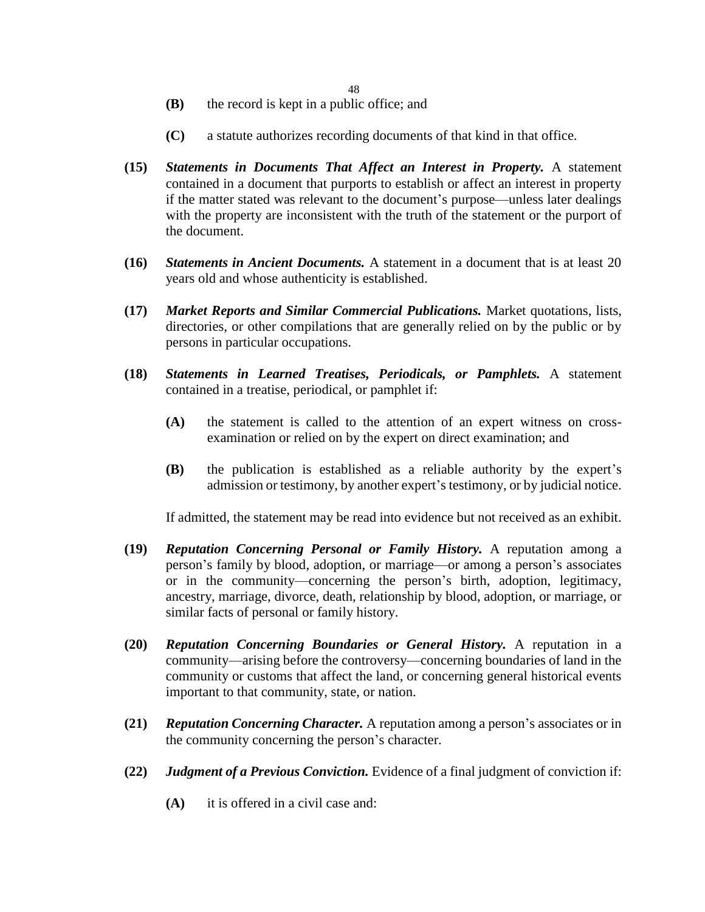**(B)** the record is kept in a public office; and

**(C)** a statute authorizes recording documents of that kind in that office.

**(15)** ***Statements in Documents That Affect an Interest in Property.*** A statement contained in a document that purports to establish or affect an interest in property if the matter stated was relevant to the document's purpose—unless later dealings with the property are inconsistent with the truth of the statement or the purport of the document.

**(16)** ***Statements in Ancient Documents.*** A statement in a document that is at least 20 years old and whose authenticity is established.

**(17)** ***Market Reports and Similar Commercial Publications.*** Market quotations, lists, directories, or other compilations that are generally relied on by the public or by persons in particular occupations.

**(18)** ***Statements in Learned Treatises, Periodicals, or Pamphlets.*** A statement contained in a treatise, periodical, or pamphlet if:

**(A)** the statement is called to the attention of an expert witness on cross-examination or relied on by the expert on direct examination; and

**(B)** the publication is established as a reliable authority by the expert's admission or testimony, by another expert's testimony, or by judicial notice.

If admitted, the statement may be read into evidence but not received as an exhibit.

**(19)** ***Reputation Concerning Personal or Family History.*** A reputation among a person's family by blood, adoption, or marriage—or among a person's associates or in the community—concerning the person's birth, adoption, legitimacy, ancestry, marriage, divorce, death, relationship by blood, adoption, or marriage, or similar facts of personal or family history.

**(20)** ***Reputation Concerning Boundaries or General History.*** A reputation in a community—arising before the controversy—concerning boundaries of land in the community or customs that affect the land, or concerning general historical events important to that community, state, or nation.

**(21)** ***Reputation Concerning Character.*** A reputation among a person's associates or in the community concerning the person's character.

**(22)** ***Judgment of a Previous Conviction.*** Evidence of a final judgment of conviction if:

**(A)** it is offered in a civil case and: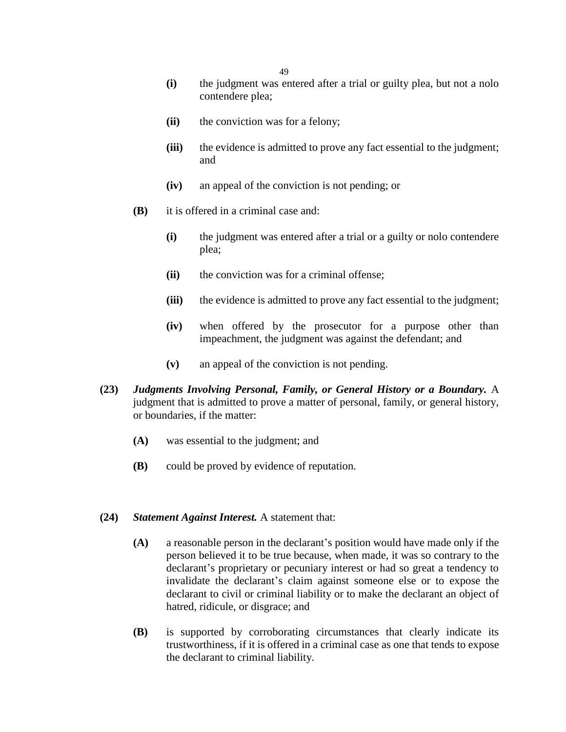- **(i)** the judgment was entered after a trial or guilty plea, but not a nolo contendere plea;

  - **(ii)** the conviction was for a felony;

  - **(iii)** the evidence is admitted to prove any fact essential to the judgment; and

  - **(iv)** an appeal of the conviction is not pending; or

- **(B)** it is offered in a criminal case and:

  - **(i)** the judgment was entered after a trial or a guilty or nolo contendere plea;

  - **(ii)** the conviction was for a criminal offense;

  - **(iii)** the evidence is admitted to prove any fact essential to the judgment;

  - **(iv)** when offered by the prosecutor for a purpose other than impeachment, the judgment was against the defendant; and

  - **(v)** an appeal of the conviction is not pending.

**(23)** ***Judgments Involving Personal, Family, or General History or a Boundary.*** A judgment that is admitted to prove a matter of personal, family, or general history, or boundaries, if the matter:

- **(A)** was essential to the judgment; and

- **(B)** could be proved by evidence of reputation.

**(24)** ***Statement Against Interest.*** A statement that:

- **(A)** a reasonable person in the declarant's position would have made only if the person believed it to be true because, when made, it was so contrary to the declarant's proprietary or pecuniary interest or had so great a tendency to invalidate the declarant's claim against someone else or to expose the declarant to civil or criminal liability or to make the declarant an object of hatred, ridicule, or disgrace; and

- **(B)** is supported by corroborating circumstances that clearly indicate its trustworthiness, if it is offered in a criminal case as one that tends to expose the declarant to criminal liability.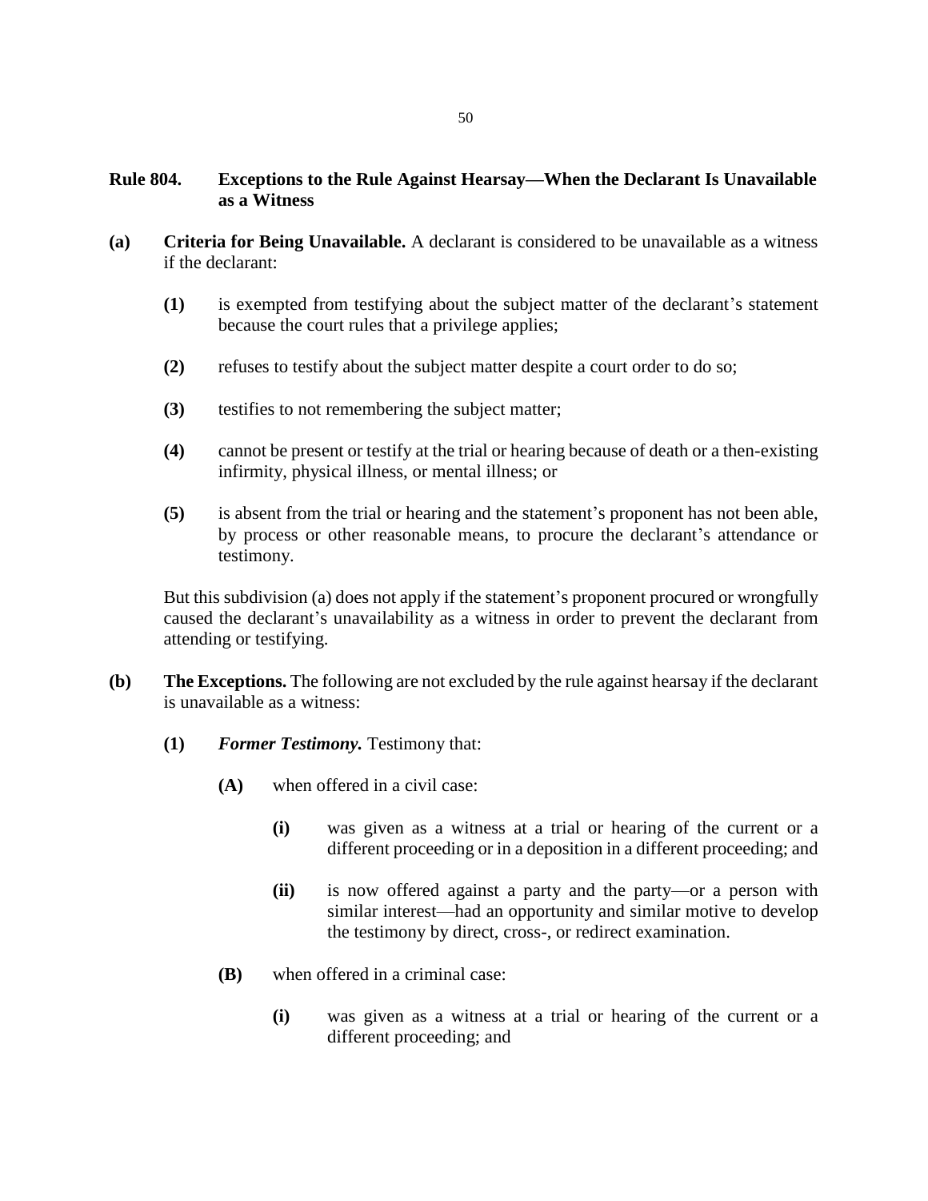## Rule 804. Exceptions to the Rule Against Hearsay—When the Declarant Is Unavailable as a Witness

**(a) Criteria for Being Unavailable.** A declarant is considered to be unavailable as a witness if the declarant:

- **(1)** is exempted from testifying about the subject matter of the declarant's statement because the court rules that a privilege applies;
- **(2)** refuses to testify about the subject matter despite a court order to do so;
- **(3)** testifies to not remembering the subject matter;
- **(4)** cannot be present or testify at the trial or hearing because of death or a then-existing infirmity, physical illness, or mental illness; or
- **(5)** is absent from the trial or hearing and the statement's proponent has not been able, by process or other reasonable means, to procure the declarant's attendance or testimony.

But this subdivision (a) does not apply if the statement's proponent procured or wrongfully caused the declarant's unavailability as a witness in order to prevent the declarant from attending or testifying.

**(b) The Exceptions.** The following are not excluded by the rule against hearsay if the declarant is unavailable as a witness:

- **(1)** ***Former Testimony.*** Testimony that:
  - **(A)** when offered in a civil case:
    - **(i)** was given as a witness at a trial or hearing of the current or a different proceeding or in a deposition in a different proceeding; and
    - **(ii)** is now offered against a party and the party—or a person with similar interest—had an opportunity and similar motive to develop the testimony by direct, cross-, or redirect examination.
  - **(B)** when offered in a criminal case:
    - **(i)** was given as a witness at a trial or hearing of the current or a different proceeding; and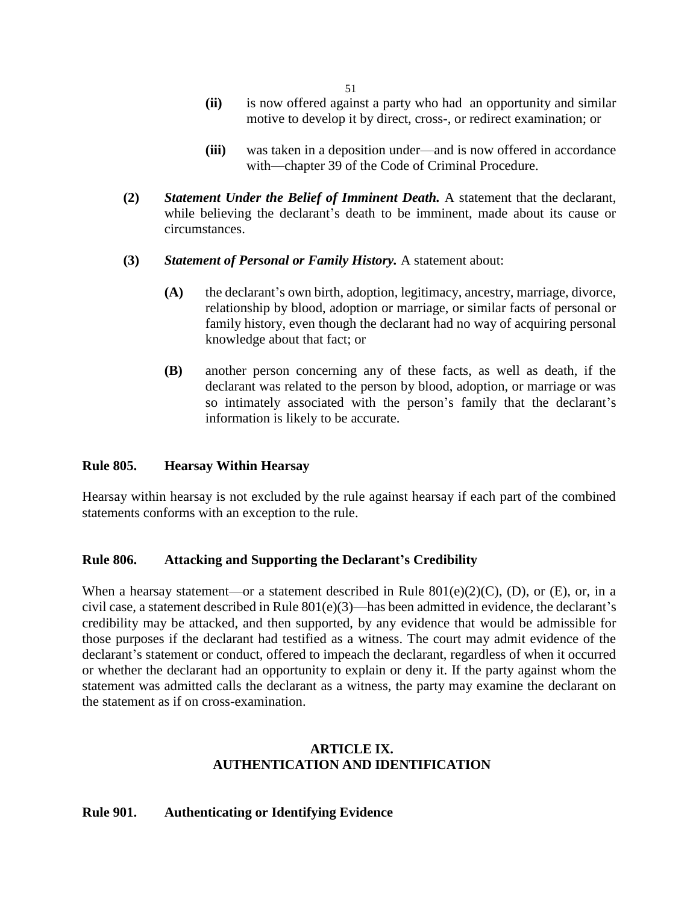- **(ii)** is now offered against a party who had an opportunity and similar motive to develop it by direct, cross-, or redirect examination; or

- **(iii)** was taken in a deposition under—and is now offered in accordance with—chapter 39 of the Code of Criminal Procedure.

**(2)** ***Statement Under the Belief of Imminent Death.*** A statement that the declarant, while believing the declarant's death to be imminent, made about its cause or circumstances.

**(3)** ***Statement of Personal or Family History.*** A statement about:

- **(A)** the declarant's own birth, adoption, legitimacy, ancestry, marriage, divorce, relationship by blood, adoption or marriage, or similar facts of personal or family history, even though the declarant had no way of acquiring personal knowledge about that fact; or

- **(B)** another person concerning any of these facts, as well as death, if the declarant was related to the person by blood, adoption, or marriage or was so intimately associated with the person's family that the declarant's information is likely to be accurate.

### Rule 805. Hearsay Within Hearsay

Hearsay within hearsay is not excluded by the rule against hearsay if each part of the combined statements conforms with an exception to the rule.

### Rule 806. Attacking and Supporting the Declarant's Credibility

When a hearsay statement—or a statement described in Rule 801(e)(2)(C), (D), or (E), or, in a civil case, a statement described in Rule 801(e)(3)—has been admitted in evidence, the declarant's credibility may be attacked, and then supported, by any evidence that would be admissible for those purposes if the declarant had testified as a witness. The court may admit evidence of the declarant's statement or conduct, offered to impeach the declarant, regardless of when it occurred or whether the declarant had an opportunity to explain or deny it. If the party against whom the statement was admitted calls the declarant as a witness, the party may examine the declarant on the statement as if on cross-examination.

## ARTICLE IX. AUTHENTICATION AND IDENTIFICATION

### Rule 901. Authenticating or Identifying Evidence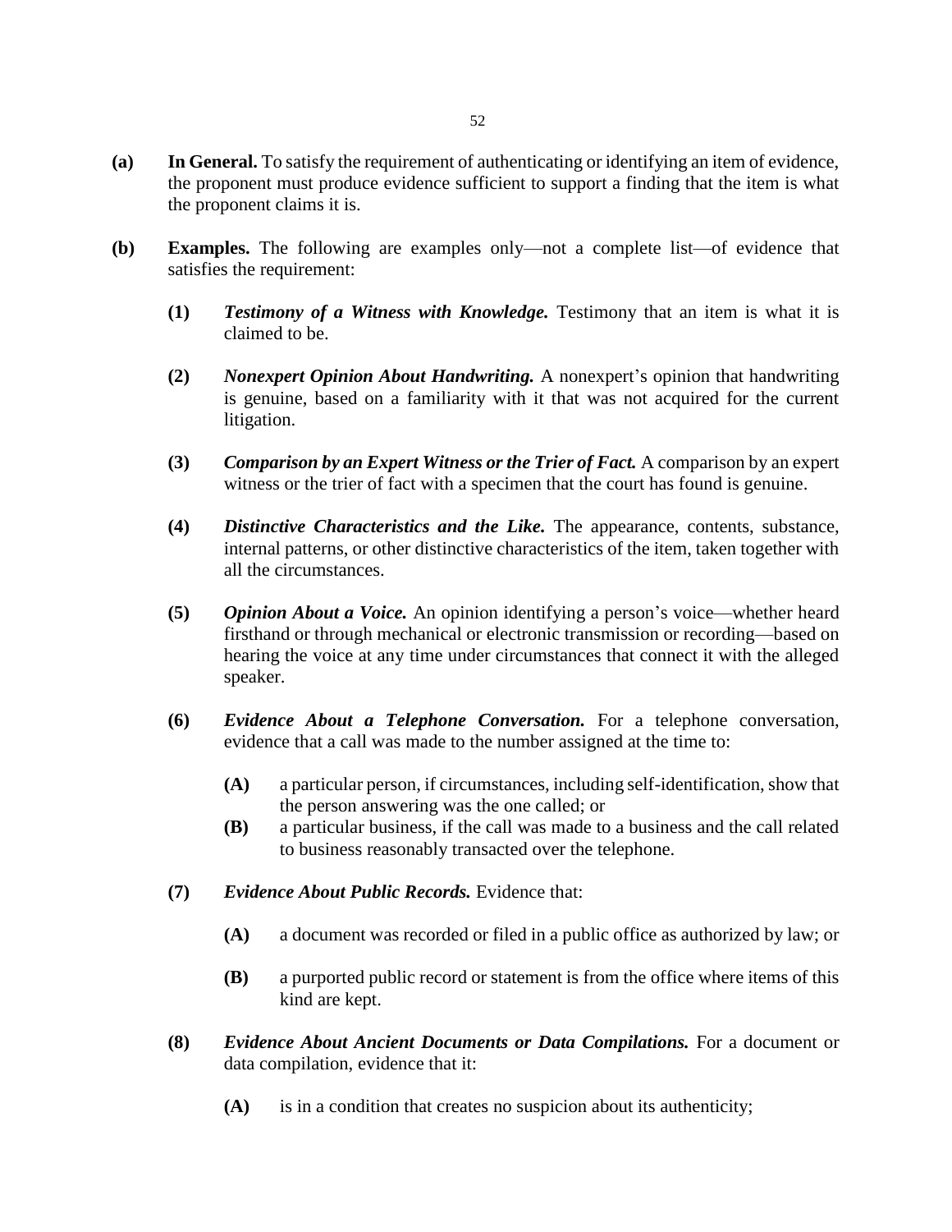**(a) In General.** To satisfy the requirement of authenticating or identifying an item of evidence, the proponent must produce evidence sufficient to support a finding that the item is what the proponent claims it is.

**(b) Examples.** The following are examples only—not a complete list—of evidence that satisfies the requirement:

- **(1)** ***Testimony of a Witness with Knowledge.*** Testimony that an item is what it is claimed to be.

- **(2)** ***Nonexpert Opinion About Handwriting.*** A nonexpert's opinion that handwriting is genuine, based on a familiarity with it that was not acquired for the current litigation.

- **(3)** ***Comparison by an Expert Witness or the Trier of Fact.*** A comparison by an expert witness or the trier of fact with a specimen that the court has found is genuine.

- **(4)** ***Distinctive Characteristics and the Like.*** The appearance, contents, substance, internal patterns, or other distinctive characteristics of the item, taken together with all the circumstances.

- **(5)** ***Opinion About a Voice.*** An opinion identifying a person's voice—whether heard firsthand or through mechanical or electronic transmission or recording—based on hearing the voice at any time under circumstances that connect it with the alleged speaker.

- **(6)** ***Evidence About a Telephone Conversation.*** For a telephone conversation, evidence that a call was made to the number assigned at the time to:

  - **(A)** a particular person, if circumstances, including self-identification, show that the person answering was the one called; or
  - **(B)** a particular business, if the call was made to a business and the call related to business reasonably transacted over the telephone.

- **(7)** ***Evidence About Public Records.*** Evidence that:

  - **(A)** a document was recorded or filed in a public office as authorized by law; or

  - **(B)** a purported public record or statement is from the office where items of this kind are kept.

- **(8)** ***Evidence About Ancient Documents or Data Compilations.*** For a document or data compilation, evidence that it:

  - **(A)** is in a condition that creates no suspicion about its authenticity;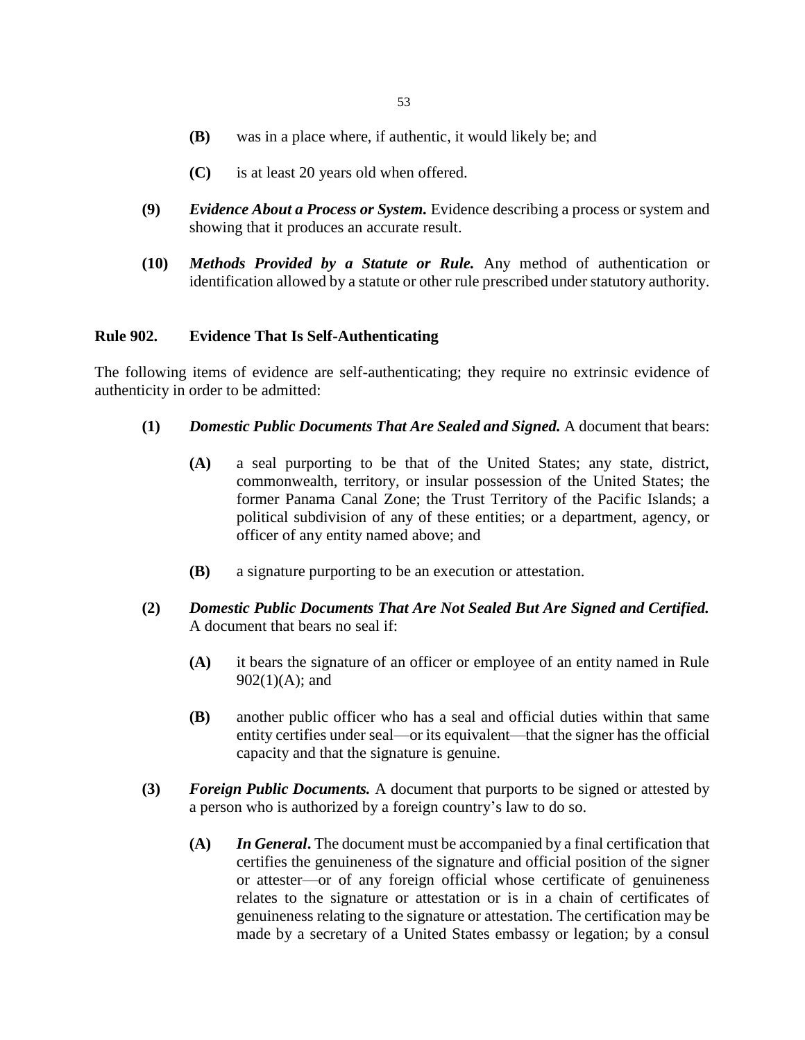- **(B)** was in a place where, if authentic, it would likely be; and

- **(C)** is at least 20 years old when offered.

**(9)** ***Evidence About a Process or System.*** Evidence describing a process or system and showing that it produces an accurate result.

**(10)** ***Methods Provided by a Statute or Rule.*** Any method of authentication or identification allowed by a statute or other rule prescribed under statutory authority.

## Rule 902. Evidence That Is Self-Authenticating

The following items of evidence are self-authenticating; they require no extrinsic evidence of authenticity in order to be admitted:

**(1)** ***Domestic Public Documents That Are Sealed and Signed.*** A document that bears:

- **(A)** a seal purporting to be that of the United States; any state, district, commonwealth, territory, or insular possession of the United States; the former Panama Canal Zone; the Trust Territory of the Pacific Islands; a political subdivision of any of these entities; or a department, agency, or officer of any entity named above; and

- **(B)** a signature purporting to be an execution or attestation.

**(2)** ***Domestic Public Documents That Are Not Sealed But Are Signed and Certified.*** A document that bears no seal if:

- **(A)** it bears the signature of an officer or employee of an entity named in Rule 902(1)(A); and

- **(B)** another public officer who has a seal and official duties within that same entity certifies under seal—or its equivalent—that the signer has the official capacity and that the signature is genuine.

**(3)** ***Foreign Public Documents.*** A document that purports to be signed or attested by a person who is authorized by a foreign country's law to do so.

- **(A)** ***In General.*** The document must be accompanied by a final certification that certifies the genuineness of the signature and official position of the signer or attester—or of any foreign official whose certificate of genuineness relates to the signature or attestation or is in a chain of certificates of genuineness relating to the signature or attestation. The certification may be made by a secretary of a United States embassy or legation; by a consul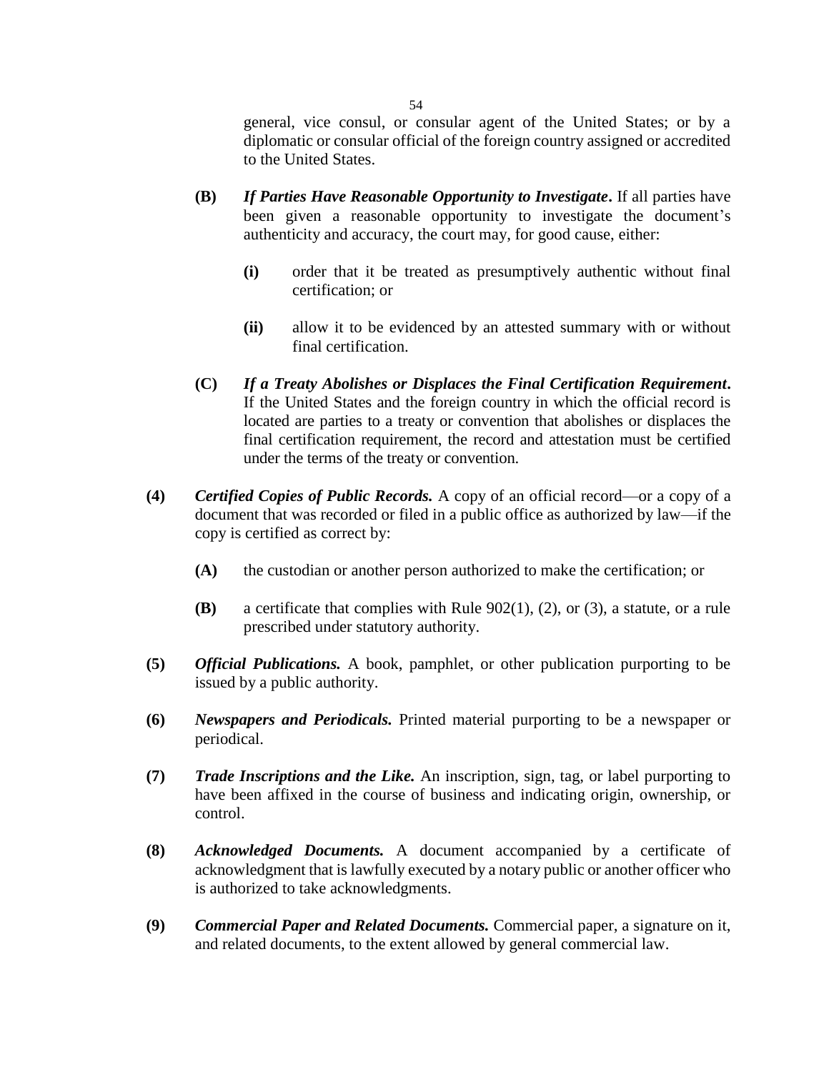general, vice consul, or consular agent of the United States; or by a diplomatic or consular official of the foreign country assigned or accredited to the United States.

**(B)** ***If Parties Have Reasonable Opportunity to Investigate*.** If all parties have been given a reasonable opportunity to investigate the document's authenticity and accuracy, the court may, for good cause, either:

**(i)** order that it be treated as presumptively authentic without final certification; or

**(ii)** allow it to be evidenced by an attested summary with or without final certification.

**(C)** ***If a Treaty Abolishes or Displaces the Final Certification Requirement*.** If the United States and the foreign country in which the official record is located are parties to a treaty or convention that abolishes or displaces the final certification requirement, the record and attestation must be certified under the terms of the treaty or convention.

**(4)** ***Certified Copies of Public Records.*** A copy of an official record—or a copy of a document that was recorded or filed in a public office as authorized by law—if the copy is certified as correct by:

**(A)** the custodian or another person authorized to make the certification; or

**(B)** a certificate that complies with Rule 902(1), (2), or (3), a statute, or a rule prescribed under statutory authority.

**(5)** ***Official Publications.*** A book, pamphlet, or other publication purporting to be issued by a public authority.

**(6)** ***Newspapers and Periodicals.*** Printed material purporting to be a newspaper or periodical.

**(7)** ***Trade Inscriptions and the Like.*** An inscription, sign, tag, or label purporting to have been affixed in the course of business and indicating origin, ownership, or control.

**(8)** ***Acknowledged Documents.*** A document accompanied by a certificate of acknowledgment that is lawfully executed by a notary public or another officer who is authorized to take acknowledgments.

**(9)** ***Commercial Paper and Related Documents.*** Commercial paper, a signature on it, and related documents, to the extent allowed by general commercial law.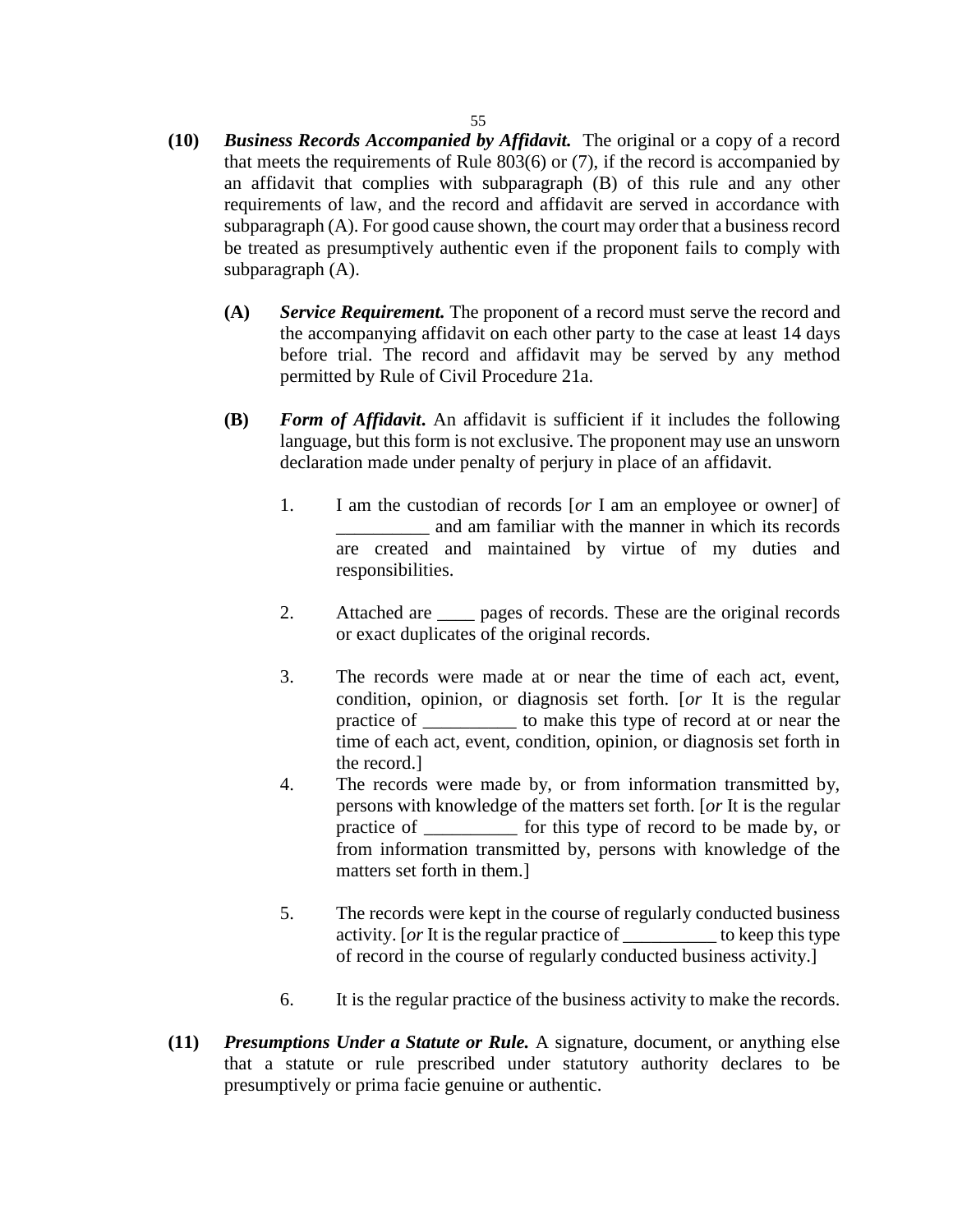**(10)** ***Business Records Accompanied by Affidavit.*** The original or a copy of a record that meets the requirements of Rule 803(6) or (7), if the record is accompanied by an affidavit that complies with subparagraph (B) of this rule and any other requirements of law, and the record and affidavit are served in accordance with subparagraph (A). For good cause shown, the court may order that a business record be treated as presumptively authentic even if the proponent fails to comply with subparagraph (A).

> **(A)** ***Service Requirement.*** The proponent of a record must serve the record and the accompanying affidavit on each other party to the case at least 14 days before trial. The record and affidavit may be served by any method permitted by Rule of Civil Procedure 21a.
>
> **(B)** ***Form of Affidavit*****.** An affidavit is sufficient if it includes the following language, but this form is not exclusive. The proponent may use an unsworn declaration made under penalty of perjury in place of an affidavit.
>
> 1. I am the custodian of records [*or* I am an employee or owner] of __________ and am familiar with the manner in which its records are created and maintained by virtue of my duties and responsibilities.
> 2. Attached are ____ pages of records. These are the original records or exact duplicates of the original records.
> 3. The records were made at or near the time of each act, event, condition, opinion, or diagnosis set forth. [*or* It is the regular practice of __________ to make this type of record at or near the time of each act, event, condition, opinion, or diagnosis set forth in the record.]
> 4. The records were made by, or from information transmitted by, persons with knowledge of the matters set forth. [*or* It is the regular practice of __________ for this type of record to be made by, or from information transmitted by, persons with knowledge of the matters set forth in them.]
> 5. The records were kept in the course of regularly conducted business activity. [*or* It is the regular practice of __________ to keep this type of record in the course of regularly conducted business activity.]
> 6. It is the regular practice of the business activity to make the records.

**(11)** ***Presumptions Under a Statute or Rule.*** A signature, document, or anything else that a statute or rule prescribed under statutory authority declares to be presumptively or prima facie genuine or authentic.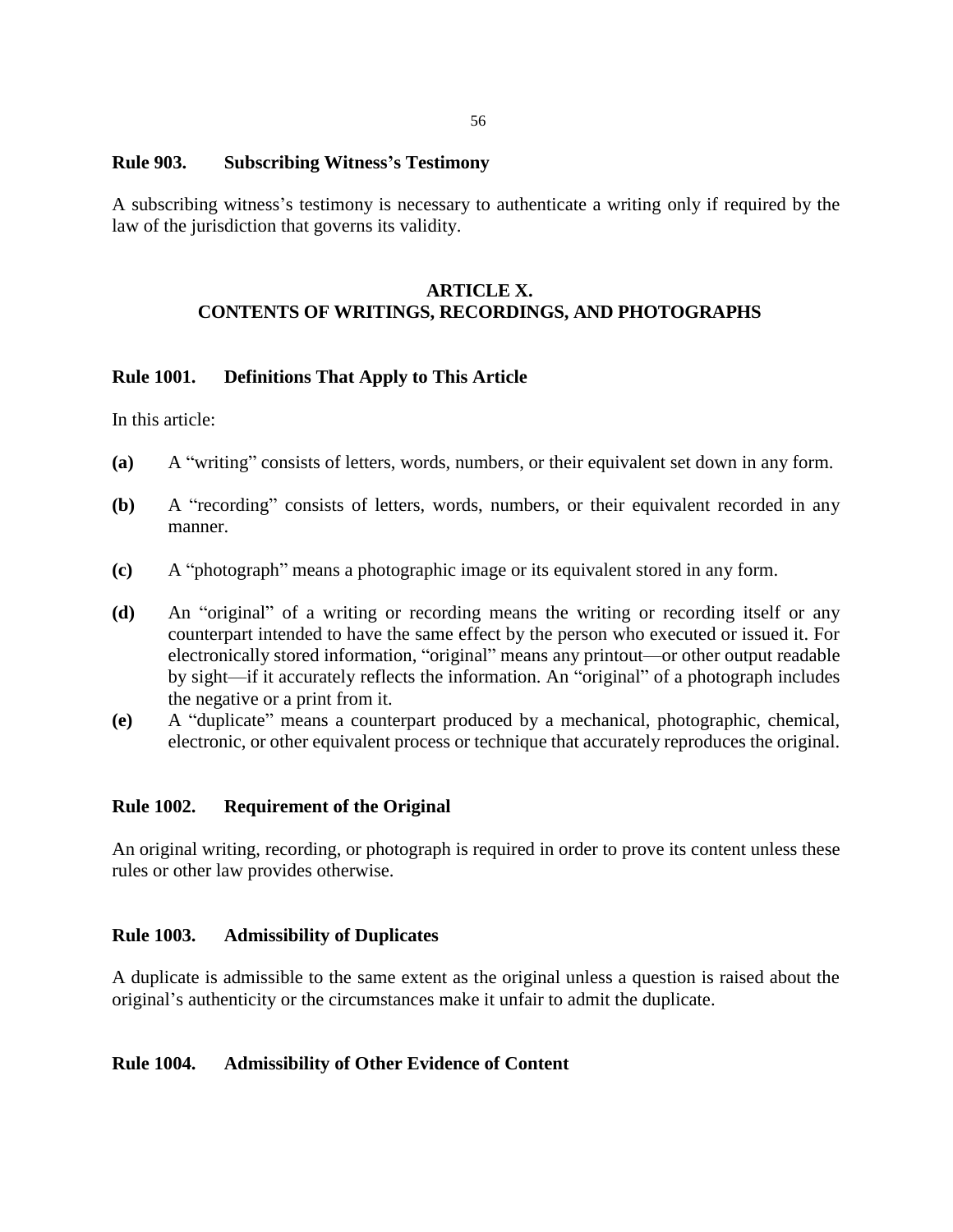### Rule 903. Subscribing Witness's Testimony

A subscribing witness's testimony is necessary to authenticate a writing only if required by the law of the jurisdiction that governs its validity.

## ARTICLE X.
## CONTENTS OF WRITINGS, RECORDINGS, AND PHOTOGRAPHS

### Rule 1001. Definitions That Apply to This Article

In this article:

**(a)** A "writing" consists of letters, words, numbers, or their equivalent set down in any form.

**(b)** A "recording" consists of letters, words, numbers, or their equivalent recorded in any manner.

**(c)** A "photograph" means a photographic image or its equivalent stored in any form.

**(d)** An "original" of a writing or recording means the writing or recording itself or any counterpart intended to have the same effect by the person who executed or issued it. For electronically stored information, "original" means any printout—or other output readable by sight—if it accurately reflects the information. An "original" of a photograph includes the negative or a print from it.

**(e)** A "duplicate" means a counterpart produced by a mechanical, photographic, chemical, electronic, or other equivalent process or technique that accurately reproduces the original.

### Rule 1002. Requirement of the Original

An original writing, recording, or photograph is required in order to prove its content unless these rules or other law provides otherwise.

### Rule 1003. Admissibility of Duplicates

A duplicate is admissible to the same extent as the original unless a question is raised about the original's authenticity or the circumstances make it unfair to admit the duplicate.

### Rule 1004. Admissibility of Other Evidence of Content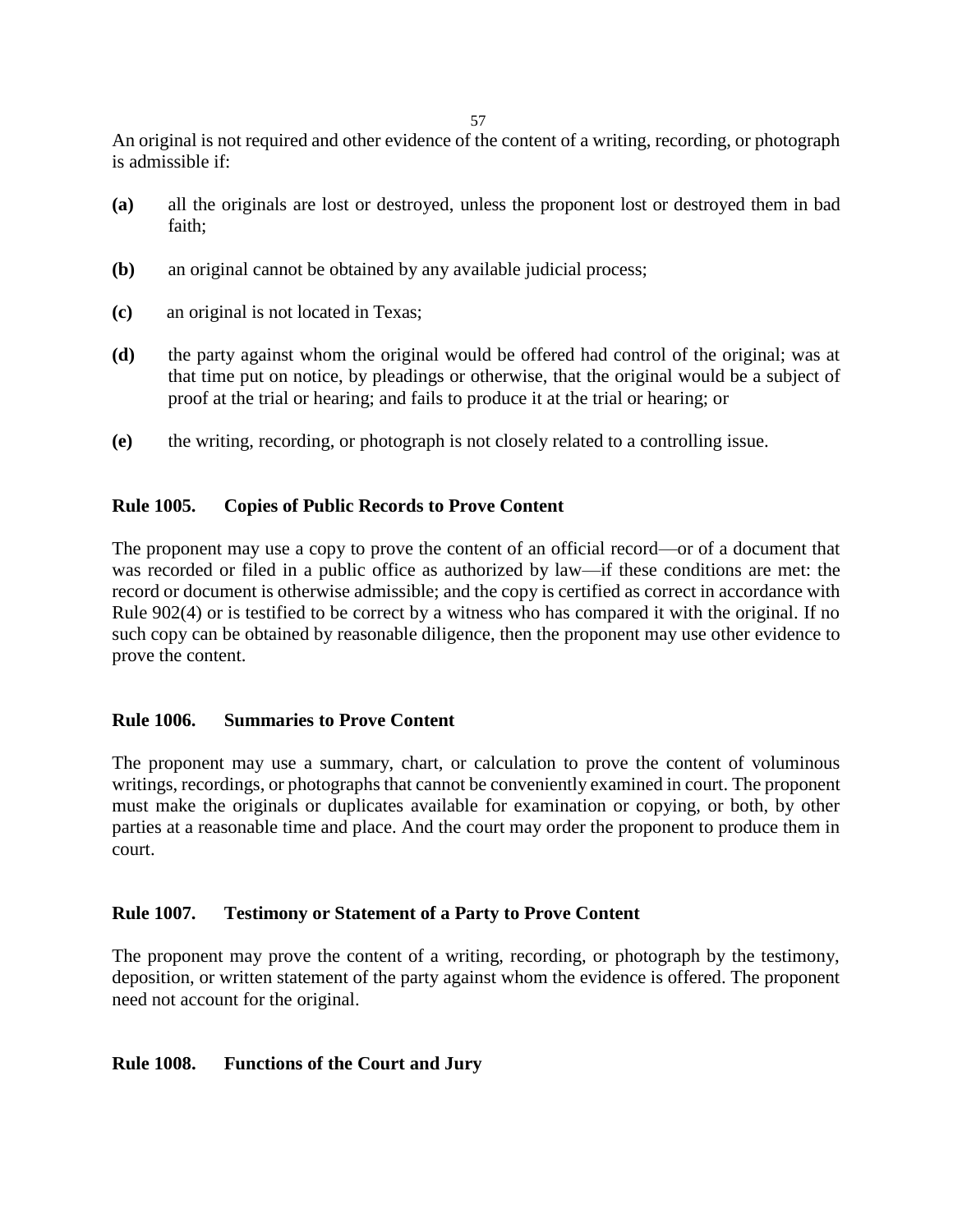An original is not required and other evidence of the content of a writing, recording, or photograph is admissible if:

**(a)** all the originals are lost or destroyed, unless the proponent lost or destroyed them in bad faith;

**(b)** an original cannot be obtained by any available judicial process;

**(c)** an original is not located in Texas;

**(d)** the party against whom the original would be offered had control of the original; was at that time put on notice, by pleadings or otherwise, that the original would be a subject of proof at the trial or hearing; and fails to produce it at the trial or hearing; or

**(e)** the writing, recording, or photograph is not closely related to a controlling issue.

**Rule 1005. Copies of Public Records to Prove Content**

The proponent may use a copy to prove the content of an official record—or of a document that was recorded or filed in a public office as authorized by law—if these conditions are met: the record or document is otherwise admissible; and the copy is certified as correct in accordance with Rule 902(4) or is testified to be correct by a witness who has compared it with the original. If no such copy can be obtained by reasonable diligence, then the proponent may use other evidence to prove the content.

**Rule 1006. Summaries to Prove Content**

The proponent may use a summary, chart, or calculation to prove the content of voluminous writings, recordings, or photographs that cannot be conveniently examined in court. The proponent must make the originals or duplicates available for examination or copying, or both, by other parties at a reasonable time and place. And the court may order the proponent to produce them in court.

**Rule 1007. Testimony or Statement of a Party to Prove Content**

The proponent may prove the content of a writing, recording, or photograph by the testimony, deposition, or written statement of the party against whom the evidence is offered. The proponent need not account for the original.

**Rule 1008. Functions of the Court and Jury**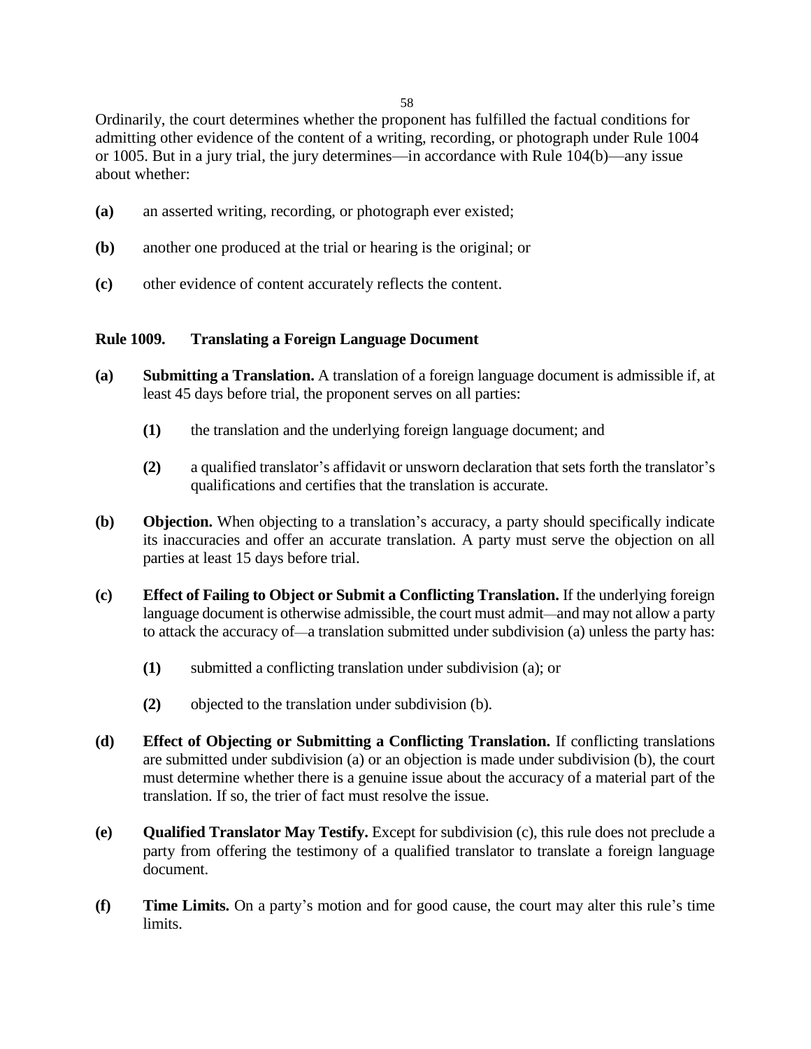Ordinarily, the court determines whether the proponent has fulfilled the factual conditions for admitting other evidence of the content of a writing, recording, or photograph under Rule 1004 or 1005. But in a jury trial, the jury determines—in accordance with Rule 104(b)—any issue about whether:

**(a)** an asserted writing, recording, or photograph ever existed;

**(b)** another one produced at the trial or hearing is the original; or

**(c)** other evidence of content accurately reflects the content.

### Rule 1009. Translating a Foreign Language Document

**(a)** **Submitting a Translation.** A translation of a foreign language document is admissible if, at least 45 days before trial, the proponent serves on all parties:

> **(1)** the translation and the underlying foreign language document; and
>
> **(2)** a qualified translator's affidavit or unsworn declaration that sets forth the translator's qualifications and certifies that the translation is accurate.

**(b)** **Objection.** When objecting to a translation's accuracy, a party should specifically indicate its inaccuracies and offer an accurate translation. A party must serve the objection on all parties at least 15 days before trial.

**(c)** **Effect of Failing to Object or Submit a Conflicting Translation.** If the underlying foreign language document is otherwise admissible, the court must admit—and may not allow a party to attack the accuracy of—a translation submitted under subdivision (a) unless the party has:

> **(1)** submitted a conflicting translation under subdivision (a); or
>
> **(2)** objected to the translation under subdivision (b).

**(d)** **Effect of Objecting or Submitting a Conflicting Translation.** If conflicting translations are submitted under subdivision (a) or an objection is made under subdivision (b), the court must determine whether there is a genuine issue about the accuracy of a material part of the translation. If so, the trier of fact must resolve the issue.

**(e)** **Qualified Translator May Testify.** Except for subdivision (c), this rule does not preclude a party from offering the testimony of a qualified translator to translate a foreign language document.

**(f)** **Time Limits.** On a party's motion and for good cause, the court may alter this rule's time limits.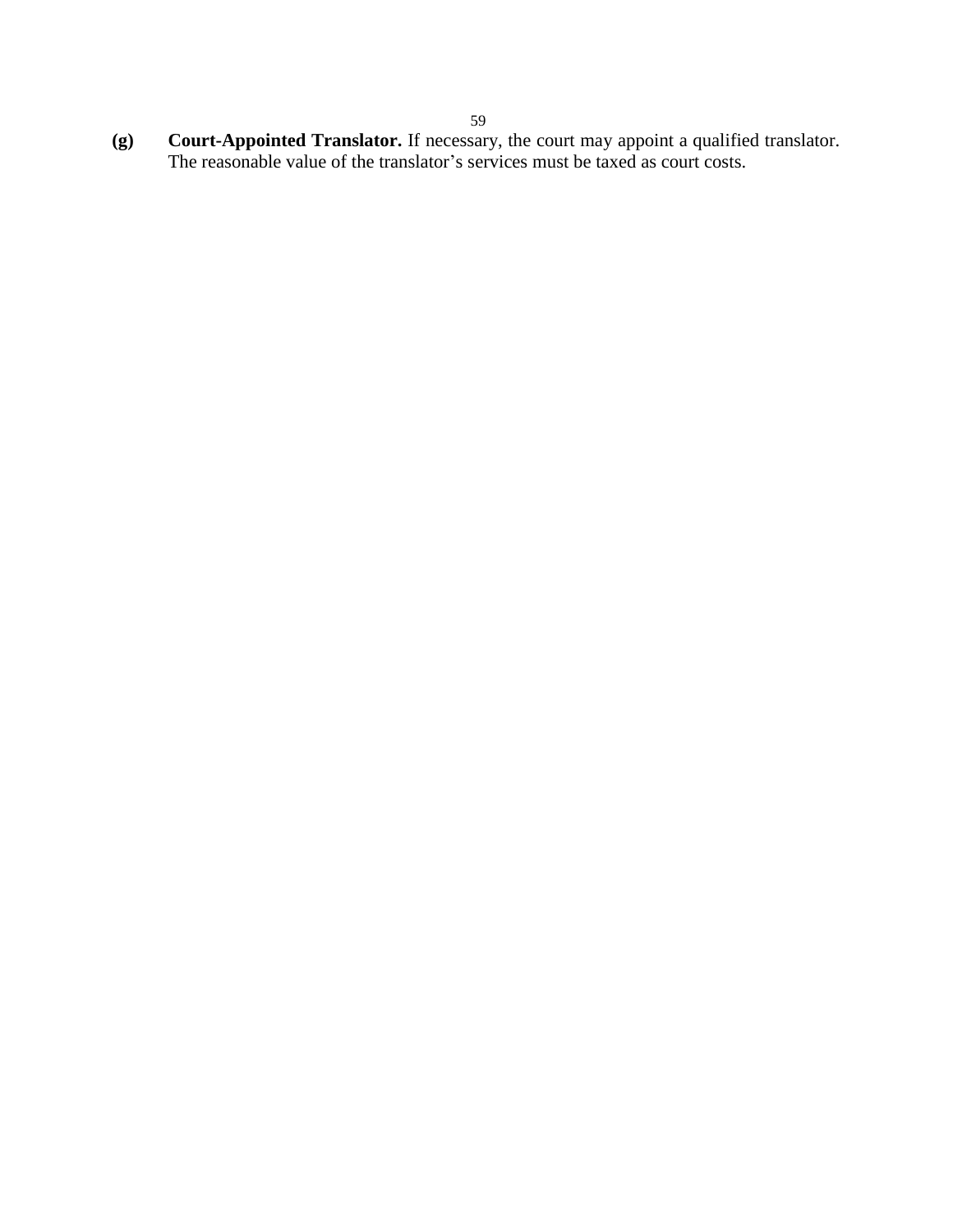**(g)** **Court-Appointed Translator.** If necessary, the court may appoint a qualified translator. The reasonable value of the translator's services must be taxed as court costs.